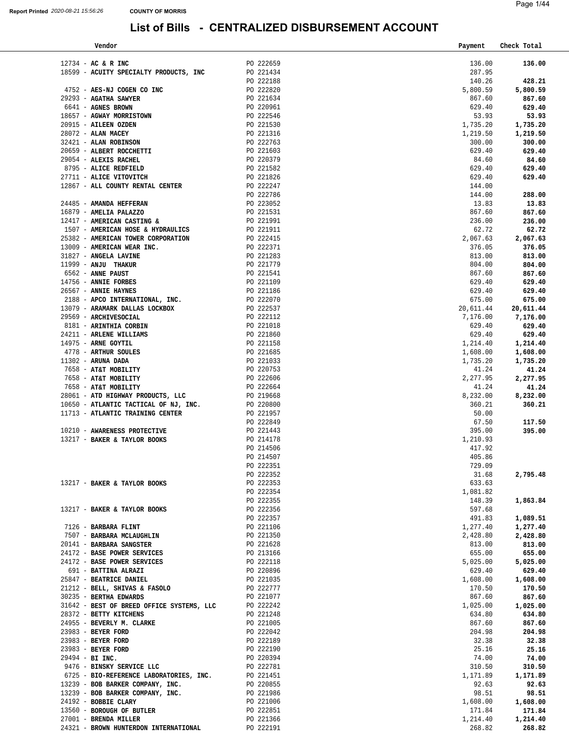# List of Bills - CENTRALIZED DISBURSEMENT ACCOUNT

Report Printed 2020-08-21 15:56:26 COUNTY OF MORRIS

| Vendor | | Payment | Check Total |
|---|---|---|---|
| 12734 - **AC & R INC** | PO 222659 | 136.00 | **136.00** |
| 18599 - **ACUITY SPECIALTY PRODUCTS, INC** | PO 221434 | 287.95 | |
| | PO 222188 | 140.26 | **428.21** |
| 4752 - **AES-NJ COGEN CO INC** | PO 222820 | 5,800.59 | **5,800.59** |
| 29293 - **AGATHA SAWYER** | PO 221634 | 867.60 | **867.60** |
| 6641 - **AGNES BROWN** | PO 220961 | 629.40 | **629.40** |
| 18657 - **AGWAY MORRISTOWN** | PO 222546 | 53.93 | **53.93** |
| 20915 - **AILEEN OZDEN** | PO 221530 | 1,735.20 | **1,735.20** |
| 28072 - **ALAN MACEY** | PO 221316 | 1,219.50 | **1,219.50** |
| 32421 - **ALAN ROBINSON** | PO 222763 | 300.00 | **300.00** |
| 20659 - **ALBERT ROCCHETTI** | PO 221603 | 629.40 | **629.40** |
| 29054 - **ALEXIS RACHEL** | PO 220379 | 84.60 | **84.60** |
| 8795 - **ALICE REDFIELD** | PO 221582 | 629.40 | **629.40** |
| 27711 - **ALICE VITOVITCH** | PO 221826 | 629.40 | **629.40** |
| 12867 - **ALL COUNTY RENTAL CENTER** | PO 222247 | 144.00 | |
| | PO 222786 | 144.00 | **288.00** |
| 24485 - **AMANDA HEFFERAN** | PO 223052 | 13.83 | **13.83** |
| 16879 - **AMELIA PALAZZO** | PO 221531 | 867.60 | **867.60** |
| 12417 - **AMERICAN CASTING &** | PO 221991 | 236.00 | **236.00** |
| 1507 - **AMERICAN HOSE & HYDRAULICS** | PO 221911 | 62.72 | **62.72** |
| 25382 - **AMERICAN TOWER CORPORATION** | PO 222415 | 2,067.63 | **2,067.63** |
| 13009 - **AMERICAN WEAR INC.** | PO 222371 | 376.05 | **376.05** |
| 31827 - **ANGELA LAVINE** | PO 221283 | 813.00 | **813.00** |
| 11999 - **ANJU THAKUR** | PO 221779 | 804.00 | **804.00** |
| 6562 - **ANNE PAUST** | PO 221541 | 867.60 | **867.60** |
| 14756 - **ANNIE FORBES** | PO 221109 | 629.40 | **629.40** |
| 26567 - **ANNIE HAYNES** | PO 221186 | 629.40 | **629.40** |
| 2188 - **APCO INTERNATIONAL, INC.** | PO 222070 | 675.00 | **675.00** |
| 13079 - **ARAMARK DALLAS LOCKBOX** | PO 222537 | 20,611.44 | **20,611.44** |
| 29569 - **ARCHIVESOCIAL** | PO 222112 | 7,176.00 | **7,176.00** |
| 8181 - **ARINTHIA CORBIN** | PO 221018 | 629.40 | **629.40** |
| 24211 - **ARLENE WILLIAMS** | PO 221860 | 629.40 | **629.40** |
| 14975 - **ARNE GOYTIL** | PO 221158 | 1,214.40 | **1,214.40** |
| 4778 - **ARTHUR SOULES** | PO 221685 | 1,608.00 | **1,608.00** |
| 11302 - **ARUNA DADA** | PO 221033 | 1,735.20 | **1,735.20** |
| 7658 - **AT&T MOBILITY** | PO 220753 | 41.24 | **41.24** |
| 7658 - **AT&T MOBILITY** | PO 222606 | 2,277.95 | **2,277.95** |
| 7658 - **AT&T MOBILITY** | PO 222664 | 41.24 | **41.24** |
| 28061 - **ATD HIGHWAY PRODUCTS, LLC** | PO 219668 | 8,232.00 | **8,232.00** |
| 10650 - **ATLANTIC TACTICAL OF NJ, INC.** | PO 220800 | 360.21 | **360.21** |
| 11713 - **ATLANTIC TRAINING CENTER** | PO 221957 | 50.00 | |
| | PO 222849 | 67.50 | **117.50** |
| 10210 - **AWARENESS PROTECTIVE** | PO 221443 | 395.00 | **395.00** |
| 13217 - **BAKER & TAYLOR BOOKS** | PO 214178 | 1,210.93 | |
| | PO 214506 | 417.92 | |
| | PO 214507 | 405.86 | |
| | PO 222351 | 729.09 | |
| | PO 222352 | 31.68 | **2,795.48** |
| 13217 - **BAKER & TAYLOR BOOKS** | PO 222353 | 633.63 | |
| | PO 222354 | 1,081.82 | |
| | PO 222355 | 148.39 | **1,863.84** |
| 13217 - **BAKER & TAYLOR BOOKS** | PO 222356 | 597.68 | |
| | PO 222357 | 491.83 | **1,089.51** |
| 7126 - **BARBARA FLINT** | PO 221106 | 1,277.40 | **1,277.40** |
| 7507 - **BARBARA MCLAUGHLIN** | PO 221350 | 2,428.80 | **2,428.80** |
| 20141 - **BARBARA SANGSTER** | PO 221628 | 813.00 | **813.00** |
| 24172 - **BASE POWER SERVICES** | PO 213166 | 655.00 | **655.00** |
| 24172 - **BASE POWER SERVICES** | PO 222118 | 5,025.00 | **5,025.00** |
| 691 - **BATTINA ALRAZI** | PO 220896 | 629.40 | **629.40** |
| 25847 - **BEATRICE DANIEL** | PO 221035 | 1,608.00 | **1,608.00** |
| 21212 - **BELL, SHIVAS & FASOLO** | PO 222777 | 170.50 | **170.50** |
| 30235 - **BERTHA EDWARDS** | PO 221077 | 867.60 | **867.60** |
| 31642 - **BEST OF BREED OFFICE SYSTEMS, LLC** | PO 222242 | 1,025.00 | **1,025.00** |
| 28372 - **BETTY KITCHENS** | PO 221248 | 634.80 | **634.80** |
| 24955 - **BEVERLY M. CLARKE** | PO 221005 | 867.60 | **867.60** |
| 23983 - **BEYER FORD** | PO 222042 | 204.98 | **204.98** |
| 23983 - **BEYER FORD** | PO 222189 | 32.38 | **32.38** |
| 23983 - **BEYER FORD** | PO 222190 | 25.16 | **25.16** |
| 29494 - **BI INC.** | PO 220394 | 74.00 | **74.00** |
| 9476 - **BINSKY SERVICE LLC** | PO 222781 | 310.50 | **310.50** |
| 6725 - **BIO-REFERENCE LABORATORIES, INC.** | PO 221451 | 1,171.89 | **1,171.89** |
| 13239 - **BOB BARKER COMPANY, INC.** | PO 220855 | 92.63 | **92.63** |
| 13239 - **BOB BARKER COMPANY, INC.** | PO 221986 | 98.51 | **98.51** |
| 24192 - **BOBBIE CLARY** | PO 221006 | 1,608.00 | **1,608.00** |
| 13560 - **BOROUGH OF BUTLER** | PO 222851 | 171.84 | **171.84** |
| 27001 - **BRENDA MILLER** | PO 221366 | 1,214.40 | **1,214.40** |
| 24321 - **BROWN HUNTERDON INTERNATIONAL** | PO 222191 | 268.82 | **268.82** |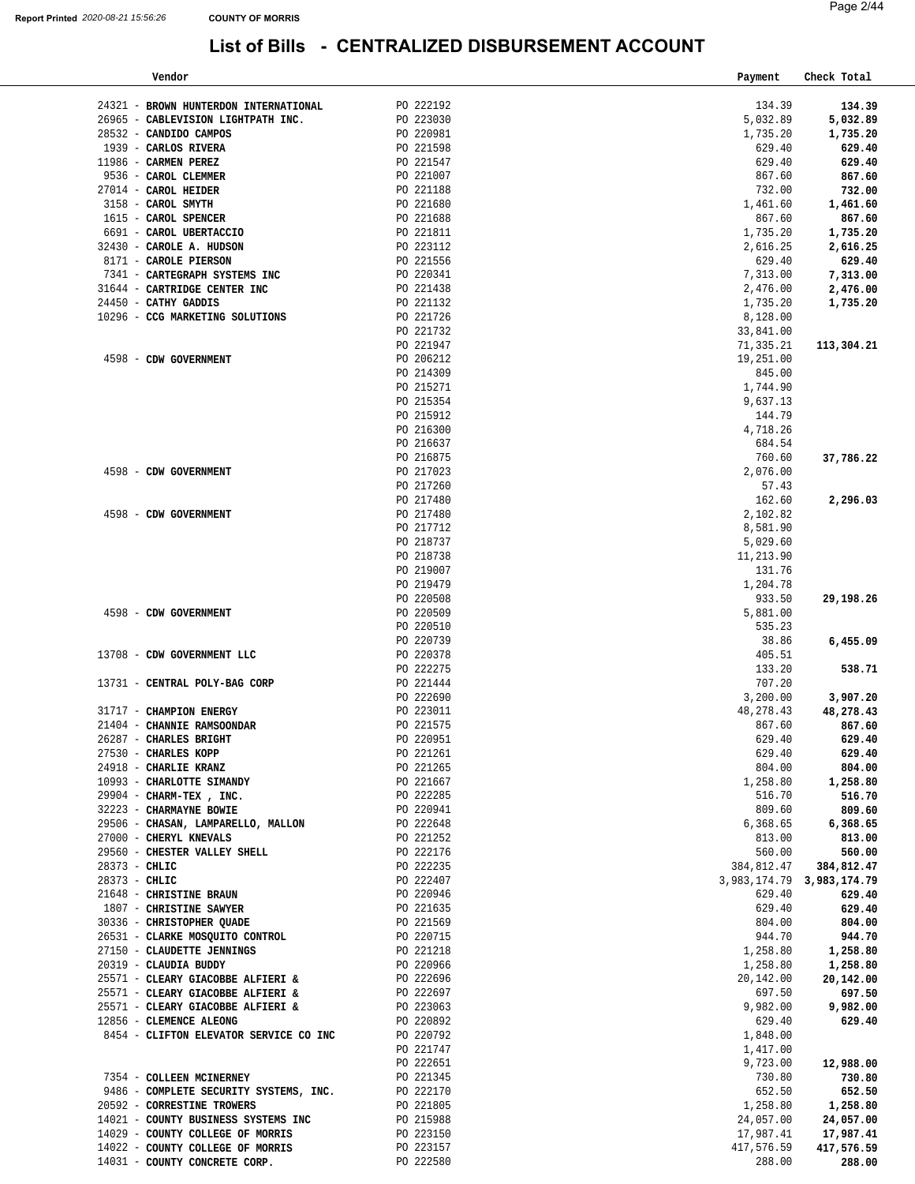# List of Bills - CENTRALIZED DISBURSEMENT ACCOUNT

Report Printed 2020-08-21 15:56:26 COUNTY OF MORRIS

| Vendor | | Payment | Check Total |
|---|---|---|---|
| 24321 - **BROWN HUNTERDON INTERNATIONAL** | PO 222192 | 134.39 | **134.39** |
| 26965 - **CABLEVISION LIGHTPATH INC.** | PO 223030 | 5,032.89 | **5,032.89** |
| 28532 - **CANDIDO CAMPOS** | PO 220981 | 1,735.20 | **1,735.20** |
| 1939 - **CARLOS RIVERA** | PO 221598 | 629.40 | **629.40** |
| 11986 - **CARMEN PEREZ** | PO 221547 | 629.40 | **629.40** |
| 9536 - **CAROL CLEMMER** | PO 221007 | 867.60 | **867.60** |
| 27014 - **CAROL HEIDER** | PO 221188 | 732.00 | **732.00** |
| 3158 - **CAROL SMYTH** | PO 221680 | 1,461.60 | **1,461.60** |
| 1615 - **CAROL SPENCER** | PO 221688 | 867.60 | **867.60** |
| 6691 - **CAROL UBERTACCIO** | PO 221811 | 1,735.20 | **1,735.20** |
| 32430 - **CAROLE A. HUDSON** | PO 223112 | 2,616.25 | **2,616.25** |
| 8171 - **CAROLE PIERSON** | PO 221556 | 629.40 | **629.40** |
| 7341 - **CARTEGRAPH SYSTEMS INC** | PO 220341 | 7,313.00 | **7,313.00** |
| 31644 - **CARTRIDGE CENTER INC** | PO 221438 | 2,476.00 | **2,476.00** |
| 24450 - **CATHY GADDIS** | PO 221132 | 1,735.20 | **1,735.20** |
| 10296 - **CCG MARKETING SOLUTIONS** | PO 221726 | 8,128.00 | |
| | PO 221732 | 33,841.00 | |
| | PO 221947 | 71,335.21 | **113,304.21** |
| 4598 - **CDW GOVERNMENT** | PO 206212 | 19,251.00 | |
| | PO 214309 | 845.00 | |
| | PO 215271 | 1,744.90 | |
| | PO 215354 | 9,637.13 | |
| | PO 215912 | 144.79 | |
| | PO 216300 | 4,718.26 | |
| | PO 216637 | 684.54 | |
| | PO 216875 | 760.60 | **37,786.22** |
| 4598 - **CDW GOVERNMENT** | PO 217023 | 2,076.00 | |
| | PO 217260 | 57.43 | |
| | PO 217480 | 162.60 | **2,296.03** |
| 4598 - **CDW GOVERNMENT** | PO 217480 | 2,102.82 | |
| | PO 217712 | 8,581.90 | |
| | PO 218737 | 5,029.60 | |
| | PO 218738 | 11,213.90 | |
| | PO 219007 | 131.76 | |
| | PO 219479 | 1,204.78 | |
| | PO 220508 | 933.50 | **29,198.26** |
| 4598 - **CDW GOVERNMENT** | PO 220509 | 5,881.00 | |
| | PO 220510 | 535.23 | |
| | PO 220739 | 38.86 | **6,455.09** |
| 13708 - **CDW GOVERNMENT LLC** | PO 220378 | 405.51 | |
| | PO 222275 | 133.20 | **538.71** |
| 13731 - **CENTRAL POLY-BAG CORP** | PO 221444 | 707.20 | |
| | PO 222690 | 3,200.00 | **3,907.20** |
| 31717 - **CHAMPION ENERGY** | PO 223011 | 48,278.43 | **48,278.43** |
| 21404 - **CHANNIE RAMSOONDAR** | PO 221575 | 867.60 | **867.60** |
| 26287 - **CHARLES BRIGHT** | PO 220951 | 629.40 | **629.40** |
| 27530 - **CHARLES KOPP** | PO 221261 | 629.40 | **629.40** |
| 24918 - **CHARLIE KRANZ** | PO 221265 | 804.00 | **804.00** |
| 10993 - **CHARLOTTE SIMANDY** | PO 221667 | 1,258.80 | **1,258.80** |
| 29904 - **CHARM-TEX , INC.** | PO 222285 | 516.70 | **516.70** |
| 32223 - **CHARMAYNE BOWIE** | PO 220941 | 809.60 | **809.60** |
| 29506 - **CHASAN, LAMPARELLO, MALLON** | PO 222648 | 6,368.65 | **6,368.65** |
| 27000 - **CHERYL KNEVALS** | PO 221252 | 813.00 | **813.00** |
| 29560 - **CHESTER VALLEY SHELL** | PO 222176 | 560.00 | **560.00** |
| 28373 - **CHLIC** | PO 222235 | 384,812.47 | **384,812.47** |
| 28373 - **CHLIC** | PO 222407 | 3,983,174.79 | **3,983,174.79** |
| 21648 - **CHRISTINE BRAUN** | PO 220946 | 629.40 | **629.40** |
| 1807 - **CHRISTINE SAWYER** | PO 221635 | 629.40 | **629.40** |
| 30336 - **CHRISTOPHER QUADE** | PO 221569 | 804.00 | **804.00** |
| 26531 - **CLARKE MOSQUITO CONTROL** | PO 220715 | 944.70 | **944.70** |
| 27150 - **CLAUDETTE JENNINGS** | PO 221218 | 1,258.80 | **1,258.80** |
| 20319 - **CLAUDIA BUDDY** | PO 220966 | 1,258.80 | **1,258.80** |
| 25571 - **CLEARY GIACOBBE ALFIERI &** | PO 222696 | 20,142.00 | **20,142.00** |
| 25571 - **CLEARY GIACOBBE ALFIERI &** | PO 222697 | 697.50 | **697.50** |
| 25571 - **CLEARY GIACOBBE ALFIERI &** | PO 223063 | 9,982.00 | **9,982.00** |
| 12856 - **CLEMENCE ALEONG** | PO 220892 | 629.40 | **629.40** |
| 8454 - **CLIFTON ELEVATOR SERVICE CO INC** | PO 220792 | 1,848.00 | |
| | PO 221747 | 1,417.00 | |
| | PO 222651 | 9,723.00 | **12,988.00** |
| 7354 - **COLLEEN MCINERNEY** | PO 221345 | 730.80 | **730.80** |
| 9486 - **COMPLETE SECURITY SYSTEMS, INC.** | PO 222170 | 652.50 | **652.50** |
| 20592 - **CORRESTINE TROWERS** | PO 221805 | 1,258.80 | **1,258.80** |
| 14021 - **COUNTY BUSINESS SYSTEMS INC** | PO 215988 | 24,057.00 | **24,057.00** |
| 14029 - **COUNTY COLLEGE OF MORRIS** | PO 223150 | 17,987.41 | **17,987.41** |
| 14022 - **COUNTY COLLEGE OF MORRIS** | PO 223157 | 417,576.59 | **417,576.59** |
| 14031 - **COUNTY CONCRETE CORP.** | PO 222580 | 288.00 | **288.00** |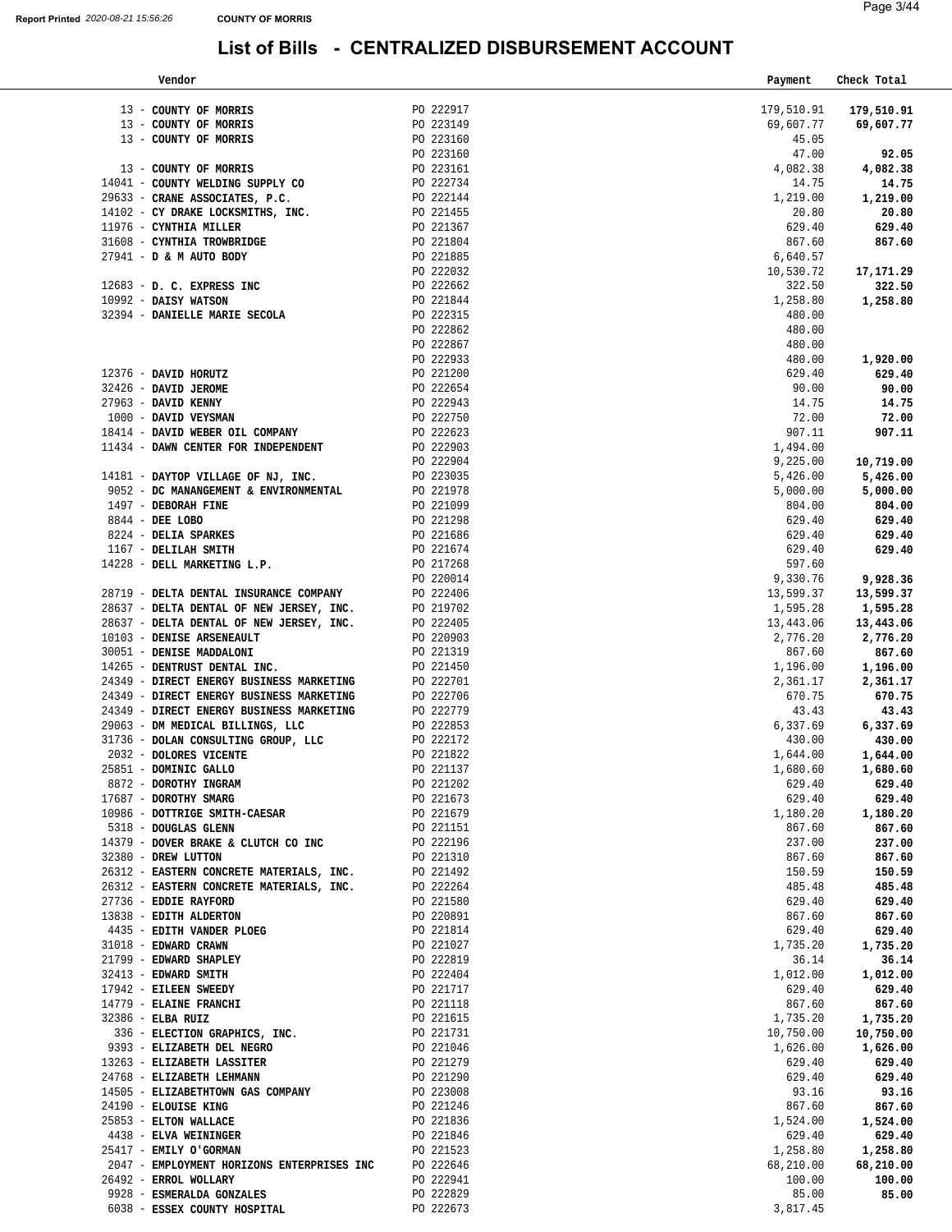Report Printed 2020-08-21 15:56:26 COUNTY OF MORRIS

# List of Bills - CENTRALIZED DISBURSEMENT ACCOUNT

| Vendor | | Payment | Check Total |
|---|---|---|---|
| 13 - COUNTY OF MORRIS | PO 222917 | 179,510.91 | 179,510.91 |
| 13 - COUNTY OF MORRIS | PO 223149 | 69,607.77 | 69,607.77 |
| 13 - COUNTY OF MORRIS | PO 223160 | 45.05 | |
| | PO 223160 | 47.00 | 92.05 |
| 13 - COUNTY OF MORRIS | PO 223161 | 4,082.38 | 4,082.38 |
| 14041 - COUNTY WELDING SUPPLY CO | PO 222734 | 14.75 | 14.75 |
| 29633 - CRANE ASSOCIATES, P.C. | PO 222144 | 1,219.00 | 1,219.00 |
| 14102 - CY DRAKE LOCKSMITHS, INC. | PO 221455 | 20.80 | 20.80 |
| 11976 - CYNTHIA MILLER | PO 221367 | 629.40 | 629.40 |
| 31608 - CYNTHIA TROWBRIDGE | PO 221804 | 867.60 | 867.60 |
| 27941 - D & M AUTO BODY | PO 221885 | 6,640.57 | |
| | PO 222032 | 10,530.72 | 17,171.29 |
| 12683 - D. C. EXPRESS INC | PO 222662 | 322.50 | 322.50 |
| 10992 - DAISY WATSON | PO 221844 | 1,258.80 | 1,258.80 |
| 32394 - DANIELLE MARIE SECOLA | PO 222315 | 480.00 | |
| | PO 222862 | 480.00 | |
| | PO 222867 | 480.00 | |
| | PO 222933 | 480.00 | 1,920.00 |
| 12376 - DAVID HORUTZ | PO 221200 | 629.40 | 629.40 |
| 32426 - DAVID JEROME | PO 222654 | 90.00 | 90.00 |
| 27963 - DAVID KENNY | PO 222943 | 14.75 | 14.75 |
| 1000 - DAVID VEYSMAN | PO 222750 | 72.00 | 72.00 |
| 18414 - DAVID WEBER OIL COMPANY | PO 222623 | 907.11 | 907.11 |
| 11434 - DAWN CENTER FOR INDEPENDENT | PO 222903 | 1,494.00 | |
| | PO 222904 | 9,225.00 | 10,719.00 |
| 14181 - DAYTOP VILLAGE OF NJ, INC. | PO 223035 | 5,426.00 | 5,426.00 |
| 9052 - DC MANANGEMENT & ENVIRONMENTAL | PO 221978 | 5,000.00 | 5,000.00 |
| 1497 - DEBORAH FINE | PO 221099 | 804.00 | 804.00 |
| 8844 - DEE LOBO | PO 221298 | 629.40 | 629.40 |
| 8224 - DELIA SPARKES | PO 221686 | 629.40 | 629.40 |
| 1167 - DELILAH SMITH | PO 221674 | 629.40 | 629.40 |
| 14228 - DELL MARKETING L.P. | PO 217268 | 597.60 | |
| | PO 220014 | 9,330.76 | 9,928.36 |
| 28719 - DELTA DENTAL INSURANCE COMPANY | PO 222406 | 13,599.37 | 13,599.37 |
| 28637 - DELTA DENTAL OF NEW JERSEY, INC. | PO 219702 | 1,595.28 | 1,595.28 |
| 28637 - DELTA DENTAL OF NEW JERSEY, INC. | PO 222405 | 13,443.06 | 13,443.06 |
| 10103 - DENISE ARSENEAULT | PO 220903 | 2,776.20 | 2,776.20 |
| 30051 - DENISE MADDALONI | PO 221319 | 867.60 | 867.60 |
| 14265 - DENTRUST DENTAL INC. | PO 221450 | 1,196.00 | 1,196.00 |
| 24349 - DIRECT ENERGY BUSINESS MARKETING | PO 222701 | 2,361.17 | 2,361.17 |
| 24349 - DIRECT ENERGY BUSINESS MARKETING | PO 222706 | 670.75 | 670.75 |
| 24349 - DIRECT ENERGY BUSINESS MARKETING | PO 222779 | 43.43 | 43.43 |
| 29063 - DM MEDICAL BILLINGS, LLC | PO 222853 | 6,337.69 | 6,337.69 |
| 31736 - DOLAN CONSULTING GROUP, LLC | PO 222172 | 430.00 | 430.00 |
| 2032 - DOLORES VICENTE | PO 221822 | 1,644.00 | 1,644.00 |
| 25851 - DOMINIC GALLO | PO 221137 | 1,680.60 | 1,680.60 |
| 8872 - DOROTHY INGRAM | PO 221202 | 629.40 | 629.40 |
| 17687 - DOROTHY SMARG | PO 221673 | 629.40 | 629.40 |
| 10986 - DOTTRIGE SMITH-CAESAR | PO 221679 | 1,180.20 | 1,180.20 |
| 5318 - DOUGLAS GLENN | PO 221151 | 867.60 | 867.60 |
| 14379 - DOVER BRAKE & CLUTCH CO INC | PO 222196 | 237.00 | 237.00 |
| 32380 - DREW LUTTON | PO 221310 | 867.60 | 867.60 |
| 26312 - EASTERN CONCRETE MATERIALS, INC. | PO 221492 | 150.59 | 150.59 |
| 26312 - EASTERN CONCRETE MATERIALS, INC. | PO 222264 | 485.48 | 485.48 |
| 27736 - EDDIE RAYFORD | PO 221580 | 629.40 | 629.40 |
| 13838 - EDITH ALDERTON | PO 220891 | 867.60 | 867.60 |
| 4435 - EDITH VANDER PLOEG | PO 221814 | 629.40 | 629.40 |
| 31018 - EDWARD CRAWN | PO 221027 | 1,735.20 | 1,735.20 |
| 21799 - EDWARD SHAPLEY | PO 222819 | 36.14 | 36.14 |
| 32413 - EDWARD SMITH | PO 222404 | 1,012.00 | 1,012.00 |
| 17942 - EILEEN SWEEDY | PO 221717 | 629.40 | 629.40 |
| 14779 - ELAINE FRANCHI | PO 221118 | 867.60 | 867.60 |
| 32386 - ELBA RUIZ | PO 221615 | 1,735.20 | 1,735.20 |
| 336 - ELECTION GRAPHICS, INC. | PO 221731 | 10,750.00 | 10,750.00 |
| 9393 - ELIZABETH DEL NEGRO | PO 221046 | 1,626.00 | 1,626.00 |
| 13263 - ELIZABETH LASSITER | PO 221279 | 629.40 | 629.40 |
| 24768 - ELIZABETH LEHMANN | PO 221290 | 629.40 | 629.40 |
| 14505 - ELIZABETHTOWN GAS COMPANY | PO 223008 | 93.16 | 93.16 |
| 24190 - ELOUISE KING | PO 221246 | 867.60 | 867.60 |
| 25853 - ELTON WALLACE | PO 221836 | 1,524.00 | 1,524.00 |
| 4438 - ELVA WEININGER | PO 221846 | 629.40 | 629.40 |
| 25417 - EMILY O'GORMAN | PO 221523 | 1,258.80 | 1,258.80 |
| 2047 - EMPLOYMENT HORIZONS ENTERPRISES INC | PO 222646 | 68,210.00 | 68,210.00 |
| 26492 - ERROL WOLLARY | PO 222941 | 100.00 | 100.00 |
| 9928 - ESMERALDA GONZALES | PO 222829 | 85.00 | 85.00 |
| 6038 - ESSEX COUNTY HOSPITAL | PO 222673 | 3,817.45 | |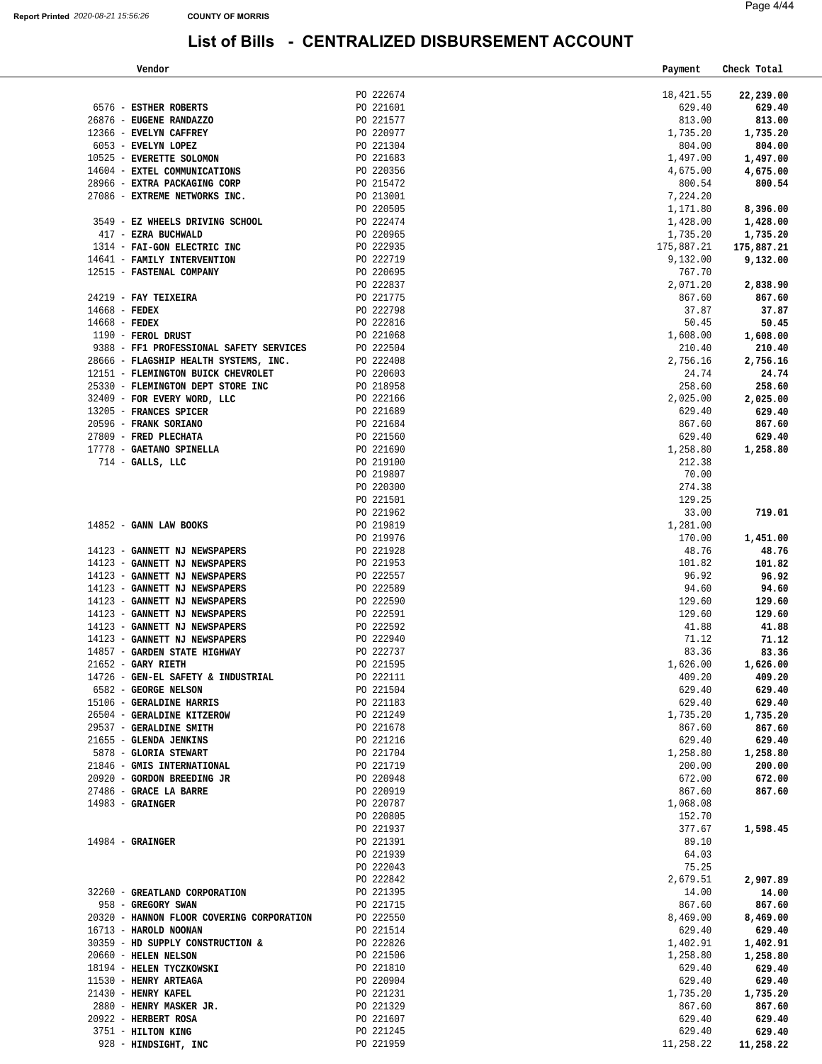Report Printed *2020-08-21 15:56:26* **COUNTY OF MORRIS**

# List of Bills - CENTRALIZED DISBURSEMENT ACCOUNT

| Vendor | | Payment | Check Total |
|---|---|---|---|
| | PO 222674 | 18,421.55 | **22,239.00** |
| 6576 - **ESTHER ROBERTS** | PO 221601 | 629.40 | **629.40** |
| 26876 - **EUGENE RANDAZZO** | PO 221577 | 813.00 | **813.00** |
| 12366 - **EVELYN CAFFREY** | PO 220977 | 1,735.20 | **1,735.20** |
| 6053 - **EVELYN LOPEZ** | PO 221304 | 804.00 | **804.00** |
| 10525 - **EVERETTE SOLOMON** | PO 221683 | 1,497.00 | **1,497.00** |
| 14604 - **EXTEL COMMUNICATIONS** | PO 220356 | 4,675.00 | **4,675.00** |
| 28966 - **EXTRA PACKAGING CORP** | PO 215472 | 800.54 | **800.54** |
| 27086 - **EXTREME NETWORKS INC.** | PO 213001 | 7,224.20 | |
| | PO 220505 | 1,171.80 | **8,396.00** |
| 3549 - **EZ WHEELS DRIVING SCHOOL** | PO 222474 | 1,428.00 | **1,428.00** |
| 417 - **EZRA BUCHWALD** | PO 220965 | 1,735.20 | **1,735.20** |
| 1314 - **FAI-GON ELECTRIC INC** | PO 222935 | 175,887.21 | **175,887.21** |
| 14641 - **FAMILY INTERVENTION** | PO 222719 | 9,132.00 | **9,132.00** |
| 12515 - **FASTENAL COMPANY** | PO 220695 | 767.70 | |
| | PO 222837 | 2,071.20 | **2,838.90** |
| 24219 - **FAY TEIXEIRA** | PO 221775 | 867.60 | **867.60** |
| 14668 - **FEDEX** | PO 222798 | 37.87 | **37.87** |
| 14668 - **FEDEX** | PO 222816 | 50.45 | **50.45** |
| 1190 - **FEROL DRUST** | PO 221068 | 1,608.00 | **1,608.00** |
| 9388 - **FF1 PROFESSIONAL SAFETY SERVICES** | PO 222504 | 210.40 | **210.40** |
| 28666 - **FLAGSHIP HEALTH SYSTEMS, INC.** | PO 222408 | 2,756.16 | **2,756.16** |
| 12151 - **FLEMINGTON BUICK CHEVROLET** | PO 220603 | 24.74 | **24.74** |
| 25330 - **FLEMINGTON DEPT STORE INC** | PO 218958 | 258.60 | **258.60** |
| 32409 - **FOR EVERY WORD, LLC** | PO 222166 | 2,025.00 | **2,025.00** |
| 13205 - **FRANCES SPICER** | PO 221689 | 629.40 | **629.40** |
| 20596 - **FRANK SORIANO** | PO 221684 | 867.60 | **867.60** |
| 27809 - **FRED PLECHATA** | PO 221560 | 629.40 | **629.40** |
| 17778 - **GAETANO SPINELLA** | PO 221690 | 1,258.80 | **1,258.80** |
| 714 - **GALLS, LLC** | PO 219100 | 212.38 | |
| | PO 219807 | 70.00 | |
| | PO 220300 | 274.38 | |
| | PO 221501 | 129.25 | |
| | PO 221962 | 33.00 | **719.01** |
| 14852 - **GANN LAW BOOKS** | PO 219819 | 1,281.00 | |
| | PO 219976 | 170.00 | **1,451.00** |
| 14123 - **GANNETT NJ NEWSPAPERS** | PO 221928 | 48.76 | **48.76** |
| 14123 - **GANNETT NJ NEWSPAPERS** | PO 221953 | 101.82 | **101.82** |
| 14123 - **GANNETT NJ NEWSPAPERS** | PO 222557 | 96.92 | **96.92** |
| 14123 - **GANNETT NJ NEWSPAPERS** | PO 222589 | 94.60 | **94.60** |
| 14123 - **GANNETT NJ NEWSPAPERS** | PO 222590 | 129.60 | **129.60** |
| 14123 - **GANNETT NJ NEWSPAPERS** | PO 222591 | 129.60 | **129.60** |
| 14123 - **GANNETT NJ NEWSPAPERS** | PO 222592 | 41.88 | **41.88** |
| 14123 - **GANNETT NJ NEWSPAPERS** | PO 222940 | 71.12 | **71.12** |
| 14857 - **GARDEN STATE HIGHWAY** | PO 222737 | 83.36 | **83.36** |
| 21652 - **GARY RIETH** | PO 221595 | 1,626.00 | **1,626.00** |
| 14726 - **GEN-EL SAFETY & INDUSTRIAL** | PO 222111 | 409.20 | **409.20** |
| 6582 - **GEORGE NELSON** | PO 221504 | 629.40 | **629.40** |
| 15106 - **GERALDINE HARRIS** | PO 221183 | 629.40 | **629.40** |
| 26504 - **GERALDINE KITZEROW** | PO 221249 | 1,735.20 | **1,735.20** |
| 29537 - **GERALDINE SMITH** | PO 221678 | 867.60 | **867.60** |
| 21655 - **GLENDA JENKINS** | PO 221216 | 629.40 | **629.40** |
| 5878 - **GLORIA STEWART** | PO 221704 | 1,258.80 | **1,258.80** |
| 21846 - **GMIS INTERNATIONAL** | PO 221719 | 200.00 | **200.00** |
| 20920 - **GORDON BREEDING JR** | PO 220948 | 672.00 | **672.00** |
| 27486 - **GRACE LA BARRE** | PO 220919 | 867.60 | **867.60** |
| 14983 - **GRAINGER** | PO 220787 | 1,068.08 | |
| | PO 220805 | 152.70 | |
| | PO 221937 | 377.67 | **1,598.45** |
| 14984 - **GRAINGER** | PO 221391 | 89.10 | |
| | PO 221939 | 64.03 | |
| | PO 222043 | 75.25 | |
| | PO 222842 | 2,679.51 | **2,907.89** |
| 32260 - **GREATLAND CORPORATION** | PO 221395 | 14.00 | **14.00** |
| 958 - **GREGORY SWAN** | PO 221715 | 867.60 | **867.60** |
| 20320 - **HANNON FLOOR COVERING CORPORATION** | PO 222550 | 8,469.00 | **8,469.00** |
| 16713 - **HAROLD NOONAN** | PO 221514 | 629.40 | **629.40** |
| 30359 - **HD SUPPLY CONSTRUCTION &** | PO 222826 | 1,402.91 | **1,402.91** |
| 20660 - **HELEN NELSON** | PO 221506 | 1,258.80 | **1,258.80** |
| 18194 - **HELEN TYCZKOWSKI** | PO 221810 | 629.40 | **629.40** |
| 11530 - **HENRY ARTEAGA** | PO 220904 | 629.40 | **629.40** |
| 21430 - **HENRY KAFEL** | PO 221231 | 1,735.20 | **1,735.20** |
| 2880 - **HENRY MASKER JR.** | PO 221329 | 867.60 | **867.60** |
| 20922 - **HERBERT ROSA** | PO 221607 | 629.40 | **629.40** |
| 3751 - **HILTON KING** | PO 221245 | 629.40 | **629.40** |
| 928 - **HINDSIGHT, INC** | PO 221959 | 11,258.22 | **11,258.22** |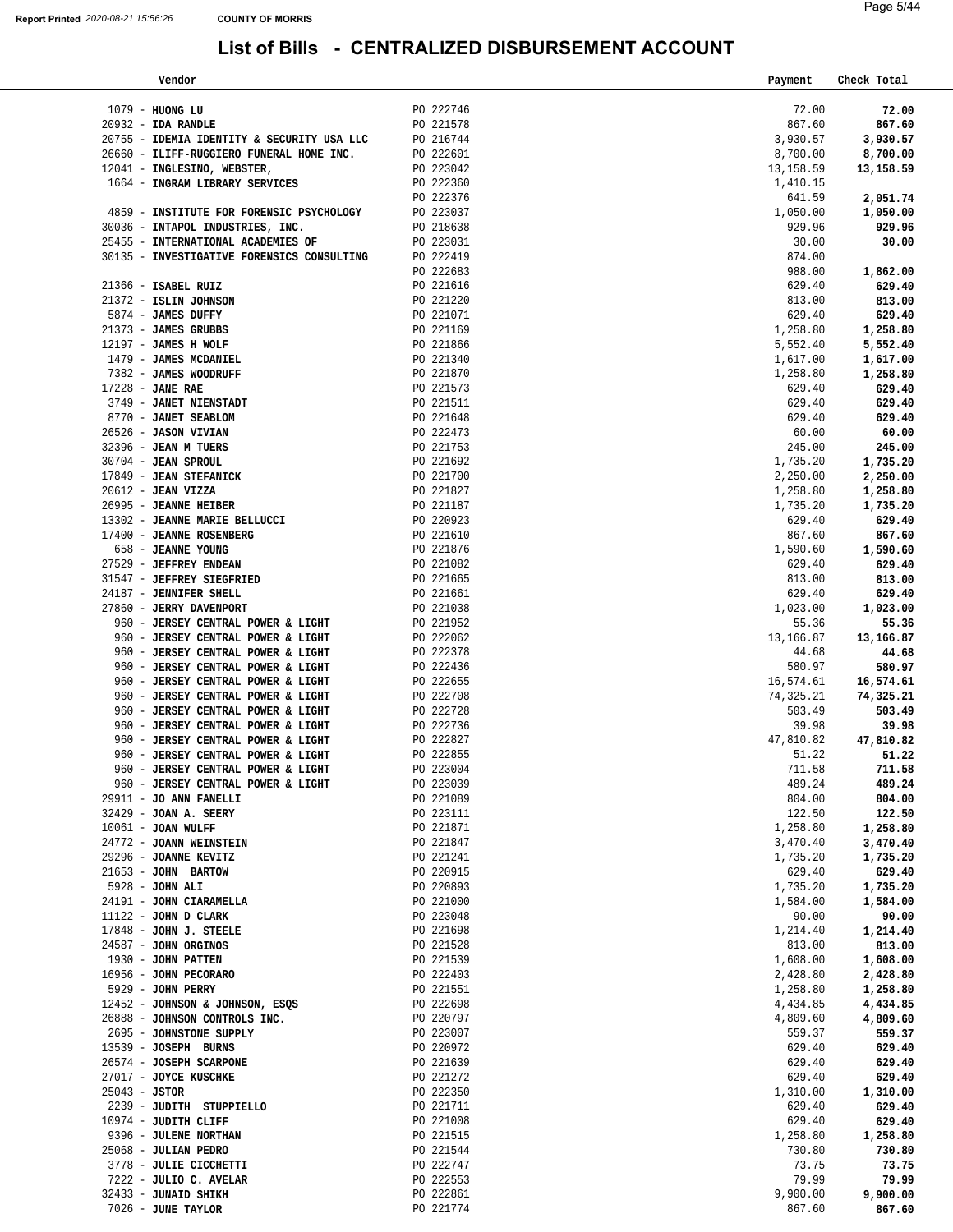# List of Bills - CENTRALIZED DISBURSEMENT ACCOUNT

| Vendor | | Payment | Check Total |
|---|---|---|---|
| 1079 - **HUONG LU** | PO 222746 | 72.00 | **72.00** |
| 20932 - **IDA RANDLE** | PO 221578 | 867.60 | **867.60** |
| 20755 - **IDEMIA IDENTITY & SECURITY USA LLC** | PO 216744 | 3,930.57 | **3,930.57** |
| 26660 - **ILIFF-RUGGIERO FUNERAL HOME INC.** | PO 222601 | 8,700.00 | **8,700.00** |
| 12041 - **INGLESINO, WEBSTER,** | PO 223042 | 13,158.59 | **13,158.59** |
| 1664 - **INGRAM LIBRARY SERVICES** | PO 222360 | 1,410.15 | |
| | PO 222376 | 641.59 | **2,051.74** |
| 4859 - **INSTITUTE FOR FORENSIC PSYCHOLOGY** | PO 223037 | 1,050.00 | **1,050.00** |
| 30036 - **INTAPOL INDUSTRIES, INC.** | PO 218638 | 929.96 | **929.96** |
| 25455 - **INTERNATIONAL ACADEMIES OF** | PO 223031 | 30.00 | **30.00** |
| 30135 - **INVESTIGATIVE FORENSICS CONSULTING** | PO 222419 | 874.00 | |
| | PO 222683 | 988.00 | **1,862.00** |
| 21366 - **ISABEL RUIZ** | PO 221616 | 629.40 | **629.40** |
| 21372 - **ISLIN JOHNSON** | PO 221220 | 813.00 | **813.00** |
| 5874 - **JAMES DUFFY** | PO 221071 | 629.40 | **629.40** |
| 21373 - **JAMES GRUBBS** | PO 221169 | 1,258.80 | **1,258.80** |
| 12197 - **JAMES H WOLF** | PO 221866 | 5,552.40 | **5,552.40** |
| 1479 - **JAMES MCDANIEL** | PO 221340 | 1,617.00 | **1,617.00** |
| 7382 - **JAMES WOODRUFF** | PO 221870 | 1,258.80 | **1,258.80** |
| 17228 - **JANE RAE** | PO 221573 | 629.40 | **629.40** |
| 3749 - **JANET NIENSTADT** | PO 221511 | 629.40 | **629.40** |
| 8770 - **JANET SEABLOM** | PO 221648 | 629.40 | **629.40** |
| 26526 - **JASON VIVIAN** | PO 222473 | 60.00 | **60.00** |
| 32396 - **JEAN M TUERS** | PO 221753 | 245.00 | **245.00** |
| 30704 - **JEAN SPROUL** | PO 221692 | 1,735.20 | **1,735.20** |
| 17849 - **JEAN STEFANICK** | PO 221700 | 2,250.00 | **2,250.00** |
| 20612 - **JEAN VIZZA** | PO 221827 | 1,258.80 | **1,258.80** |
| 26995 - **JEANNE HEIBER** | PO 221187 | 1,735.20 | **1,735.20** |
| 13302 - **JEANNE MARIE BELLUCCI** | PO 220923 | 629.40 | **629.40** |
| 17400 - **JEANNE ROSENBERG** | PO 221610 | 867.60 | **867.60** |
| 658 - **JEANNE YOUNG** | PO 221876 | 1,590.60 | **1,590.60** |
| 27529 - **JEFFREY ENDEAN** | PO 221082 | 629.40 | **629.40** |
| 31547 - **JEFFREY SIEGFRIED** | PO 221665 | 813.00 | **813.00** |
| 24187 - **JENNIFER SHELL** | PO 221661 | 629.40 | **629.40** |
| 27860 - **JERRY DAVENPORT** | PO 221038 | 1,023.00 | **1,023.00** |
| 960 - **JERSEY CENTRAL POWER & LIGHT** | PO 221952 | 55.36 | **55.36** |
| 960 - **JERSEY CENTRAL POWER & LIGHT** | PO 222062 | 13,166.87 | **13,166.87** |
| 960 - **JERSEY CENTRAL POWER & LIGHT** | PO 222378 | 44.68 | **44.68** |
| 960 - **JERSEY CENTRAL POWER & LIGHT** | PO 222436 | 580.97 | **580.97** |
| 960 - **JERSEY CENTRAL POWER & LIGHT** | PO 222655 | 16,574.61 | **16,574.61** |
| 960 - **JERSEY CENTRAL POWER & LIGHT** | PO 222708 | 74,325.21 | **74,325.21** |
| 960 - **JERSEY CENTRAL POWER & LIGHT** | PO 222728 | 503.49 | **503.49** |
| 960 - **JERSEY CENTRAL POWER & LIGHT** | PO 222736 | 39.98 | **39.98** |
| 960 - **JERSEY CENTRAL POWER & LIGHT** | PO 222827 | 47,810.82 | **47,810.82** |
| 960 - **JERSEY CENTRAL POWER & LIGHT** | PO 222855 | 51.22 | **51.22** |
| 960 - **JERSEY CENTRAL POWER & LIGHT** | PO 223004 | 711.58 | **711.58** |
| 960 - **JERSEY CENTRAL POWER & LIGHT** | PO 223039 | 489.24 | **489.24** |
| 29911 - **JO ANN FANELLI** | PO 221089 | 804.00 | **804.00** |
| 32429 - **JOAN A. SEERY** | PO 223111 | 122.50 | **122.50** |
| 10061 - **JOAN WULFF** | PO 221871 | 1,258.80 | **1,258.80** |
| 24772 - **JOANN WEINSTEIN** | PO 221847 | 3,470.40 | **3,470.40** |
| 29296 - **JOANNE KEVITZ** | PO 221241 | 1,735.20 | **1,735.20** |
| 21653 - **JOHN BARTOW** | PO 220915 | 629.40 | **629.40** |
| 5928 - **JOHN ALI** | PO 220893 | 1,735.20 | **1,735.20** |
| 24191 - **JOHN CIARAMELLA** | PO 221000 | 1,584.00 | **1,584.00** |
| 11122 - **JOHN D CLARK** | PO 223048 | 90.00 | **90.00** |
| 17848 - **JOHN J. STEELE** | PO 221698 | 1,214.40 | **1,214.40** |
| 24587 - **JOHN ORGINOS** | PO 221528 | 813.00 | **813.00** |
| 1930 - **JOHN PATTEN** | PO 221539 | 1,608.00 | **1,608.00** |
| 16956 - **JOHN PECORARO** | PO 222403 | 2,428.80 | **2,428.80** |
| 5929 - **JOHN PERRY** | PO 221551 | 1,258.80 | **1,258.80** |
| 12452 - **JOHNSON & JOHNSON, ESQS** | PO 222698 | 4,434.85 | **4,434.85** |
| 26888 - **JOHNSON CONTROLS INC.** | PO 220797 | 4,809.60 | **4,809.60** |
| 2695 - **JOHNSTONE SUPPLY** | PO 223007 | 559.37 | **559.37** |
| 13539 - **JOSEPH BURNS** | PO 220972 | 629.40 | **629.40** |
| 26574 - **JOSEPH SCARPONE** | PO 221639 | 629.40 | **629.40** |
| 27017 - **JOYCE KUSCHKE** | PO 221272 | 629.40 | **629.40** |
| 25043 - **JSTOR** | PO 222350 | 1,310.00 | **1,310.00** |
| 2239 - **JUDITH STUPPIELLO** | PO 221711 | 629.40 | **629.40** |
| 10974 - **JUDITH CLIFF** | PO 221008 | 629.40 | **629.40** |
| 9396 - **JULENE NORTHAN** | PO 221515 | 1,258.80 | **1,258.80** |
| 25068 - **JULIAN PEDRO** | PO 221544 | 730.80 | **730.80** |
| 3778 - **JULIE CICCHETTI** | PO 222747 | 73.75 | **73.75** |
| 7222 - **JULIO C. AVELAR** | PO 222553 | 79.99 | **79.99** |
| 32433 - **JUNAID SHIKH** | PO 222861 | 9,900.00 | **9,900.00** |
| 7026 - **JUNE TAYLOR** | PO 221774 | 867.60 | **867.60** |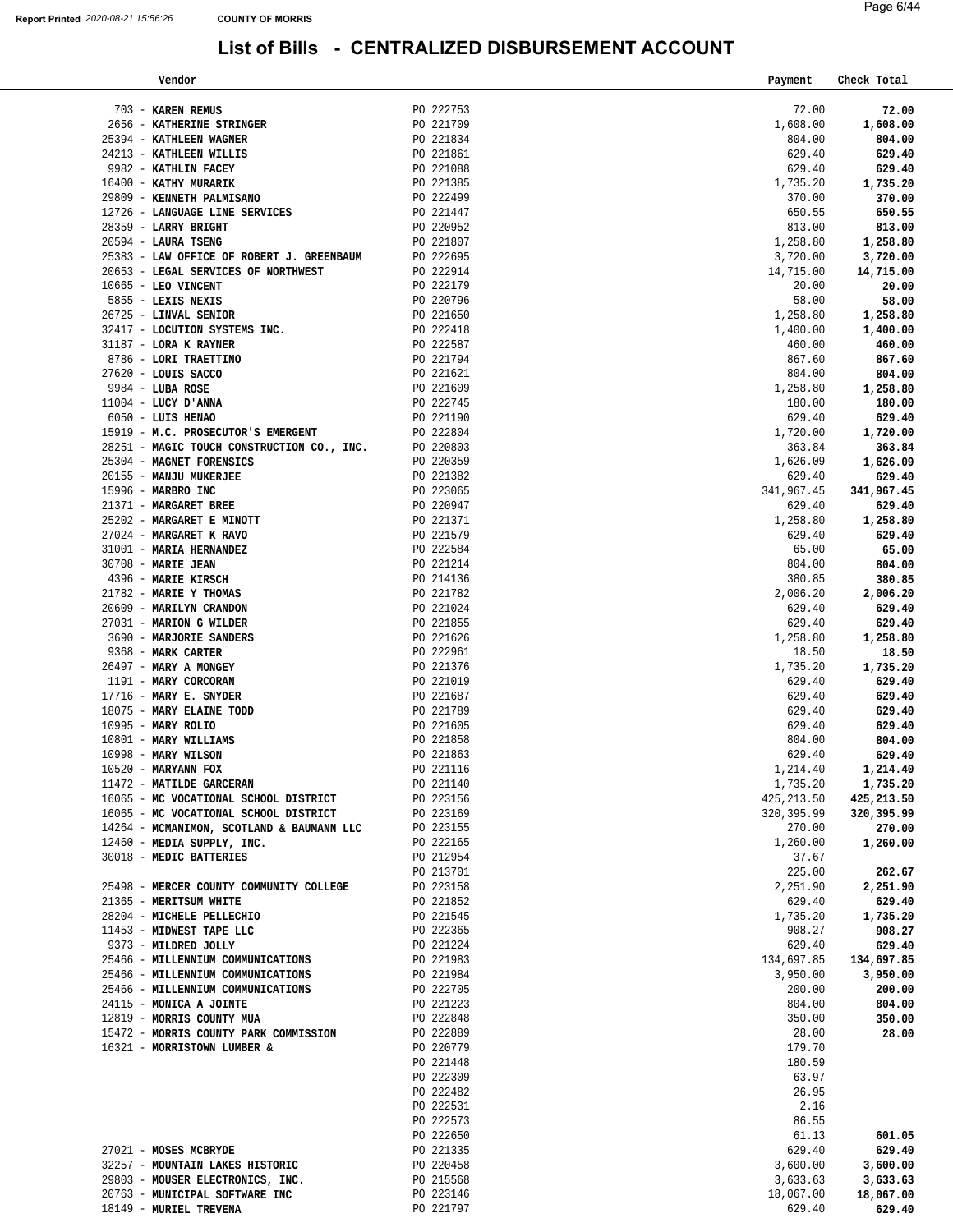# List of Bills - CENTRALIZED DISBURSEMENT ACCOUNT

| Vendor | | Payment | Check Total |
|---|---|---|---|
| 703 - **KAREN REMUS** | PO 222753 | 72.00 | **72.00** |
| 2656 - **KATHERINE STRINGER** | PO 221709 | 1,608.00 | **1,608.00** |
| 25394 - **KATHLEEN WAGNER** | PO 221834 | 804.00 | **804.00** |
| 24213 - **KATHLEEN WILLIS** | PO 221861 | 629.40 | **629.40** |
| 9982 - **KATHLIN FACEY** | PO 221088 | 629.40 | **629.40** |
| 16400 - **KATHY MURARIK** | PO 221385 | 1,735.20 | **1,735.20** |
| 29809 - **KENNETH PALMISANO** | PO 222499 | 370.00 | **370.00** |
| 12726 - **LANGUAGE LINE SERVICES** | PO 221447 | 650.55 | **650.55** |
| 28359 - **LARRY BRIGHT** | PO 220952 | 813.00 | **813.00** |
| 20594 - **LAURA TSENG** | PO 221807 | 1,258.80 | **1,258.80** |
| 25383 - **LAW OFFICE OF ROBERT J. GREENBAUM** | PO 222695 | 3,720.00 | **3,720.00** |
| 20653 - **LEGAL SERVICES OF NORTHWEST** | PO 222914 | 14,715.00 | **14,715.00** |
| 10665 - **LEO VINCENT** | PO 222179 | 20.00 | **20.00** |
| 5855 - **LEXIS NEXIS** | PO 220796 | 58.00 | **58.00** |
| 26725 - **LINVAL SENIOR** | PO 221650 | 1,258.80 | **1,258.80** |
| 32417 - **LOCUTION SYSTEMS INC.** | PO 222418 | 1,400.00 | **1,400.00** |
| 31187 - **LORA K RAYNER** | PO 222587 | 460.00 | **460.00** |
| 8786 - **LORI TRAETTINO** | PO 221794 | 867.60 | **867.60** |
| 27620 - **LOUIS SACCO** | PO 221621 | 804.00 | **804.00** |
| 9984 - **LUBA ROSE** | PO 221609 | 1,258.80 | **1,258.80** |
| 11004 - **LUCY D'ANNA** | PO 222745 | 180.00 | **180.00** |
| 6050 - **LUIS HENAO** | PO 221190 | 629.40 | **629.40** |
| 15919 - **M.C. PROSECUTOR'S EMERGENT** | PO 222804 | 1,720.00 | **1,720.00** |
| 28251 - **MAGIC TOUCH CONSTRUCTION CO., INC.** | PO 220803 | 363.84 | **363.84** |
| 25304 - **MAGNET FORENSICS** | PO 220359 | 1,626.09 | **1,626.09** |
| 20155 - **MANJU MUKERJEE** | PO 221382 | 629.40 | **629.40** |
| 15996 - **MARBRO INC** | PO 223065 | 341,967.45 | **341,967.45** |
| 21371 - **MARGARET BREE** | PO 220947 | 629.40 | **629.40** |
| 25202 - **MARGARET E MINOTT** | PO 221371 | 1,258.80 | **1,258.80** |
| 27024 - **MARGARET K RAVO** | PO 221579 | 629.40 | **629.40** |
| 31001 - **MARIA HERNANDEZ** | PO 222584 | 65.00 | **65.00** |
| 30708 - **MARIE JEAN** | PO 221214 | 804.00 | **804.00** |
| 4396 - **MARIE KIRSCH** | PO 214136 | 380.85 | **380.85** |
| 21782 - **MARIE Y THOMAS** | PO 221782 | 2,006.20 | **2,006.20** |
| 20609 - **MARILYN CRANDON** | PO 221024 | 629.40 | **629.40** |
| 27031 - **MARION G WILDER** | PO 221855 | 629.40 | **629.40** |
| 3690 - **MARJORIE SANDERS** | PO 221626 | 1,258.80 | **1,258.80** |
| 9368 - **MARK CARTER** | PO 222961 | 18.50 | **18.50** |
| 26497 - **MARY A MONGEY** | PO 221376 | 1,735.20 | **1,735.20** |
| 1191 - **MARY CORCORAN** | PO 221019 | 629.40 | **629.40** |
| 17716 - **MARY E. SNYDER** | PO 221687 | 629.40 | **629.40** |
| 18075 - **MARY ELAINE TODD** | PO 221789 | 629.40 | **629.40** |
| 10995 - **MARY ROLIO** | PO 221605 | 629.40 | **629.40** |
| 10801 - **MARY WILLIAMS** | PO 221858 | 804.00 | **804.00** |
| 10998 - **MARY WILSON** | PO 221863 | 629.40 | **629.40** |
| 10520 - **MARYANN FOX** | PO 221116 | 1,214.40 | **1,214.40** |
| 11472 - **MATILDE GARCERAN** | PO 221140 | 1,735.20 | **1,735.20** |
| 16065 - **MC VOCATIONAL SCHOOL DISTRICT** | PO 223156 | 425,213.50 | **425,213.50** |
| 16065 - **MC VOCATIONAL SCHOOL DISTRICT** | PO 223169 | 320,395.99 | **320,395.99** |
| 14264 - **MCMANIMON, SCOTLAND & BAUMANN LLC** | PO 223155 | 270.00 | **270.00** |
| 12460 - **MEDIA SUPPLY, INC.** | PO 222165 | 1,260.00 | **1,260.00** |
| 30018 - **MEDIC BATTERIES** | PO 212954 | 37.67 | |
| | PO 213701 | 225.00 | **262.67** |
| 25498 - **MERCER COUNTY COMMUNITY COLLEGE** | PO 223158 | 2,251.90 | **2,251.90** |
| 21365 - **MERITSUM WHITE** | PO 221852 | 629.40 | **629.40** |
| 28204 - **MICHELE PELLECHIO** | PO 221545 | 1,735.20 | **1,735.20** |
| 11453 - **MIDWEST TAPE LLC** | PO 222365 | 908.27 | **908.27** |
| 9373 - **MILDRED JOLLY** | PO 221224 | 629.40 | **629.40** |
| 25466 - **MILLENNIUM COMMUNICATIONS** | PO 221983 | 134,697.85 | **134,697.85** |
| 25466 - **MILLENNIUM COMMUNICATIONS** | PO 221984 | 3,950.00 | **3,950.00** |
| 25466 - **MILLENNIUM COMMUNICATIONS** | PO 222705 | 200.00 | **200.00** |
| 24115 - **MONICA A JOINTE** | PO 221223 | 804.00 | **804.00** |
| 12819 - **MORRIS COUNTY MUA** | PO 222848 | 350.00 | **350.00** |
| 15472 - **MORRIS COUNTY PARK COMMISSION** | PO 222889 | 28.00 | **28.00** |
| 16321 - **MORRISTOWN LUMBER &** | PO 220779 | 179.70 | |
| | PO 221448 | 180.59 | |
| | PO 222309 | 63.97 | |
| | PO 222482 | 26.95 | |
| | PO 222531 | 2.16 | |
| | PO 222573 | 86.55 | |
| | PO 222650 | 61.13 | **601.05** |
| 27021 - **MOSES MCBRYDE** | PO 221335 | 629.40 | **629.40** |
| 32257 - **MOUNTAIN LAKES HISTORIC** | PO 220458 | 3,600.00 | **3,600.00** |
| 29803 - **MOUSER ELECTRONICS, INC.** | PO 215568 | 3,633.63 | **3,633.63** |
| 20763 - **MUNICIPAL SOFTWARE INC** | PO 223146 | 18,067.00 | **18,067.00** |
| 18149 - **MURIEL TREVENA** | PO 221797 | 629.40 | **629.40** |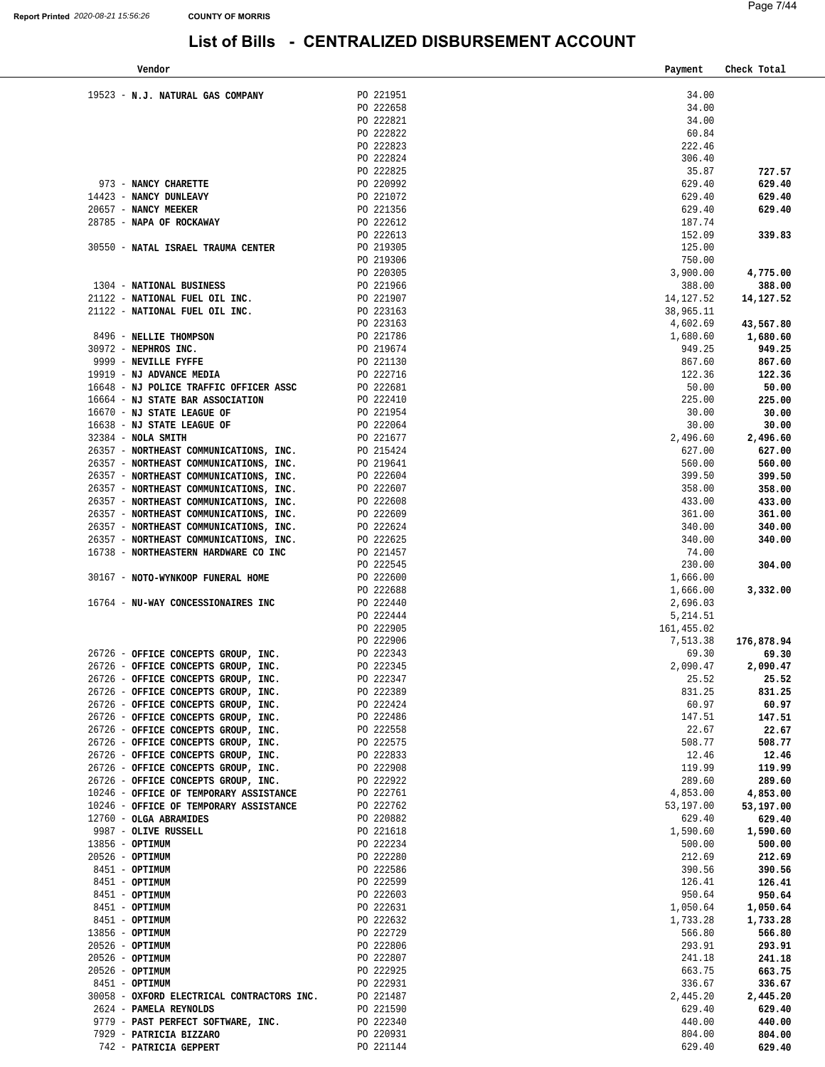# List of Bills - CENTRALIZED DISBURSEMENT ACCOUNT

| Vendor | | Payment | Check Total |
|---|---|---|---|
| 19523 - **N.J. NATURAL GAS COMPANY** | PO 221951 | 34.00 | |
| | PO 222658 | 34.00 | |
| | PO 222821 | 34.00 | |
| | PO 222822 | 60.84 | |
| | PO 222823 | 222.46 | |
| | PO 222824 | 306.40 | |
| | PO 222825 | 35.87 | **727.57** |
| 973 - **NANCY CHARETTE** | PO 220992 | 629.40 | **629.40** |
| 14423 - **NANCY DUNLEAVY** | PO 221072 | 629.40 | **629.40** |
| 20657 - **NANCY MEEKER** | PO 221356 | 629.40 | **629.40** |
| 28785 - **NAPA OF ROCKAWAY** | PO 222612 | 187.74 | |
| | PO 222613 | 152.09 | **339.83** |
| 30550 - **NATAL ISRAEL TRAUMA CENTER** | PO 219305 | 125.00 | |
| | PO 219306 | 750.00 | |
| | PO 220305 | 3,900.00 | **4,775.00** |
| 1304 - **NATIONAL BUSINESS** | PO 221966 | 388.00 | **388.00** |
| 21122 - **NATIONAL FUEL OIL INC.** | PO 221907 | 14,127.52 | **14,127.52** |
| 21122 - **NATIONAL FUEL OIL INC.** | PO 223163 | 38,965.11 | |
| | PO 223163 | 4,602.69 | **43,567.80** |
| 8496 - **NELLIE THOMPSON** | PO 221786 | 1,680.60 | **1,680.60** |
| 30972 - **NEPHROS INC.** | PO 219674 | 949.25 | **949.25** |
| 9999 - **NEVILLE FYFFE** | PO 221130 | 867.60 | **867.60** |
| 19919 - **NJ ADVANCE MEDIA** | PO 222716 | 122.36 | **122.36** |
| 16648 - **NJ POLICE TRAFFIC OFFICER ASSC** | PO 222681 | 50.00 | **50.00** |
| 16664 - **NJ STATE BAR ASSOCIATION** | PO 222410 | 225.00 | **225.00** |
| 16670 - **NJ STATE LEAGUE OF** | PO 221954 | 30.00 | **30.00** |
| 16638 - **NJ STATE LEAGUE OF** | PO 222064 | 30.00 | **30.00** |
| 32384 - **NOLA SMITH** | PO 221677 | 2,496.60 | **2,496.60** |
| 26357 - **NORTHEAST COMMUNICATIONS, INC.** | PO 215424 | 627.00 | **627.00** |
| 26357 - **NORTHEAST COMMUNICATIONS, INC.** | PO 219641 | 560.00 | **560.00** |
| 26357 - **NORTHEAST COMMUNICATIONS, INC.** | PO 222604 | 399.50 | **399.50** |
| 26357 - **NORTHEAST COMMUNICATIONS, INC.** | PO 222607 | 358.00 | **358.00** |
| 26357 - **NORTHEAST COMMUNICATIONS, INC.** | PO 222608 | 433.00 | **433.00** |
| 26357 - **NORTHEAST COMMUNICATIONS, INC.** | PO 222609 | 361.00 | **361.00** |
| 26357 - **NORTHEAST COMMUNICATIONS, INC.** | PO 222624 | 340.00 | **340.00** |
| 26357 - **NORTHEAST COMMUNICATIONS, INC.** | PO 222625 | 340.00 | **340.00** |
| 16738 - **NORTHEASTERN HARDWARE CO INC** | PO 221457 | 74.00 | |
| | PO 222545 | 230.00 | **304.00** |
| 30167 - **NOTO-WYNKOOP FUNERAL HOME** | PO 222600 | 1,666.00 | |
| | PO 222688 | 1,666.00 | **3,332.00** |
| 16764 - **NU-WAY CONCESSIONAIRES INC** | PO 222440 | 2,696.03 | |
| | PO 222444 | 5,214.51 | |
| | PO 222905 | 161,455.02 | |
| | PO 222906 | 7,513.38 | **176,878.94** |
| 26726 - **OFFICE CONCEPTS GROUP, INC.** | PO 222343 | 69.30 | **69.30** |
| 26726 - **OFFICE CONCEPTS GROUP, INC.** | PO 222345 | 2,090.47 | **2,090.47** |
| 26726 - **OFFICE CONCEPTS GROUP, INC.** | PO 222347 | 25.52 | **25.52** |
| 26726 - **OFFICE CONCEPTS GROUP, INC.** | PO 222389 | 831.25 | **831.25** |
| 26726 - **OFFICE CONCEPTS GROUP, INC.** | PO 222424 | 60.97 | **60.97** |
| 26726 - **OFFICE CONCEPTS GROUP, INC.** | PO 222486 | 147.51 | **147.51** |
| 26726 - **OFFICE CONCEPTS GROUP, INC.** | PO 222558 | 22.67 | **22.67** |
| 26726 - **OFFICE CONCEPTS GROUP, INC.** | PO 222575 | 508.77 | **508.77** |
| 26726 - **OFFICE CONCEPTS GROUP, INC.** | PO 222833 | 12.46 | **12.46** |
| 26726 - **OFFICE CONCEPTS GROUP, INC.** | PO 222908 | 119.99 | **119.99** |
| 26726 - **OFFICE CONCEPTS GROUP, INC.** | PO 222922 | 289.60 | **289.60** |
| 10246 - **OFFICE OF TEMPORARY ASSISTANCE** | PO 222761 | 4,853.00 | **4,853.00** |
| 10246 - **OFFICE OF TEMPORARY ASSISTANCE** | PO 222762 | 53,197.00 | **53,197.00** |
| 12760 - **OLGA ABRAMIDES** | PO 220882 | 629.40 | **629.40** |
| 9987 - **OLIVE RUSSELL** | PO 221618 | 1,590.60 | **1,590.60** |
| 13856 - **OPTIMUM** | PO 222234 | 500.00 | **500.00** |
| 20526 - **OPTIMUM** | PO 222280 | 212.69 | **212.69** |
| 8451 - **OPTIMUM** | PO 222586 | 390.56 | **390.56** |
| 8451 - **OPTIMUM** | PO 222599 | 126.41 | **126.41** |
| 8451 - **OPTIMUM** | PO 222603 | 950.64 | **950.64** |
| 8451 - **OPTIMUM** | PO 222631 | 1,050.64 | **1,050.64** |
| 8451 - **OPTIMUM** | PO 222632 | 1,733.28 | **1,733.28** |
| 13856 - **OPTIMUM** | PO 222729 | 566.80 | **566.80** |
| 20526 - **OPTIMUM** | PO 222806 | 293.91 | **293.91** |
| 20526 - **OPTIMUM** | PO 222807 | 241.18 | **241.18** |
| 20526 - **OPTIMUM** | PO 222925 | 663.75 | **663.75** |
| 8451 - **OPTIMUM** | PO 222931 | 336.67 | **336.67** |
| 30058 - **OXFORD ELECTRICAL CONTRACTORS INC.** | PO 221487 | 2,445.20 | **2,445.20** |
| 2624 - **PAMELA REYNOLDS** | PO 221590 | 629.40 | **629.40** |
| 9779 - **PAST PERFECT SOFTWARE, INC.** | PO 222340 | 440.00 | **440.00** |
| 7929 - **PATRICIA BIZZARO** | PO 220931 | 804.00 | **804.00** |
| 742 - **PATRICIA GEPPERT** | PO 221144 | 629.40 | **629.40** |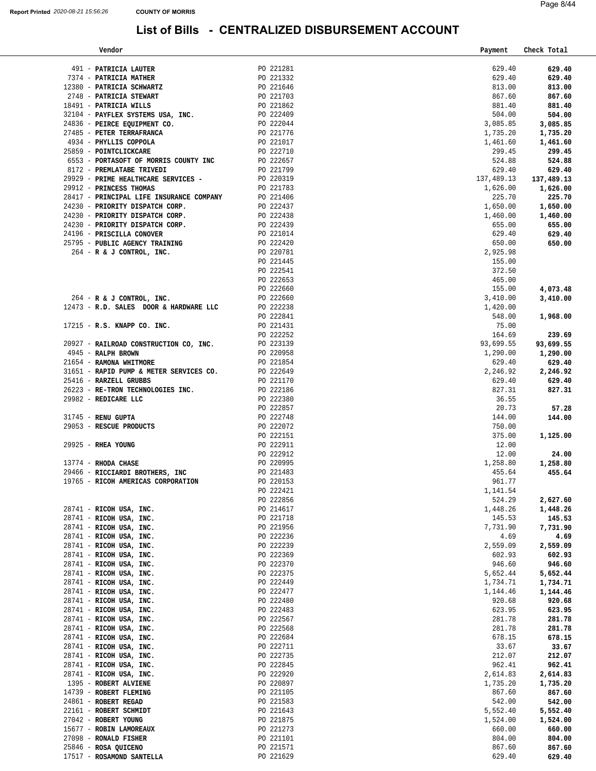Report Printed 2020-08-21 15:56:26 COUNTY OF MORRIS

# List of Bills - CENTRALIZED DISBURSEMENT ACCOUNT

| Vendor | | Payment | Check Total |
|---|---|---|---|
| 491 - PATRICIA LAUTER | PO 221281 | 629.40 | 629.40 |
| 7374 - PATRICIA MATHER | PO 221332 | 629.40 | 629.40 |
| 12380 - PATRICIA SCHWARTZ | PO 221646 | 813.00 | 813.00 |
| 2748 - PATRICIA STEWART | PO 221703 | 867.60 | 867.60 |
| 18491 - PATRICIA WILLS | PO 221862 | 881.40 | 881.40 |
| 32104 - PAYFLEX SYSTEMS USA, INC. | PO 222409 | 504.00 | 504.00 |
| 24836 - PEIRCE EQUIPMENT CO. | PO 222044 | 3,085.85 | 3,085.85 |
| 27485 - PETER TERRAFRANCA | PO 221776 | 1,735.20 | 1,735.20 |
| 4934 - PHYLLIS COPPOLA | PO 221017 | 1,461.60 | 1,461.60 |
| 25859 - POINTCLICKCARE | PO 222710 | 299.45 | 299.45 |
| 6553 - PORTASOFT OF MORRIS COUNTY INC | PO 222657 | 524.88 | 524.88 |
| 8172 - PREMLATABE TRIVEDI | PO 221799 | 629.40 | 629.40 |
| 29929 - PRIME HEALTHCARE SERVICES - | PO 220319 | 137,489.13 | 137,489.13 |
| 29912 - PRINCESS THOMAS | PO 221783 | 1,626.00 | 1,626.00 |
| 28417 - PRINCIPAL LIFE INSURANCE COMPANY | PO 221406 | 225.70 | 225.70 |
| 24230 - PRIORITY DISPATCH CORP. | PO 222437 | 1,650.00 | 1,650.00 |
| 24230 - PRIORITY DISPATCH CORP. | PO 222438 | 1,460.00 | 1,460.00 |
| 24230 - PRIORITY DISPATCH CORP. | PO 222439 | 655.00 | 655.00 |
| 24196 - PRISCILLA CONOVER | PO 221014 | 629.40 | 629.40 |
| 25795 - PUBLIC AGENCY TRAINING | PO 222420 | 650.00 | 650.00 |
| 264 - R & J CONTROL, INC. | PO 220781 | 2,925.98 | |
| | PO 221445 | 155.00 | |
| | PO 222541 | 372.50 | |
| | PO 222653 | 465.00 | |
| | PO 222660 | 155.00 | 4,073.48 |
| 264 - R & J CONTROL, INC. | PO 222660 | 3,410.00 | 3,410.00 |
| 12473 - R.D. SALES DOOR & HARDWARE LLC | PO 222238 | 1,420.00 | |
| | PO 222841 | 548.00 | 1,968.00 |
| 17215 - R.S. KNAPP CO. INC. | PO 221431 | 75.00 | |
| | PO 222252 | 164.69 | 239.69 |
| 20927 - RAILROAD CONSTRUCTION CO, INC. | PO 223139 | 93,699.55 | 93,699.55 |
| 4945 - RALPH BROWN | PO 220958 | 1,290.00 | 1,290.00 |
| 21654 - RAMONA WHITMORE | PO 221854 | 629.40 | 629.40 |
| 31651 - RAPID PUMP & METER SERVICES CO. | PO 222649 | 2,246.92 | 2,246.92 |
| 25416 - RARZELL GRUBBS | PO 221170 | 629.40 | 629.40 |
| 26223 - RE-TRON TECHNOLOGIES INC. | PO 222186 | 827.31 | 827.31 |
| 29982 - REDICARE LLC | PO 222380 | 36.55 | |
| | PO 222857 | 20.73 | 57.28 |
| 31745 - RENU GUPTA | PO 222748 | 144.00 | 144.00 |
| 29053 - RESCUE PRODUCTS | PO 222072 | 750.00 | |
| | PO 222151 | 375.00 | 1,125.00 |
| 29925 - RHEA YOUNG | PO 222911 | 12.00 | |
| | PO 222912 | 12.00 | 24.00 |
| 13774 - RHODA CHASE | PO 220995 | 1,258.80 | 1,258.80 |
| 29466 - RICCIARDI BROTHERS, INC | PO 221483 | 455.64 | 455.64 |
| 19765 - RICOH AMERICAS CORPORATION | PO 220153 | 961.77 | |
| | PO 222421 | 1,141.54 | |
| | PO 222856 | 524.29 | 2,627.60 |
| 28741 - RICOH USA, INC. | PO 214617 | 1,448.26 | 1,448.26 |
| 28741 - RICOH USA, INC. | PO 221718 | 145.53 | 145.53 |
| 28741 - RICOH USA, INC. | PO 221956 | 7,731.90 | 7,731.90 |
| 28741 - RICOH USA, INC. | PO 222236 | 4.69 | 4.69 |
| 28741 - RICOH USA, INC. | PO 222239 | 2,559.09 | 2,559.09 |
| 28741 - RICOH USA, INC. | PO 222369 | 602.93 | 602.93 |
| 28741 - RICOH USA, INC. | PO 222370 | 946.60 | 946.60 |
| 28741 - RICOH USA, INC. | PO 222375 | 5,652.44 | 5,652.44 |
| 28741 - RICOH USA, INC. | PO 222449 | 1,734.71 | 1,734.71 |
| 28741 - RICOH USA, INC. | PO 222477 | 1,144.46 | 1,144.46 |
| 28741 - RICOH USA, INC. | PO 222480 | 920.68 | 920.68 |
| 28741 - RICOH USA, INC. | PO 222483 | 623.95 | 623.95 |
| 28741 - RICOH USA, INC. | PO 222567 | 281.78 | 281.78 |
| 28741 - RICOH USA, INC. | PO 222568 | 281.78 | 281.78 |
| 28741 - RICOH USA, INC. | PO 222684 | 678.15 | 678.15 |
| 28741 - RICOH USA, INC. | PO 222711 | 33.67 | 33.67 |
| 28741 - RICOH USA, INC. | PO 222735 | 212.07 | 212.07 |
| 28741 - RICOH USA, INC. | PO 222845 | 962.41 | 962.41 |
| 28741 - RICOH USA, INC. | PO 222920 | 2,614.83 | 2,614.83 |
| 1395 - ROBERT ALVIENE | PO 220897 | 1,735.20 | 1,735.20 |
| 14739 - ROBERT FLEMING | PO 221105 | 867.60 | 867.60 |
| 24861 - ROBERT REGAD | PO 221583 | 542.00 | 542.00 |
| 22161 - ROBERT SCHMIDT | PO 221643 | 5,552.40 | 5,552.40 |
| 27042 - ROBERT YOUNG | PO 221875 | 1,524.00 | 1,524.00 |
| 15677 - ROBIN LAMOREAUX | PO 221273 | 660.00 | 660.00 |
| 27098 - RONALD FISHER | PO 221101 | 804.00 | 804.00 |
| 25846 - ROSA QUICENO | PO 221571 | 867.60 | 867.60 |
| 17517 - ROSAMOND SANTELLA | PO 221629 | 629.40 | 629.40 |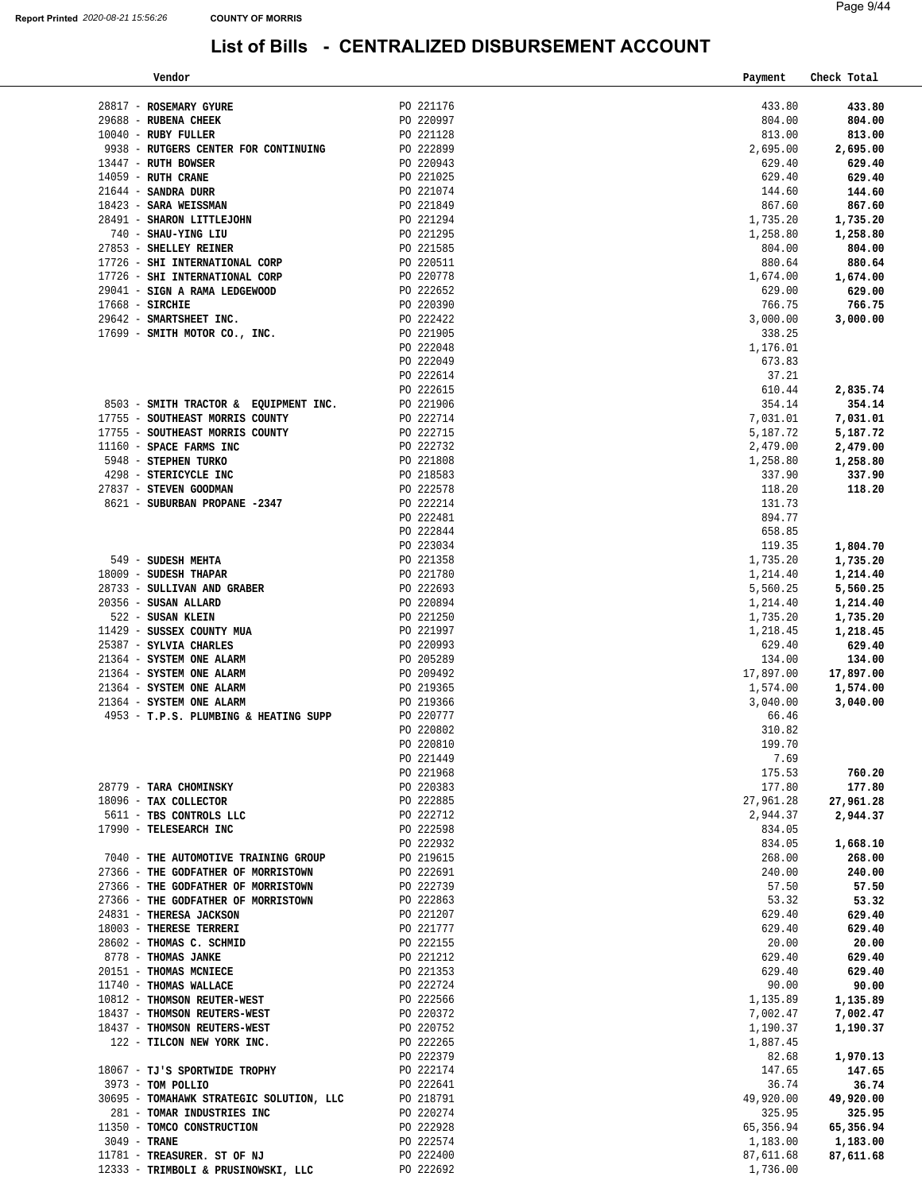Report Printed 2020-08-21 15:56:26 COUNTY OF MORRIS

# List of Bills - CENTRALIZED DISBURSEMENT ACCOUNT

| Vendor | | Payment | Check Total |
|---|---|---|---|
| 28817 - **ROSEMARY GYURE** | PO 221176 | 433.80 | **433.80** |
| 29688 - **RUBENA CHEEK** | PO 220997 | 804.00 | **804.00** |
| 10040 - **RUBY FULLER** | PO 221128 | 813.00 | **813.00** |
| 9938 - **RUTGERS CENTER FOR CONTINUING** | PO 222899 | 2,695.00 | **2,695.00** |
| 13447 - **RUTH BOWSER** | PO 220943 | 629.40 | **629.40** |
| 14059 - **RUTH CRANE** | PO 221025 | 629.40 | **629.40** |
| 21644 - **SANDRA DURR** | PO 221074 | 144.60 | **144.60** |
| 18423 - **SARA WEISSMAN** | PO 221849 | 867.60 | **867.60** |
| 28491 - **SHARON LITTLEJOHN** | PO 221294 | 1,735.20 | **1,735.20** |
| 740 - **SHAU-YING LIU** | PO 221295 | 1,258.80 | **1,258.80** |
| 27853 - **SHELLEY REINER** | PO 221585 | 804.00 | **804.00** |
| 17726 - **SHI INTERNATIONAL CORP** | PO 220511 | 880.64 | **880.64** |
| 17726 - **SHI INTERNATIONAL CORP** | PO 220778 | 1,674.00 | **1,674.00** |
| 29041 - **SIGN A RAMA LEDGEWOOD** | PO 222652 | 629.00 | **629.00** |
| 17668 - **SIRCHIE** | PO 220390 | 766.75 | **766.75** |
| 29642 - **SMARTSHEET INC.** | PO 222422 | 3,000.00 | **3,000.00** |
| 17699 - **SMITH MOTOR CO., INC.** | PO 221905 | 338.25 | |
| | PO 222048 | 1,176.01 | |
| | PO 222049 | 673.83 | |
| | PO 222614 | 37.21 | |
| | PO 222615 | 610.44 | **2,835.74** |
| 8503 - **SMITH TRACTOR & EQUIPMENT INC.** | PO 221906 | 354.14 | **354.14** |
| 17755 - **SOUTHEAST MORRIS COUNTY** | PO 222714 | 7,031.01 | **7,031.01** |
| 17755 - **SOUTHEAST MORRIS COUNTY** | PO 222715 | 5,187.72 | **5,187.72** |
| 11160 - **SPACE FARMS INC** | PO 222732 | 2,479.00 | **2,479.00** |
| 5948 - **STEPHEN TURKO** | PO 221808 | 1,258.80 | **1,258.80** |
| 4298 - **STERICYCLE INC** | PO 218583 | 337.90 | **337.90** |
| 27837 - **STEVEN GOODMAN** | PO 222578 | 118.20 | **118.20** |
| 8621 - **SUBURBAN PROPANE -2347** | PO 222214 | 131.73 | |
| | PO 222481 | 894.77 | |
| | PO 222844 | 658.85 | |
| | PO 223034 | 119.35 | **1,804.70** |
| 549 - **SUDESH MEHTA** | PO 221358 | 1,735.20 | **1,735.20** |
| 18009 - **SUDESH THAPAR** | PO 221780 | 1,214.40 | **1,214.40** |
| 28733 - **SULLIVAN AND GRABER** | PO 222693 | 5,560.25 | **5,560.25** |
| 20356 - **SUSAN ALLARD** | PO 220894 | 1,214.40 | **1,214.40** |
| 522 - **SUSAN KLEIN** | PO 221250 | 1,735.20 | **1,735.20** |
| 11429 - **SUSSEX COUNTY MUA** | PO 221997 | 1,218.45 | **1,218.45** |
| 25387 - **SYLVIA CHARLES** | PO 220993 | 629.40 | **629.40** |
| 21364 - **SYSTEM ONE ALARM** | PO 205289 | 134.00 | **134.00** |
| 21364 - **SYSTEM ONE ALARM** | PO 209492 | 17,897.00 | **17,897.00** |
| 21364 - **SYSTEM ONE ALARM** | PO 219365 | 1,574.00 | **1,574.00** |
| 21364 - **SYSTEM ONE ALARM** | PO 219366 | 3,040.00 | **3,040.00** |
| 4953 - **T.P.S. PLUMBING & HEATING SUPP** | PO 220777 | 66.46 | |
| | PO 220802 | 310.82 | |
| | PO 220810 | 199.70 | |
| | PO 221449 | 7.69 | |
| | PO 221968 | 175.53 | **760.20** |
| 28779 - **TARA CHOMINSKY** | PO 220383 | 177.80 | **177.80** |
| 18096 - **TAX COLLECTOR** | PO 222885 | 27,961.28 | **27,961.28** |
| 5611 - **TBS CONTROLS LLC** | PO 222712 | 2,944.37 | **2,944.37** |
| 17990 - **TELESEARCH INC** | PO 222598 | 834.05 | |
| | PO 222932 | 834.05 | **1,668.10** |
| 7040 - **THE AUTOMOTIVE TRAINING GROUP** | PO 219615 | 268.00 | **268.00** |
| 27366 - **THE GODFATHER OF MORRISTOWN** | PO 222691 | 240.00 | **240.00** |
| 27366 - **THE GODFATHER OF MORRISTOWN** | PO 222739 | 57.50 | **57.50** |
| 27366 - **THE GODFATHER OF MORRISTOWN** | PO 222863 | 53.32 | **53.32** |
| 24831 - **THERESA JACKSON** | PO 221207 | 629.40 | **629.40** |
| 18003 - **THERESE TERRERI** | PO 221777 | 629.40 | **629.40** |
| 28602 - **THOMAS C. SCHMID** | PO 222155 | 20.00 | **20.00** |
| 8778 - **THOMAS JANKE** | PO 221212 | 629.40 | **629.40** |
| 20151 - **THOMAS MCNIECE** | PO 221353 | 629.40 | **629.40** |
| 11740 - **THOMAS WALLACE** | PO 222724 | 90.00 | **90.00** |
| 10812 - **THOMSON REUTER-WEST** | PO 222566 | 1,135.89 | **1,135.89** |
| 18437 - **THOMSON REUTERS-WEST** | PO 220372 | 7,002.47 | **7,002.47** |
| 18437 - **THOMSON REUTERS-WEST** | PO 220752 | 1,190.37 | **1,190.37** |
| 122 - **TILCON NEW YORK INC.** | PO 222265 | 1,887.45 | |
| | PO 222379 | 82.68 | **1,970.13** |
| 18067 - **TJ'S SPORTWIDE TROPHY** | PO 222174 | 147.65 | **147.65** |
| 3973 - **TOM POLLIO** | PO 222641 | 36.74 | **36.74** |
| 30695 - **TOMAHAWK STRATEGIC SOLUTION, LLC** | PO 218791 | 49,920.00 | **49,920.00** |
| 281 - **TOMAR INDUSTRIES INC** | PO 220274 | 325.95 | **325.95** |
| 11350 - **TOMCO CONSTRUCTION** | PO 222928 | 65,356.94 | **65,356.94** |
| 3049 - **TRANE** | PO 222574 | 1,183.00 | **1,183.00** |
| 11781 - **TREASURER. ST OF NJ** | PO 222400 | 87,611.68 | **87,611.68** |
| 12333 - **TRIMBOLI & PRUSINOWSKI, LLC** | PO 222692 | 1,736.00 | |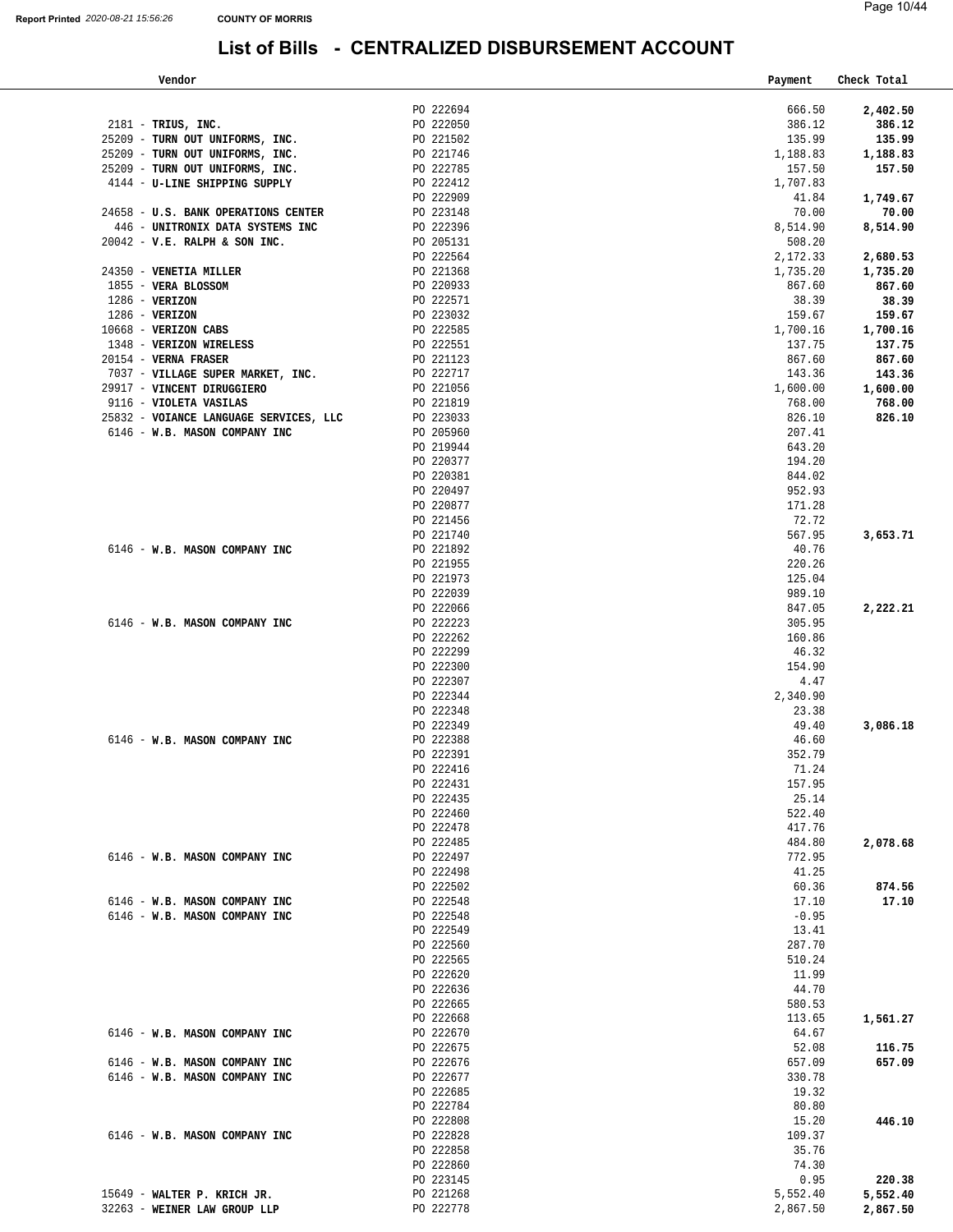# List of Bills - CENTRALIZED DISBURSEMENT ACCOUNT

| Vendor | | Payment | Check Total |
|---|---|---|---|
| | PO 222694 | 666.50 | **2,402.50** |
| 2181 - **TRIUS, INC.** | PO 222050 | 386.12 | **386.12** |
| 25209 - **TURN OUT UNIFORMS, INC.** | PO 221502 | 135.99 | **135.99** |
| 25209 - **TURN OUT UNIFORMS, INC.** | PO 221746 | 1,188.83 | **1,188.83** |
| 25209 - **TURN OUT UNIFORMS, INC.** | PO 222785 | 157.50 | **157.50** |
| 4144 - **U-LINE SHIPPING SUPPLY** | PO 222412 | 1,707.83 | |
| | PO 222909 | 41.84 | **1,749.67** |
| 24658 - **U.S. BANK OPERATIONS CENTER** | PO 223148 | 70.00 | **70.00** |
| 446 - **UNITRONIX DATA SYSTEMS INC** | PO 222396 | 8,514.90 | **8,514.90** |
| 20042 - **V.E. RALPH & SON INC.** | PO 205131 | 508.20 | |
| | PO 222564 | 2,172.33 | **2,680.53** |
| 24350 - **VENETIA MILLER** | PO 221368 | 1,735.20 | **1,735.20** |
| 1855 - **VERA BLOSSOM** | PO 220933 | 867.60 | **867.60** |
| 1286 - **VERIZON** | PO 222571 | 38.39 | **38.39** |
| 1286 - **VERIZON** | PO 223032 | 159.67 | **159.67** |
| 10668 - **VERIZON CABS** | PO 222585 | 1,700.16 | **1,700.16** |
| 1348 - **VERIZON WIRELESS** | PO 222551 | 137.75 | **137.75** |
| 20154 - **VERNA FRASER** | PO 221123 | 867.60 | **867.60** |
| 7037 - **VILLAGE SUPER MARKET, INC.** | PO 222717 | 143.36 | **143.36** |
| 29917 - **VINCENT DIRUGGIERO** | PO 221056 | 1,600.00 | **1,600.00** |
| 9116 - **VIOLETA VASILAS** | PO 221819 | 768.00 | **768.00** |
| 25832 - **VOIANCE LANGUAGE SERVICES, LLC** | PO 223033 | 826.10 | **826.10** |
| 6146 - **W.B. MASON COMPANY INC** | PO 205960 | 207.41 | |
| | PO 219944 | 643.20 | |
| | PO 220377 | 194.20 | |
| | PO 220381 | 844.02 | |
| | PO 220497 | 952.93 | |
| | PO 220877 | 171.28 | |
| | PO 221456 | 72.72 | |
| | PO 221740 | 567.95 | **3,653.71** |
| 6146 - **W.B. MASON COMPANY INC** | PO 221892 | 40.76 | |
| | PO 221955 | 220.26 | |
| | PO 221973 | 125.04 | |
| | PO 222039 | 989.10 | |
| | PO 222066 | 847.05 | **2,222.21** |
| 6146 - **W.B. MASON COMPANY INC** | PO 222223 | 305.95 | |
| | PO 222262 | 160.86 | |
| | PO 222299 | 46.32 | |
| | PO 222300 | 154.90 | |
| | PO 222307 | 4.47 | |
| | PO 222344 | 2,340.90 | |
| | PO 222348 | 23.38 | |
| | PO 222349 | 49.40 | **3,086.18** |
| 6146 - **W.B. MASON COMPANY INC** | PO 222388 | 46.60 | |
| | PO 222391 | 352.79 | |
| | PO 222416 | 71.24 | |
| | PO 222431 | 157.95 | |
| | PO 222435 | 25.14 | |
| | PO 222460 | 522.40 | |
| | PO 222478 | 417.76 | |
| | PO 222485 | 484.80 | **2,078.68** |
| 6146 - **W.B. MASON COMPANY INC** | PO 222497 | 772.95 | |
| | PO 222498 | 41.25 | |
| | PO 222502 | 60.36 | **874.56** |
| 6146 - **W.B. MASON COMPANY INC** | PO 222548 | 17.10 | **17.10** |
| 6146 - **W.B. MASON COMPANY INC** | PO 222548 | -0.95 | |
| | PO 222549 | 13.41 | |
| | PO 222560 | 287.70 | |
| | PO 222565 | 510.24 | |
| | PO 222620 | 11.99 | |
| | PO 222636 | 44.70 | |
| | PO 222665 | 580.53 | |
| | PO 222668 | 113.65 | **1,561.27** |
| 6146 - **W.B. MASON COMPANY INC** | PO 222670 | 64.67 | |
| | PO 222675 | 52.08 | **116.75** |
| 6146 - **W.B. MASON COMPANY INC** | PO 222676 | 657.09 | **657.09** |
| 6146 - **W.B. MASON COMPANY INC** | PO 222677 | 330.78 | |
| | PO 222685 | 19.32 | |
| | PO 222784 | 80.80 | |
| | PO 222808 | 15.20 | **446.10** |
| 6146 - **W.B. MASON COMPANY INC** | PO 222828 | 109.37 | |
| | PO 222858 | 35.76 | |
| | PO 222860 | 74.30 | |
| | PO 223145 | 0.95 | **220.38** |
| 15649 - **WALTER P. KRICH JR.** | PO 221268 | 5,552.40 | **5,552.40** |
| 32263 - **WEINER LAW GROUP LLP** | PO 222778 | 2,867.50 | **2,867.50** |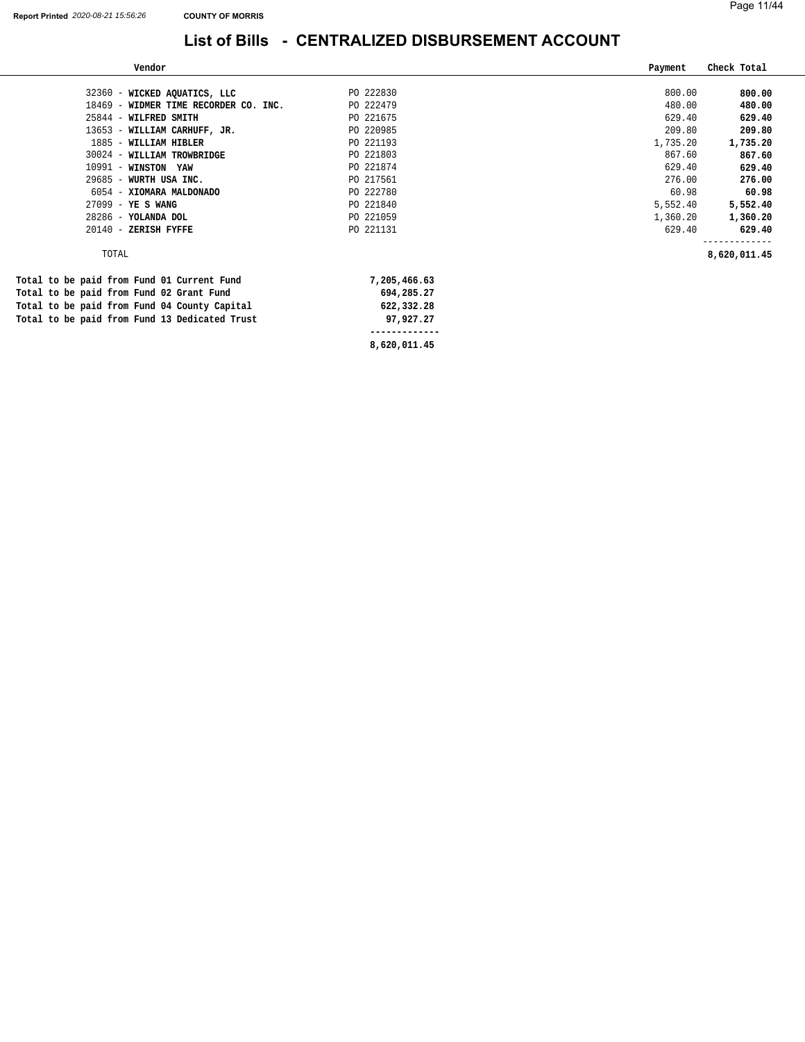# List of Bills - CENTRALIZED DISBURSEMENT ACCOUNT

COUNTY OF MORRIS

| Vendor | | Payment | Check Total |
|---|---|---|---|
| 32360 - **WICKED AQUATICS, LLC** | PO 222830 | 800.00 | **800.00** |
| 18469 - **WIDMER TIME RECORDER CO. INC.** | PO 222479 | 480.00 | **480.00** |
| 25844 - **WILFRED SMITH** | PO 221675 | 629.40 | **629.40** |
| 13653 - **WILLIAM CARHUFF, JR.** | PO 220985 | 209.80 | **209.80** |
| 1885 - **WILLIAM HIBLER** | PO 221193 | 1,735.20 | **1,735.20** |
| 30024 - **WILLIAM TROWBRIDGE** | PO 221803 | 867.60 | **867.60** |
| 10991 - **WINSTON YAW** | PO 221874 | 629.40 | **629.40** |
| 29685 - **WURTH USA INC.** | PO 217561 | 276.00 | **276.00** |
| 6054 - **XIOMARA MALDONADO** | PO 222780 | 60.98 | **60.98** |
| 27099 - **YE S WANG** | PO 221840 | 5,552.40 | **5,552.40** |
| 28286 - **YOLANDA DOL** | PO 221059 | 1,360.20 | **1,360.20** |
| 20140 - **ZERISH FYFFE** | PO 221131 | 629.40 | **629.40** |
| TOTAL | | | **8,620,011.45** |

| | |
|---|---|
| **Total to be paid from Fund 01 Current Fund** | **7,205,466.63** |
| **Total to be paid from Fund 02 Grant Fund** | **694,285.27** |
| **Total to be paid from Fund 04 County Capital** | **622,332.28** |
| **Total to be paid from Fund 13 Dedicated Trust** | **97,927.27** |
| | **8,620,011.45** |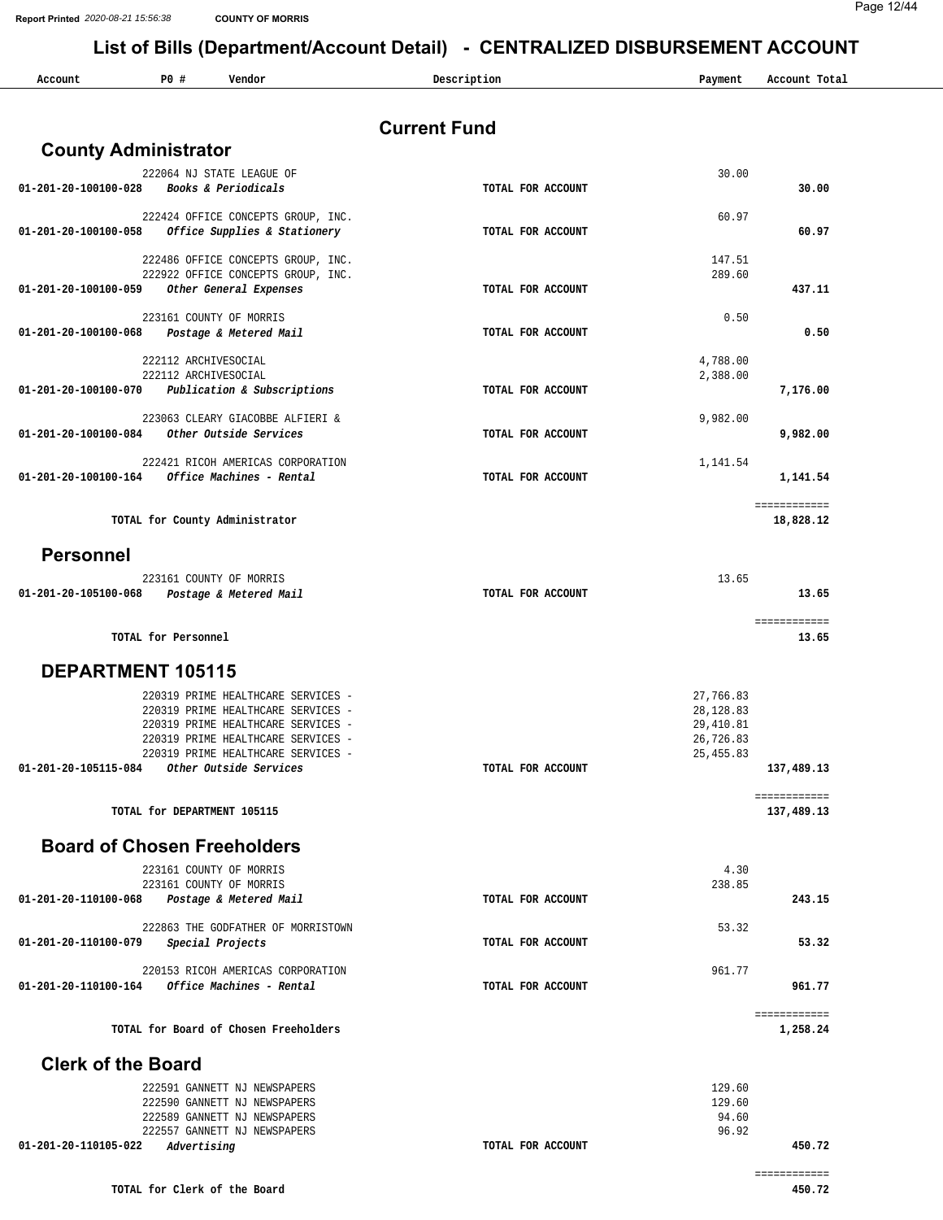# List of Bills (Department/Account Detail) - CENTRALIZED DISBURSEMENT ACCOUNT

## Current Fund

### County Administrator

| Account | PO # | Vendor | Description | Payment | Account Total |
|---|---|---|---|---|---|
| | 222064 | NJ STATE LEAGUE OF | | 30.00 | |
| 01-201-20-100100-028 | | *Books & Periodicals* | TOTAL FOR ACCOUNT | | **30.00** |
| | 222424 | OFFICE CONCEPTS GROUP, INC. | | 60.97 | |
| 01-201-20-100100-058 | | *Office Supplies & Stationery* | TOTAL FOR ACCOUNT | | **60.97** |
| | 222486 | OFFICE CONCEPTS GROUP, INC. | | 147.51 | |
| | 222922 | OFFICE CONCEPTS GROUP, INC. | | 289.60 | |
| 01-201-20-100100-059 | | *Other General Expenses* | TOTAL FOR ACCOUNT | | **437.11** |
| | 223161 | COUNTY OF MORRIS | | 0.50 | |
| 01-201-20-100100-068 | | *Postage & Metered Mail* | TOTAL FOR ACCOUNT | | **0.50** |
| | 222112 | ARCHIVESOCIAL | | 4,788.00 | |
| | 222112 | ARCHIVESOCIAL | | 2,388.00 | |
| 01-201-20-100100-070 | | *Publication & Subscriptions* | TOTAL FOR ACCOUNT | | **7,176.00** |
| | 223063 | CLEARY GIACOBBE ALFIERI & | | 9,982.00 | |
| 01-201-20-100100-084 | | *Other Outside Services* | TOTAL FOR ACCOUNT | | **9,982.00** |
| | 222421 | RICOH AMERICAS CORPORATION | | 1,141.54 | |
| 01-201-20-100100-164 | | *Office Machines - Rental* | TOTAL FOR ACCOUNT | | **1,141.54** |
| | | **TOTAL for County Administrator** | | | **18,828.12** |

### Personnel

| Account | PO # | Vendor | Description | Payment | Account Total |
|---|---|---|---|---|---|
| | 223161 | COUNTY OF MORRIS | | 13.65 | |
| 01-201-20-105100-068 | | *Postage & Metered Mail* | TOTAL FOR ACCOUNT | | **13.65** |
| | | **TOTAL for Personnel** | | | **13.65** |

### DEPARTMENT 105115

| Account | PO # | Vendor | Description | Payment | Account Total |
|---|---|---|---|---|---|
| | 220319 | PRIME HEALTHCARE SERVICES - | | 27,766.83 | |
| | 220319 | PRIME HEALTHCARE SERVICES - | | 28,128.83 | |
| | 220319 | PRIME HEALTHCARE SERVICES - | | 29,410.81 | |
| | 220319 | PRIME HEALTHCARE SERVICES - | | 26,726.83 | |
| | 220319 | PRIME HEALTHCARE SERVICES - | | 25,455.83 | |
| 01-201-20-105115-084 | | *Other Outside Services* | TOTAL FOR ACCOUNT | | **137,489.13** |
| | | **TOTAL for DEPARTMENT 105115** | | | **137,489.13** |

### Board of Chosen Freeholders

| Account | PO # | Vendor | Description | Payment | Account Total |
|---|---|---|---|---|---|
| | 223161 | COUNTY OF MORRIS | | 4.30 | |
| | 223161 | COUNTY OF MORRIS | | 238.85 | |
| 01-201-20-110100-068 | | *Postage & Metered Mail* | TOTAL FOR ACCOUNT | | **243.15** |
| | 222863 | THE GODFATHER OF MORRISTOWN | | 53.32 | |
| 01-201-20-110100-079 | | *Special Projects* | TOTAL FOR ACCOUNT | | **53.32** |
| | 220153 | RICOH AMERICAS CORPORATION | | 961.77 | |
| 01-201-20-110100-164 | | *Office Machines - Rental* | TOTAL FOR ACCOUNT | | **961.77** |
| | | **TOTAL for Board of Chosen Freeholders** | | | **1,258.24** |

### Clerk of the Board

| Account | PO # | Vendor | Description | Payment | Account Total |
|---|---|---|---|---|---|
| | 222591 | GANNETT NJ NEWSPAPERS | | 129.60 | |
| | 222590 | GANNETT NJ NEWSPAPERS | | 129.60 | |
| | 222589 | GANNETT NJ NEWSPAPERS | | 94.60 | |
| | 222557 | GANNETT NJ NEWSPAPERS | | 96.92 | |
| 01-201-20-110105-022 | | *Advertising* | TOTAL FOR ACCOUNT | | **450.72** |
| | | **TOTAL for Clerk of the Board** | | | **450.72** |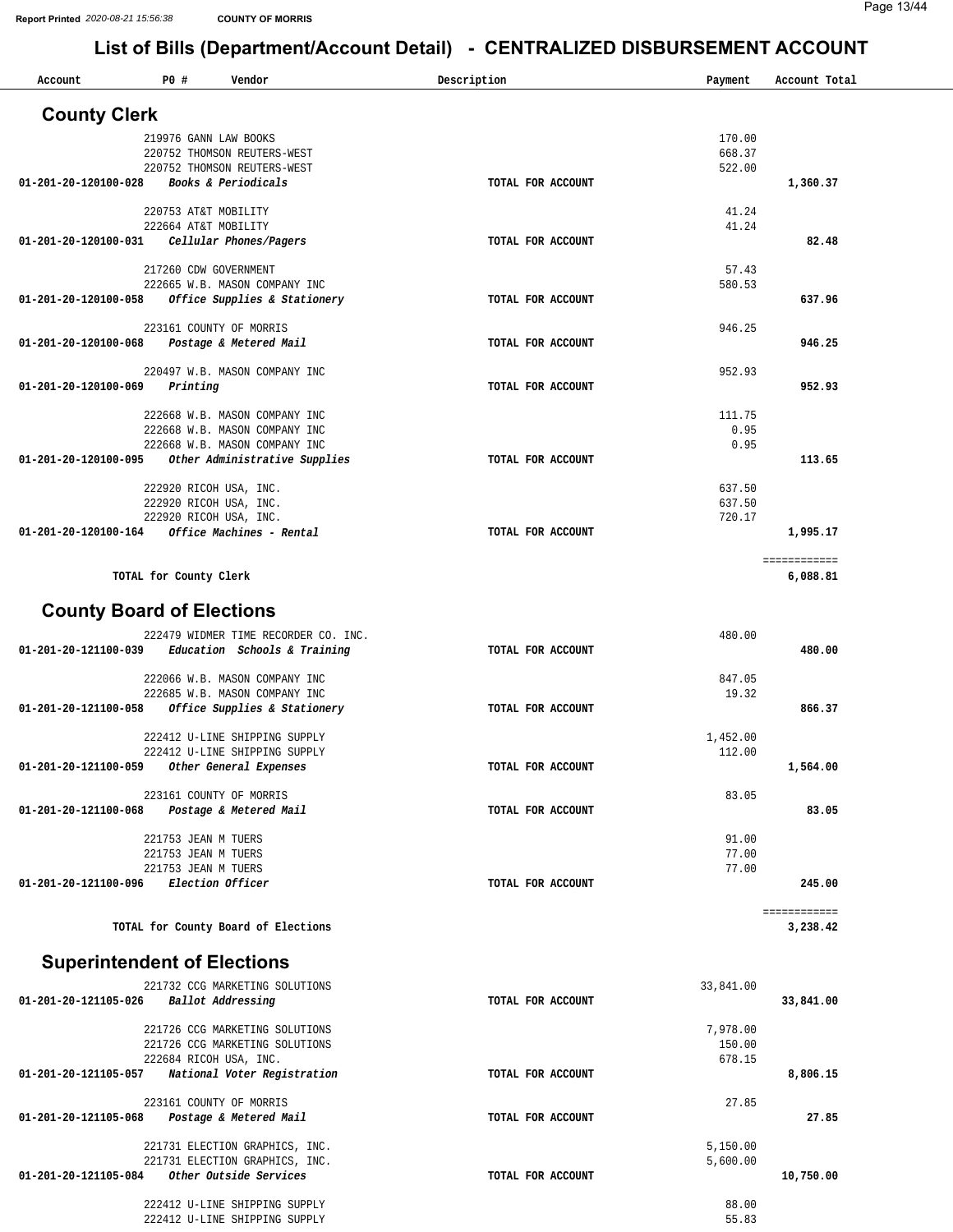# List of Bills (Department/Account Detail) - CENTRALIZED DISBURSEMENT ACCOUNT

| Account | PO # | Vendor | Description | Payment | Account Total |
|---|---|---|---|---|---|

## County Clerk

| Account | PO # | Vendor | Description | Payment | Account Total |
|---|---|---|---|---|---|
| | 219976 | GANN LAW BOOKS | | 170.00 | |
| | 220752 | THOMSON REUTERS-WEST | | 668.37 | |
| | 220752 | THOMSON REUTERS-WEST | | 522.00 | |
| 01-201-20-120100-028 | | *Books & Periodicals* | TOTAL FOR ACCOUNT | | 1,360.37 |
| | 220753 | AT&T MOBILITY | | 41.24 | |
| | 222664 | AT&T MOBILITY | | 41.24 | |
| 01-201-20-120100-031 | | *Cellular Phones/Pagers* | TOTAL FOR ACCOUNT | | 82.48 |
| | 217260 | CDW GOVERNMENT | | 57.43 | |
| | 222665 | W.B. MASON COMPANY INC | | 580.53 | |
| 01-201-20-120100-058 | | *Office Supplies & Stationery* | TOTAL FOR ACCOUNT | | 637.96 |
| | 223161 | COUNTY OF MORRIS | | 946.25 | |
| 01-201-20-120100-068 | | *Postage & Metered Mail* | TOTAL FOR ACCOUNT | | 946.25 |
| | 220497 | W.B. MASON COMPANY INC | | 952.93 | |
| 01-201-20-120100-069 | | *Printing* | TOTAL FOR ACCOUNT | | 952.93 |
| | 222668 | W.B. MASON COMPANY INC | | 111.75 | |
| | 222668 | W.B. MASON COMPANY INC | | 0.95 | |
| | 222668 | W.B. MASON COMPANY INC | | 0.95 | |
| 01-201-20-120100-095 | | *Other Administrative Supplies* | TOTAL FOR ACCOUNT | | 113.65 |
| | 222920 | RICOH USA, INC. | | 637.50 | |
| | 222920 | RICOH USA, INC. | | 637.50 | |
| | 222920 | RICOH USA, INC. | | 720.17 | |
| 01-201-20-120100-164 | | *Office Machines - Rental* | TOTAL FOR ACCOUNT | | 1,995.17 |
| | | **TOTAL for County Clerk** | | | ============ 6,088.81 |

## County Board of Elections

| Account | PO # | Vendor | Description | Payment | Account Total |
|---|---|---|---|---|---|
| | 222479 | WIDMER TIME RECORDER CO. INC. | | 480.00 | |
| 01-201-20-121100-039 | | *Education Schools & Training* | TOTAL FOR ACCOUNT | | 480.00 |
| | 222066 | W.B. MASON COMPANY INC | | 847.05 | |
| | 222685 | W.B. MASON COMPANY INC | | 19.32 | |
| 01-201-20-121100-058 | | *Office Supplies & Stationery* | TOTAL FOR ACCOUNT | | 866.37 |
| | 222412 | U-LINE SHIPPING SUPPLY | | 1,452.00 | |
| | 222412 | U-LINE SHIPPING SUPPLY | | 112.00 | |
| 01-201-20-121100-059 | | *Other General Expenses* | TOTAL FOR ACCOUNT | | 1,564.00 |
| | 223161 | COUNTY OF MORRIS | | 83.05 | |
| 01-201-20-121100-068 | | *Postage & Metered Mail* | TOTAL FOR ACCOUNT | | 83.05 |
| | 221753 | JEAN M TUERS | | 91.00 | |
| | 221753 | JEAN M TUERS | | 77.00 | |
| | 221753 | JEAN M TUERS | | 77.00 | |
| 01-201-20-121100-096 | | *Election Officer* | TOTAL FOR ACCOUNT | | 245.00 |
| | | **TOTAL for County Board of Elections** | | | ============ 3,238.42 |

## Superintendent of Elections

| Account | PO # | Vendor | Description | Payment | Account Total |
|---|---|---|---|---|---|
| | 221732 | CCG MARKETING SOLUTIONS | | 33,841.00 | |
| 01-201-20-121105-026 | | *Ballot Addressing* | TOTAL FOR ACCOUNT | | 33,841.00 |
| | 221726 | CCG MARKETING SOLUTIONS | | 7,978.00 | |
| | 221726 | CCG MARKETING SOLUTIONS | | 150.00 | |
| | 222684 | RICOH USA, INC. | | 678.15 | |
| 01-201-20-121105-057 | | *National Voter Registration* | TOTAL FOR ACCOUNT | | 8,806.15 |
| | 223161 | COUNTY OF MORRIS | | 27.85 | |
| 01-201-20-121105-068 | | *Postage & Metered Mail* | TOTAL FOR ACCOUNT | | 27.85 |
| | 221731 | ELECTION GRAPHICS, INC. | | 5,150.00 | |
| | 221731 | ELECTION GRAPHICS, INC. | | 5,600.00 | |
| 01-201-20-121105-084 | | *Other Outside Services* | TOTAL FOR ACCOUNT | | 10,750.00 |
| | 222412 | U-LINE SHIPPING SUPPLY | | 88.00 | |
| | 222412 | U-LINE SHIPPING SUPPLY | | 55.83 | |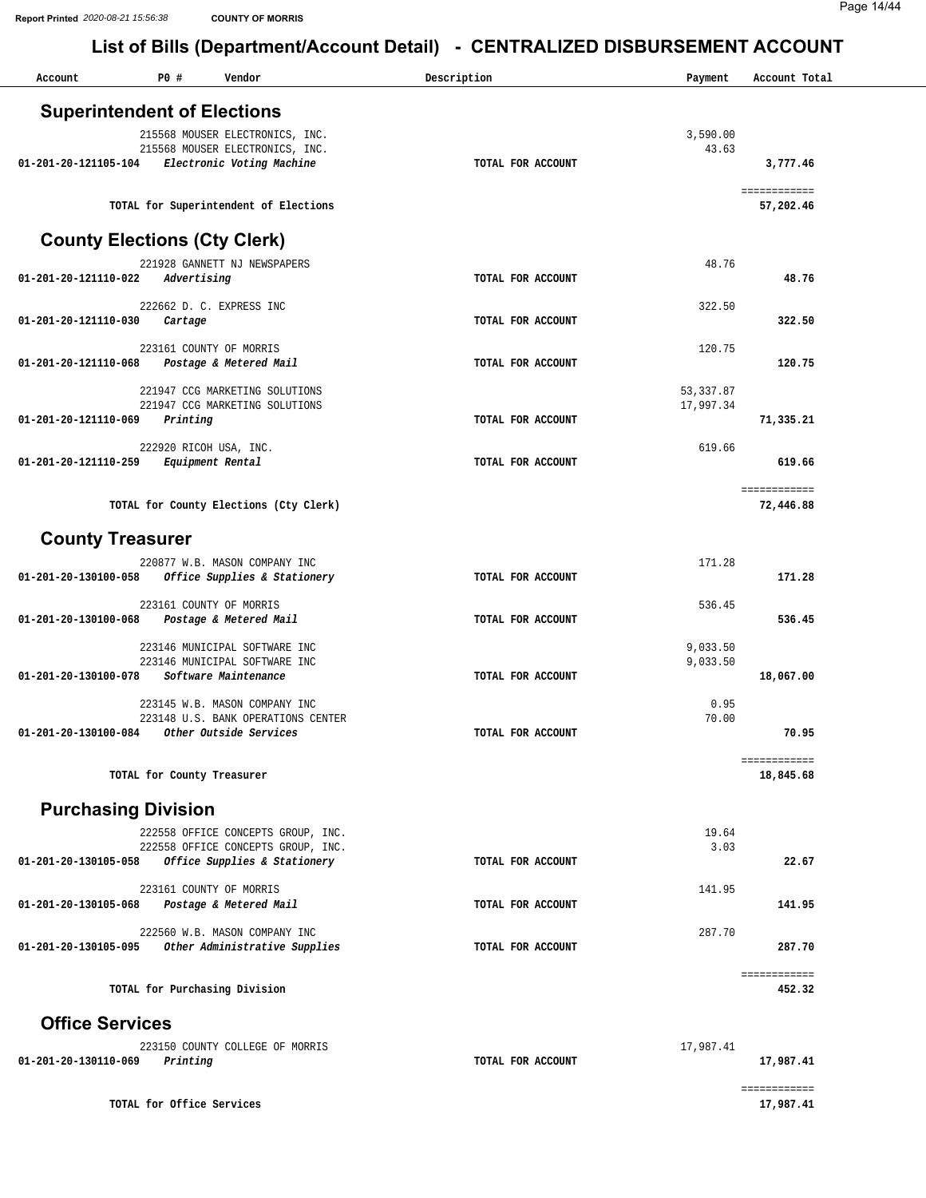Report Printed 2020-08-21 15:56:38 COUNTY OF MORRIS

# List of Bills (Department/Account Detail) - CENTRALIZED DISBURSEMENT ACCOUNT

| Account | PO # | Vendor | Description | Payment | Account Total |
|---|---|---|---|---|---|

## Superintendent of Elections

| Account | PO # | Vendor | Description | Payment | Account Total |
|---|---|---|---|---|---|
| | 215568 | MOUSER ELECTRONICS, INC. | | 3,590.00 | |
| | 215568 | MOUSER ELECTRONICS, INC. | | 43.63 | |
| 01-201-20-121105-104 | | *Electronic Voting Machine* | TOTAL FOR ACCOUNT | | 3,777.46 |
| | | TOTAL for Superintendent of Elections | | | 57,202.46 |

## County Elections (Cty Clerk)

| Account | PO # | Vendor | Description | Payment | Account Total |
|---|---|---|---|---|---|
| | 221928 | GANNETT NJ NEWSPAPERS | | 48.76 | |
| 01-201-20-121110-022 | | *Advertising* | TOTAL FOR ACCOUNT | | 48.76 |
| | 222662 | D. C. EXPRESS INC | | 322.50 | |
| 01-201-20-121110-030 | | *Cartage* | TOTAL FOR ACCOUNT | | 322.50 |
| | 223161 | COUNTY OF MORRIS | | 120.75 | |
| 01-201-20-121110-068 | | *Postage & Metered Mail* | TOTAL FOR ACCOUNT | | 120.75 |
| | 221947 | CCG MARKETING SOLUTIONS | | 53,337.87 | |
| | 221947 | CCG MARKETING SOLUTIONS | | 17,997.34 | |
| 01-201-20-121110-069 | | *Printing* | TOTAL FOR ACCOUNT | | 71,335.21 |
| | 222920 | RICOH USA, INC. | | 619.66 | |
| 01-201-20-121110-259 | | *Equipment Rental* | TOTAL FOR ACCOUNT | | 619.66 |
| | | TOTAL for County Elections (Cty Clerk) | | | 72,446.88 |

## County Treasurer

| Account | PO # | Vendor | Description | Payment | Account Total |
|---|---|---|---|---|---|
| | 220877 | W.B. MASON COMPANY INC | | 171.28 | |
| 01-201-20-130100-058 | | *Office Supplies & Stationery* | TOTAL FOR ACCOUNT | | 171.28 |
| | 223161 | COUNTY OF MORRIS | | 536.45 | |
| 01-201-20-130100-068 | | *Postage & Metered Mail* | TOTAL FOR ACCOUNT | | 536.45 |
| | 223146 | MUNICIPAL SOFTWARE INC | | 9,033.50 | |
| | 223146 | MUNICIPAL SOFTWARE INC | | 9,033.50 | |
| 01-201-20-130100-078 | | *Software Maintenance* | TOTAL FOR ACCOUNT | | 18,067.00 |
| | 223145 | W.B. MASON COMPANY INC | | 0.95 | |
| | 223148 | U.S. BANK OPERATIONS CENTER | | 70.00 | |
| 01-201-20-130100-084 | | *Other Outside Services* | TOTAL FOR ACCOUNT | | 70.95 |
| | | TOTAL for County Treasurer | | | 18,845.68 |

## Purchasing Division

| Account | PO # | Vendor | Description | Payment | Account Total |
|---|---|---|---|---|---|
| | 222558 | OFFICE CONCEPTS GROUP, INC. | | 19.64 | |
| | 222558 | OFFICE CONCEPTS GROUP, INC. | | 3.03 | |
| 01-201-20-130105-058 | | *Office Supplies & Stationery* | TOTAL FOR ACCOUNT | | 22.67 |
| | 223161 | COUNTY OF MORRIS | | 141.95 | |
| 01-201-20-130105-068 | | *Postage & Metered Mail* | TOTAL FOR ACCOUNT | | 141.95 |
| | 222560 | W.B. MASON COMPANY INC | | 287.70 | |
| 01-201-20-130105-095 | | *Other Administrative Supplies* | TOTAL FOR ACCOUNT | | 287.70 |
| | | TOTAL for Purchasing Division | | | 452.32 |

## Office Services

| Account | PO # | Vendor | Description | Payment | Account Total |
|---|---|---|---|---|---|
| | 223150 | COUNTY COLLEGE OF MORRIS | | 17,987.41 | |
| 01-201-20-130110-069 | | *Printing* | TOTAL FOR ACCOUNT | | 17,987.41 |
| | | TOTAL for Office Services | | | 17,987.41 |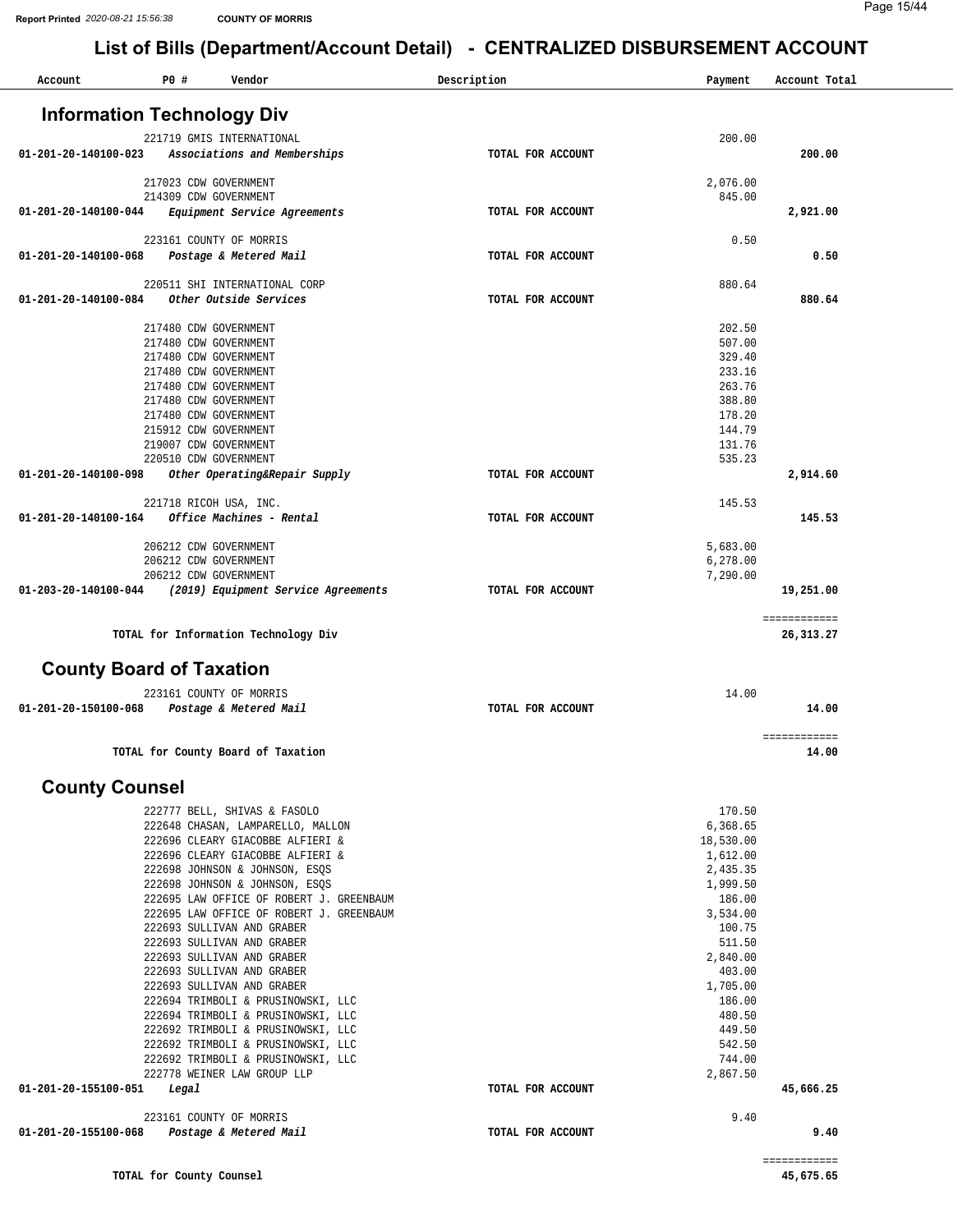# List of Bills (Department/Account Detail) - CENTRALIZED DISBURSEMENT ACCOUNT

| Account | PO # | Vendor | Description | Payment | Account Total |
|---|---|---|---|---|---|

## Information Technology Div

| Account | PO # | Vendor | Description | Payment | Account Total |
|---|---|---|---|---|---|
| | 221719 | GMIS INTERNATIONAL | | 200.00 | |
| 01-201-20-140100-023 | | *Associations and Memberships* | TOTAL FOR ACCOUNT | | 200.00 |
| | 217023 | CDW GOVERNMENT | | 2,076.00 | |
| | 214309 | CDW GOVERNMENT | | 845.00 | |
| 01-201-20-140100-044 | | *Equipment Service Agreements* | TOTAL FOR ACCOUNT | | 2,921.00 |
| | 223161 | COUNTY OF MORRIS | | 0.50 | |
| 01-201-20-140100-068 | | *Postage & Metered Mail* | TOTAL FOR ACCOUNT | | 0.50 |
| | 220511 | SHI INTERNATIONAL CORP | | 880.64 | |
| 01-201-20-140100-084 | | *Other Outside Services* | TOTAL FOR ACCOUNT | | 880.64 |
| | 217480 | CDW GOVERNMENT | | 202.50 | |
| | 217480 | CDW GOVERNMENT | | 507.00 | |
| | 217480 | CDW GOVERNMENT | | 329.40 | |
| | 217480 | CDW GOVERNMENT | | 233.16 | |
| | 217480 | CDW GOVERNMENT | | 263.76 | |
| | 217480 | CDW GOVERNMENT | | 388.80 | |
| | 217480 | CDW GOVERNMENT | | 178.20 | |
| | 215912 | CDW GOVERNMENT | | 144.79 | |
| | 219007 | CDW GOVERNMENT | | 131.76 | |
| | 220510 | CDW GOVERNMENT | | 535.23 | |
| 01-201-20-140100-098 | | *Other Operating&Repair Supply* | TOTAL FOR ACCOUNT | | 2,914.60 |
| | 221718 | RICOH USA, INC. | | 145.53 | |
| 01-201-20-140100-164 | | *Office Machines - Rental* | TOTAL FOR ACCOUNT | | 145.53 |
| | 206212 | CDW GOVERNMENT | | 5,683.00 | |
| | 206212 | CDW GOVERNMENT | | 6,278.00 | |
| | 206212 | CDW GOVERNMENT | | 7,290.00 | |
| 01-203-20-140100-044 | | *(2019) Equipment Service Agreements* | TOTAL FOR ACCOUNT | | 19,251.00 |
| | | **TOTAL for Information Technology Div** | | | 26,313.27 |

## County Board of Taxation

| Account | PO # | Vendor | Description | Payment | Account Total |
|---|---|---|---|---|---|
| | 223161 | COUNTY OF MORRIS | | 14.00 | |
| 01-201-20-150100-068 | | *Postage & Metered Mail* | TOTAL FOR ACCOUNT | | 14.00 |
| | | **TOTAL for County Board of Taxation** | | | 14.00 |

## County Counsel

| Account | PO # | Vendor | Description | Payment | Account Total |
|---|---|---|---|---|---|
| | 222777 | BELL, SHIVAS & FASOLO | | 170.50 | |
| | 222648 | CHASAN, LAMPARELLO, MALLON | | 6,368.65 | |
| | 222696 | CLEARY GIACOBBE ALFIERI & | | 18,530.00 | |
| | 222696 | CLEARY GIACOBBE ALFIERI & | | 1,612.00 | |
| | 222698 | JOHNSON & JOHNSON, ESQS | | 2,435.35 | |
| | 222698 | JOHNSON & JOHNSON, ESQS | | 1,999.50 | |
| | 222695 | LAW OFFICE OF ROBERT J. GREENBAUM | | 186.00 | |
| | 222695 | LAW OFFICE OF ROBERT J. GREENBAUM | | 3,534.00 | |
| | 222693 | SULLIVAN AND GRABER | | 100.75 | |
| | 222693 | SULLIVAN AND GRABER | | 511.50 | |
| | 222693 | SULLIVAN AND GRABER | | 2,840.00 | |
| | 222693 | SULLIVAN AND GRABER | | 403.00 | |
| | 222693 | SULLIVAN AND GRABER | | 1,705.00 | |
| | 222694 | TRIMBOLI & PRUSINOWSKI, LLC | | 186.00 | |
| | 222694 | TRIMBOLI & PRUSINOWSKI, LLC | | 480.50 | |
| | 222692 | TRIMBOLI & PRUSINOWSKI, LLC | | 449.50 | |
| | 222692 | TRIMBOLI & PRUSINOWSKI, LLC | | 542.50 | |
| | 222692 | TRIMBOLI & PRUSINOWSKI, LLC | | 744.00 | |
| | 222778 | WEINER LAW GROUP LLP | | 2,867.50 | |
| 01-201-20-155100-051 | | *Legal* | TOTAL FOR ACCOUNT | | 45,666.25 |
| | 223161 | COUNTY OF MORRIS | | 9.40 | |
| 01-201-20-155100-068 | | *Postage & Metered Mail* | TOTAL FOR ACCOUNT | | 9.40 |
| | | **TOTAL for County Counsel** | | | 45,675.65 |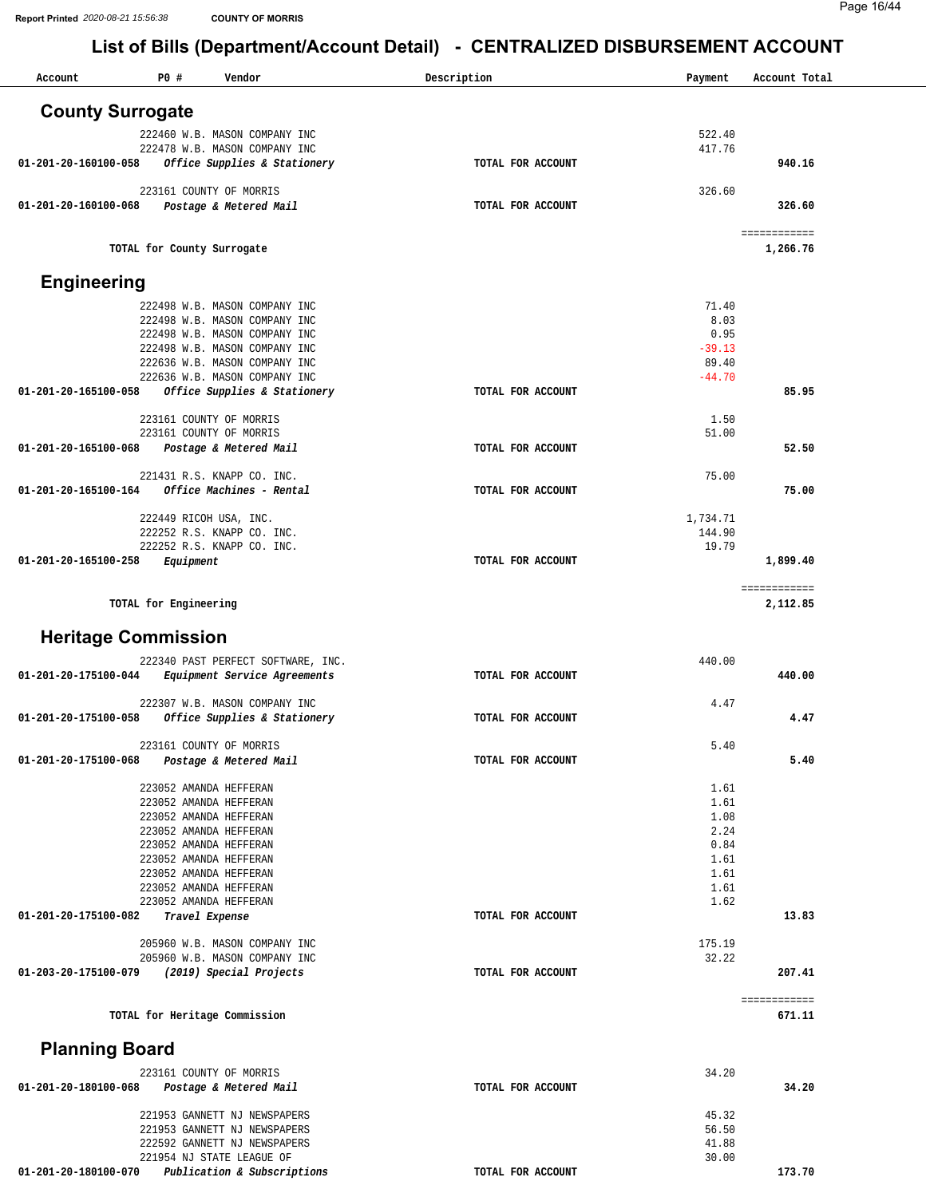## List of Bills (Department/Account Detail) - CENTRALIZED DISBURSEMENT ACCOUNT

| Account | PO # | Vendor | Description | Payment | Account Total |
|---|---|---|---|---|---|

### County Surrogate

| Account | PO # | Vendor | Description | Payment | Account Total |
|---|---|---|---|---|---|
| | 222460 | W.B. MASON COMPANY INC | | 522.40 | |
| | 222478 | W.B. MASON COMPANY INC | | 417.76 | |
| **01-201-20-160100-058** | | ***Office Supplies & Stationery*** | **TOTAL FOR ACCOUNT** | | **940.16** |
| | 223161 | COUNTY OF MORRIS | | 326.60 | |
| **01-201-20-160100-068** | | ***Postage & Metered Mail*** | **TOTAL FOR ACCOUNT** | | **326.60** |
| | | **TOTAL for County Surrogate** | | | **1,266.76** |

### Engineering

| Account | PO # | Vendor | Description | Payment | Account Total |
|---|---|---|---|---|---|
| | 222498 | W.B. MASON COMPANY INC | | 71.40 | |
| | 222498 | W.B. MASON COMPANY INC | | 8.03 | |
| | 222498 | W.B. MASON COMPANY INC | | 0.95 | |
| | 222498 | W.B. MASON COMPANY INC | | -39.13 | |
| | 222636 | W.B. MASON COMPANY INC | | 89.40 | |
| | 222636 | W.B. MASON COMPANY INC | | -44.70 | |
| **01-201-20-165100-058** | | ***Office Supplies & Stationery*** | **TOTAL FOR ACCOUNT** | | **85.95** |
| | 223161 | COUNTY OF MORRIS | | 1.50 | |
| | 223161 | COUNTY OF MORRIS | | 51.00 | |
| **01-201-20-165100-068** | | ***Postage & Metered Mail*** | **TOTAL FOR ACCOUNT** | | **52.50** |
| | 221431 | R.S. KNAPP CO. INC. | | 75.00 | |
| **01-201-20-165100-164** | | ***Office Machines - Rental*** | **TOTAL FOR ACCOUNT** | | **75.00** |
| | 222449 | RICOH USA, INC. | | 1,734.71 | |
| | 222252 | R.S. KNAPP CO. INC. | | 144.90 | |
| | 222252 | R.S. KNAPP CO. INC. | | 19.79 | |
| **01-201-20-165100-258** | | ***Equipment*** | **TOTAL FOR ACCOUNT** | | **1,899.40** |
| | | **TOTAL for Engineering** | | | **2,112.85** |

### Heritage Commission

| Account | PO # | Vendor | Description | Payment | Account Total |
|---|---|---|---|---|---|
| | 222340 | PAST PERFECT SOFTWARE, INC. | | 440.00 | |
| **01-201-20-175100-044** | | ***Equipment Service Agreements*** | **TOTAL FOR ACCOUNT** | | **440.00** |
| | 222307 | W.B. MASON COMPANY INC | | 4.47 | |
| **01-201-20-175100-058** | | ***Office Supplies & Stationery*** | **TOTAL FOR ACCOUNT** | | **4.47** |
| | 223161 | COUNTY OF MORRIS | | 5.40 | |
| **01-201-20-175100-068** | | ***Postage & Metered Mail*** | **TOTAL FOR ACCOUNT** | | **5.40** |
| | 223052 | AMANDA HEFFERAN | | 1.61 | |
| | 223052 | AMANDA HEFFERAN | | 1.61 | |
| | 223052 | AMANDA HEFFERAN | | 1.08 | |
| | 223052 | AMANDA HEFFERAN | | 2.24 | |
| | 223052 | AMANDA HEFFERAN | | 0.84 | |
| | 223052 | AMANDA HEFFERAN | | 1.61 | |
| | 223052 | AMANDA HEFFERAN | | 1.61 | |
| | 223052 | AMANDA HEFFERAN | | 1.61 | |
| | 223052 | AMANDA HEFFERAN | | 1.62 | |
| **01-201-20-175100-082** | | ***Travel Expense*** | **TOTAL FOR ACCOUNT** | | **13.83** |
| | 205960 | W.B. MASON COMPANY INC | | 175.19 | |
| | 205960 | W.B. MASON COMPANY INC | | 32.22 | |
| **01-203-20-175100-079** | | ***(2019) Special Projects*** | **TOTAL FOR ACCOUNT** | | **207.41** |
| | | **TOTAL for Heritage Commission** | | | **671.11** |

### Planning Board

| Account | PO # | Vendor | Description | Payment | Account Total |
|---|---|---|---|---|---|
| | 223161 | COUNTY OF MORRIS | | 34.20 | |
| **01-201-20-180100-068** | | ***Postage & Metered Mail*** | **TOTAL FOR ACCOUNT** | | **34.20** |
| | 221953 | GANNETT NJ NEWSPAPERS | | 45.32 | |
| | 221953 | GANNETT NJ NEWSPAPERS | | 56.50 | |
| | 222592 | GANNETT NJ NEWSPAPERS | | 41.88 | |
| | 221954 | NJ STATE LEAGUE OF | | 30.00 | |
| **01-201-20-180100-070** | | ***Publication & Subscriptions*** | **TOTAL FOR ACCOUNT** | | **173.70** |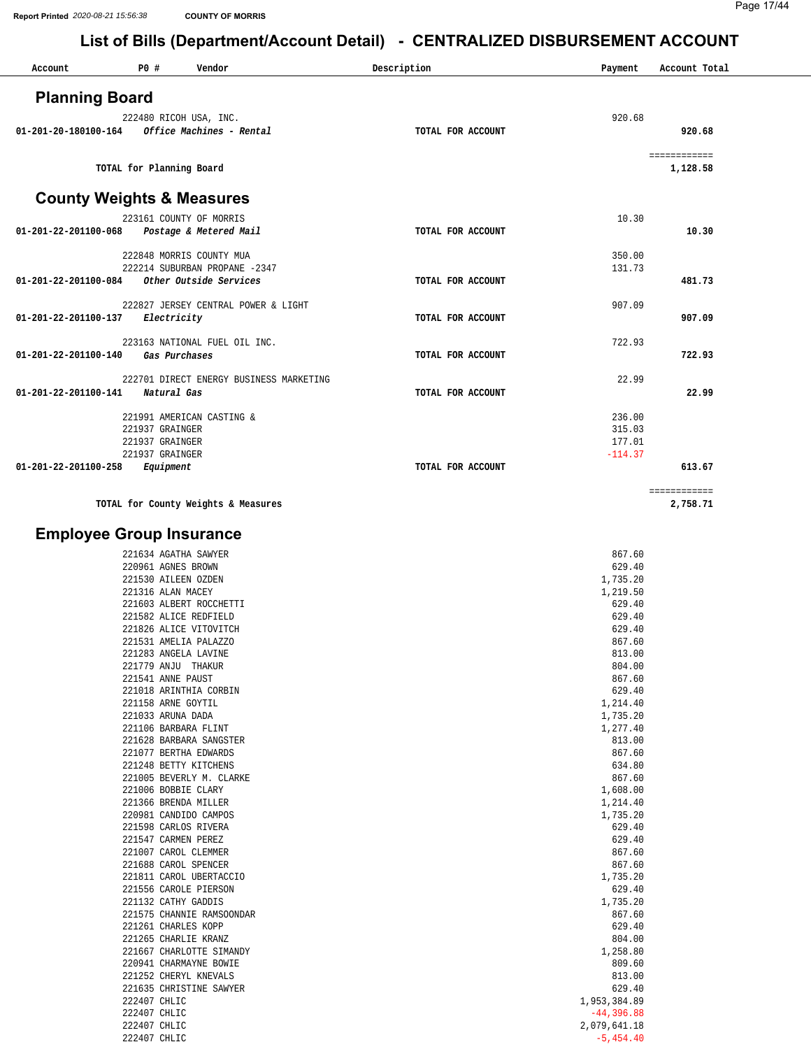# List of Bills (Department/Account Detail) - CENTRALIZED DISBURSEMENT ACCOUNT

Report Printed 2020-08-21 15:56:38 COUNTY OF MORRIS

| Account | PO # | Vendor | Description | Payment | Account Total |
|---|---|---|---|---|---|

## Planning Board

| Account | PO # | Vendor | Description | Payment | Account Total |
|---|---|---|---|---|---|
| | 222480 | RICOH USA, INC. | | 920.68 | |
| 01-201-20-180100-164 | | *Office Machines - Rental* | TOTAL FOR ACCOUNT | | 920.68 |
| | | | | | ============ |
| | | **TOTAL for Planning Board** | | | **1,128.58** |

## County Weights & Measures

| Account | PO # | Vendor | Description | Payment | Account Total |
|---|---|---|---|---|---|
| | 223161 | COUNTY OF MORRIS | | 10.30 | |
| 01-201-22-201100-068 | | *Postage & Metered Mail* | TOTAL FOR ACCOUNT | | 10.30 |
| | 222848 | MORRIS COUNTY MUA | | 350.00 | |
| | 222214 | SUBURBAN PROPANE -2347 | | 131.73 | |
| 01-201-22-201100-084 | | *Other Outside Services* | TOTAL FOR ACCOUNT | | 481.73 |
| | 222827 | JERSEY CENTRAL POWER & LIGHT | | 907.09 | |
| 01-201-22-201100-137 | | *Electricity* | TOTAL FOR ACCOUNT | | 907.09 |
| | 223163 | NATIONAL FUEL OIL INC. | | 722.93 | |
| 01-201-22-201100-140 | | *Gas Purchases* | TOTAL FOR ACCOUNT | | 722.93 |
| | 222701 | DIRECT ENERGY BUSINESS MARKETING | | 22.99 | |
| 01-201-22-201100-141 | | *Natural Gas* | TOTAL FOR ACCOUNT | | 22.99 |
| | 221991 | AMERICAN CASTING & | | 236.00 | |
| | 221937 | GRAINGER | | 315.03 | |
| | 221937 | GRAINGER | | 177.01 | |
| | 221937 | GRAINGER | | -114.37 | |
| 01-201-22-201100-258 | | *Equipment* | TOTAL FOR ACCOUNT | | 613.67 |
| | | | | | ============ |
| | | **TOTAL for County Weights & Measures** | | | **2,758.71** |

## Employee Group Insurance

| Account | PO # | Vendor | Description | Payment | Account Total |
|---|---|---|---|---|---|
| | 221634 | AGATHA SAWYER | | 867.60 | |
| | 220961 | AGNES BROWN | | 629.40 | |
| | 221530 | AILEEN OZDEN | | 1,735.20 | |
| | 221316 | ALAN MACEY | | 1,219.50 | |
| | 221603 | ALBERT ROCCHETTI | | 629.40 | |
| | 221582 | ALICE REDFIELD | | 629.40 | |
| | 221826 | ALICE VITOVITCH | | 629.40 | |
| | 221531 | AMELIA PALAZZO | | 867.60 | |
| | 221283 | ANGELA LAVINE | | 813.00 | |
| | 221779 | ANJU THAKUR | | 804.00 | |
| | 221541 | ANNE PAUST | | 867.60 | |
| | 221018 | ARINTHIA CORBIN | | 629.40 | |
| | 221158 | ARNE GOYTIL | | 1,214.40 | |
| | 221033 | ARUNA DADA | | 1,735.20 | |
| | 221106 | BARBARA FLINT | | 1,277.40 | |
| | 221628 | BARBARA SANGSTER | | 813.00 | |
| | 221077 | BERTHA EDWARDS | | 867.60 | |
| | 221248 | BETTY KITCHENS | | 634.80 | |
| | 221005 | BEVERLY M. CLARKE | | 867.60 | |
| | 221006 | BOBBIE CLARY | | 1,608.00 | |
| | 221366 | BRENDA MILLER | | 1,214.40 | |
| | 220981 | CANDIDO CAMPOS | | 1,735.20 | |
| | 221598 | CARLOS RIVERA | | 629.40 | |
| | 221547 | CARMEN PEREZ | | 629.40 | |
| | 221007 | CAROL CLEMMER | | 867.60 | |
| | 221688 | CAROL SPENCER | | 867.60 | |
| | 221811 | CAROL UBERTACCIO | | 1,735.20 | |
| | 221556 | CAROLE PIERSON | | 629.40 | |
| | 221132 | CATHY GADDIS | | 1,735.20 | |
| | 221575 | CHANNIE RAMSOONDAR | | 867.60 | |
| | 221261 | CHARLES KOPP | | 629.40 | |
| | 221265 | CHARLIE KRANZ | | 804.00 | |
| | 221667 | CHARLOTTE SIMANDY | | 1,258.80 | |
| | 220941 | CHARMAYNE BOWIE | | 809.60 | |
| | 221252 | CHERYL KNEVALS | | 813.00 | |
| | 221635 | CHRISTINE SAWYER | | 629.40 | |
| | 222407 | CHLIC | | 1,953,384.89 | |
| | 222407 | CHLIC | | -44,396.88 | |
| | 222407 | CHLIC | | 2,079,641.18 | |
| | 222407 | CHLIC | | -5,454.40 | |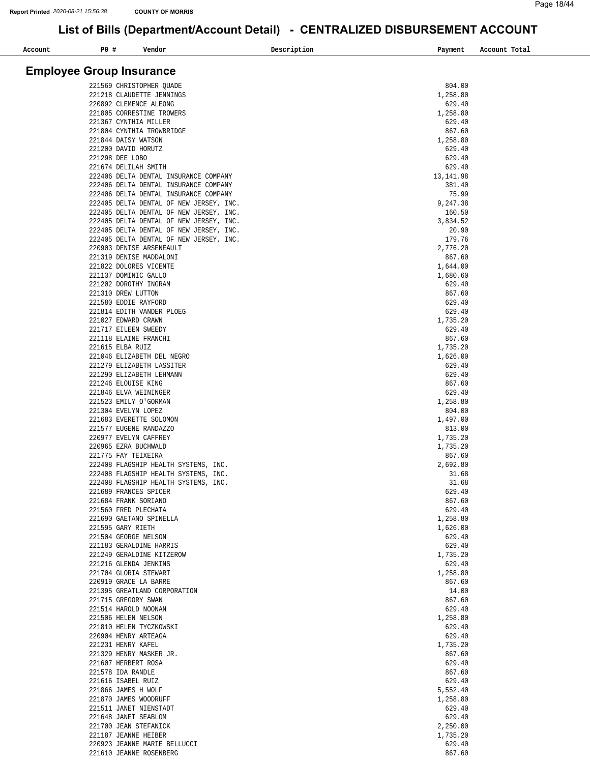# List of Bills (Department/Account Detail) - CENTRALIZED DISBURSEMENT ACCOUNT

Report Printed 2020-08-21 15:56:38 COUNTY OF MORRIS

## Employee Group Insurance

| Account | PO # | Vendor | Description | Payment | Account Total |
|---|---|---|---|---|---|
| | 221569 | CHRISTOPHER QUADE | | 804.00 | |
| | 221218 | CLAUDETTE JENNINGS | | 1,258.80 | |
| | 220892 | CLEMENCE ALEONG | | 629.40 | |
| | 221805 | CORRESTINE TROWERS | | 1,258.80 | |
| | 221367 | CYNTHIA MILLER | | 629.40 | |
| | 221804 | CYNTHIA TROWBRIDGE | | 867.60 | |
| | 221844 | DAISY WATSON | | 1,258.80 | |
| | 221200 | DAVID HORUTZ | | 629.40 | |
| | 221298 | DEE LOBO | | 629.40 | |
| | 221674 | DELILAH SMITH | | 629.40 | |
| | 222406 | DELTA DENTAL INSURANCE COMPANY | | 13,141.98 | |
| | 222406 | DELTA DENTAL INSURANCE COMPANY | | 381.40 | |
| | 222406 | DELTA DENTAL INSURANCE COMPANY | | 75.99 | |
| | 222405 | DELTA DENTAL OF NEW JERSEY, INC. | | 9,247.38 | |
| | 222405 | DELTA DENTAL OF NEW JERSEY, INC. | | 160.50 | |
| | 222405 | DELTA DENTAL OF NEW JERSEY, INC. | | 3,834.52 | |
| | 222405 | DELTA DENTAL OF NEW JERSEY, INC. | | 20.90 | |
| | 222405 | DELTA DENTAL OF NEW JERSEY, INC. | | 179.76 | |
| | 220903 | DENISE ARSENEAULT | | 2,776.20 | |
| | 221319 | DENISE MADDALONI | | 867.60 | |
| | 221822 | DOLORES VICENTE | | 1,644.00 | |
| | 221137 | DOMINIC GALLO | | 1,680.60 | |
| | 221202 | DOROTHY INGRAM | | 629.40 | |
| | 221310 | DREW LUTTON | | 867.60 | |
| | 221580 | EDDIE RAYFORD | | 629.40 | |
| | 221814 | EDITH VANDER PLOEG | | 629.40 | |
| | 221027 | EDWARD CRAWN | | 1,735.20 | |
| | 221717 | EILEEN SWEEDY | | 629.40 | |
| | 221118 | ELAINE FRANCHI | | 867.60 | |
| | 221615 | ELBA RUIZ | | 1,735.20 | |
| | 221046 | ELIZABETH DEL NEGRO | | 1,626.00 | |
| | 221279 | ELIZABETH LASSITER | | 629.40 | |
| | 221290 | ELIZABETH LEHMANN | | 629.40 | |
| | 221246 | ELOUISE KING | | 867.60 | |
| | 221846 | ELVA WEININGER | | 629.40 | |
| | 221523 | EMILY O'GORMAN | | 1,258.80 | |
| | 221304 | EVELYN LOPEZ | | 804.00 | |
| | 221683 | EVERETTE SOLOMON | | 1,497.00 | |
| | 221577 | EUGENE RANDAZZO | | 813.00 | |
| | 220977 | EVELYN CAFFREY | | 1,735.20 | |
| | 220965 | EZRA BUCHWALD | | 1,735.20 | |
| | 221775 | FAY TEIXEIRA | | 867.60 | |
| | 222408 | FLAGSHIP HEALTH SYSTEMS, INC. | | 2,692.80 | |
| | 222408 | FLAGSHIP HEALTH SYSTEMS, INC. | | 31.68 | |
| | 222408 | FLAGSHIP HEALTH SYSTEMS, INC. | | 31.68 | |
| | 221689 | FRANCES SPICER | | 629.40 | |
| | 221684 | FRANK SORIANO | | 867.60 | |
| | 221560 | FRED PLECHATA | | 629.40 | |
| | 221690 | GAETANO SPINELLA | | 1,258.80 | |
| | 221595 | GARY RIETH | | 1,626.00 | |
| | 221504 | GEORGE NELSON | | 629.40 | |
| | 221183 | GERALDINE HARRIS | | 629.40 | |
| | 221249 | GERALDINE KITZEROW | | 1,735.20 | |
| | 221216 | GLENDA JENKINS | | 629.40 | |
| | 221704 | GLORIA STEWART | | 1,258.80 | |
| | 220919 | GRACE LA BARRE | | 867.60 | |
| | 221395 | GREATLAND CORPORATION | | 14.00 | |
| | 221715 | GREGORY SWAN | | 867.60 | |
| | 221514 | HAROLD NOONAN | | 629.40 | |
| | 221506 | HELEN NELSON | | 1,258.80 | |
| | 221810 | HELEN TYCZKOWSKI | | 629.40 | |
| | 220904 | HENRY ARTEAGA | | 629.40 | |
| | 221231 | HENRY KAFEL | | 1,735.20 | |
| | 221329 | HENRY MASKER JR. | | 867.60 | |
| | 221607 | HERBERT ROSA | | 629.40 | |
| | 221578 | IDA RANDLE | | 867.60 | |
| | 221616 | ISABEL RUIZ | | 629.40 | |
| | 221866 | JAMES H WOLF | | 5,552.40 | |
| | 221870 | JAMES WOODRUFF | | 1,258.80 | |
| | 221511 | JANET NIENSTADT | | 629.40 | |
| | 221648 | JANET SEABLOM | | 629.40 | |
| | 221700 | JEAN STEFANICK | | 2,250.00 | |
| | 221187 | JEANNE HEIBER | | 1,735.20 | |
| | 220923 | JEANNE MARIE BELLUCCI | | 629.40 | |
| | 221610 | JEANNE ROSENBERG | | 867.60 | |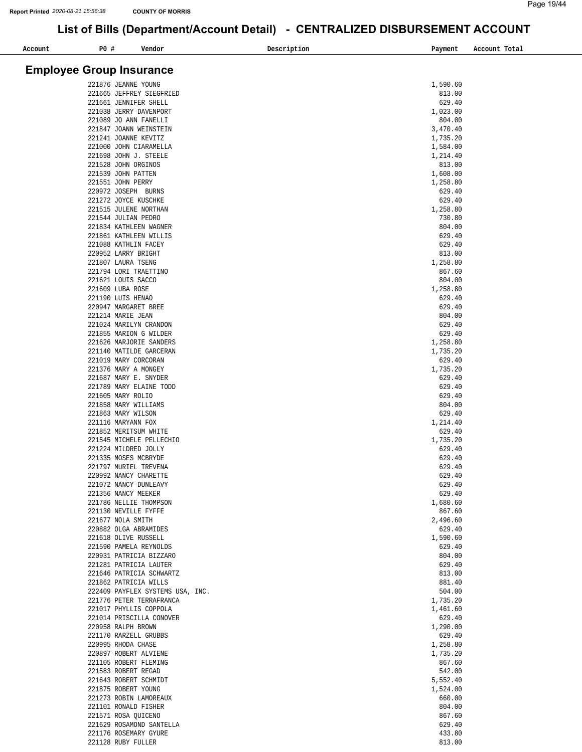# List of Bills (Department/Account Detail) - CENTRALIZED DISBURSEMENT ACCOUNT

| Account | PO # | Vendor | Description | Payment | Account Total |
|---|---|---|---|---|---|

## Employee Group Insurance

| Account | PO # | Vendor | Description | Payment | Account Total |
|---|---|---|---|---|---|
| | 221876 | JEANNE YOUNG | | 1,590.60 | |
| | 221665 | JEFFREY SIEGFRIED | | 813.00 | |
| | 221661 | JENNIFER SHELL | | 629.40 | |
| | 221038 | JERRY DAVENPORT | | 1,023.00 | |
| | 221089 | JO ANN FANELLI | | 804.00 | |
| | 221847 | JOANN WEINSTEIN | | 3,470.40 | |
| | 221241 | JOANNE KEVITZ | | 1,735.20 | |
| | 221000 | JOHN CIARAMELLA | | 1,584.00 | |
| | 221698 | JOHN J. STEELE | | 1,214.40 | |
| | 221528 | JOHN ORGINOS | | 813.00 | |
| | 221539 | JOHN PATTEN | | 1,608.00 | |
| | 221551 | JOHN PERRY | | 1,258.80 | |
| | 220972 | JOSEPH BURNS | | 629.40 | |
| | 221272 | JOYCE KUSCHKE | | 629.40 | |
| | 221515 | JULENE NORTHAN | | 1,258.80 | |
| | 221544 | JULIAN PEDRO | | 730.80 | |
| | 221834 | KATHLEEN WAGNER | | 804.00 | |
| | 221861 | KATHLEEN WILLIS | | 629.40 | |
| | 221088 | KATHLIN FACEY | | 629.40 | |
| | 220952 | LARRY BRIGHT | | 813.00 | |
| | 221807 | LAURA TSENG | | 1,258.80 | |
| | 221794 | LORI TRAETTINO | | 867.60 | |
| | 221621 | LOUIS SACCO | | 804.00 | |
| | 221609 | LUBA ROSE | | 1,258.80 | |
| | 221190 | LUIS HENAO | | 629.40 | |
| | 220947 | MARGARET BREE | | 629.40 | |
| | 221214 | MARIE JEAN | | 804.00 | |
| | 221024 | MARILYN CRANDON | | 629.40 | |
| | 221855 | MARION G WILDER | | 629.40 | |
| | 221626 | MARJORIE SANDERS | | 1,258.80 | |
| | 221140 | MATILDE GARCERAN | | 1,735.20 | |
| | 221019 | MARY CORCORAN | | 629.40 | |
| | 221376 | MARY A MONGEY | | 1,735.20 | |
| | 221687 | MARY E. SNYDER | | 629.40 | |
| | 221789 | MARY ELAINE TODD | | 629.40 | |
| | 221605 | MARY ROLIO | | 629.40 | |
| | 221858 | MARY WILLIAMS | | 804.00 | |
| | 221863 | MARY WILSON | | 629.40 | |
| | 221116 | MARYANN FOX | | 1,214.40 | |
| | 221852 | MERITSUM WHITE | | 629.40 | |
| | 221545 | MICHELE PELLECHIO | | 1,735.20 | |
| | 221224 | MILDRED JOLLY | | 629.40 | |
| | 221335 | MOSES MCBRYDE | | 629.40 | |
| | 221797 | MURIEL TREVENA | | 629.40 | |
| | 220992 | NANCY CHARETTE | | 629.40 | |
| | 221072 | NANCY DUNLEAVY | | 629.40 | |
| | 221356 | NANCY MEEKER | | 629.40 | |
| | 221786 | NELLIE THOMPSON | | 1,680.60 | |
| | 221130 | NEVILLE FYFFE | | 867.60 | |
| | 221677 | NOLA SMITH | | 2,496.60 | |
| | 220882 | OLGA ABRAMIDES | | 629.40 | |
| | 221618 | OLIVE RUSSELL | | 1,590.60 | |
| | 221590 | PAMELA REYNOLDS | | 629.40 | |
| | 220931 | PATRICIA BIZZARO | | 804.00 | |
| | 221281 | PATRICIA LAUTER | | 629.40 | |
| | 221646 | PATRICIA SCHWARTZ | | 813.00 | |
| | 221862 | PATRICIA WILLS | | 881.40 | |
| | 222409 | PAYFLEX SYSTEMS USA, INC. | | 504.00 | |
| | 221776 | PETER TERRAFRANCA | | 1,735.20 | |
| | 221017 | PHYLLIS COPPOLA | | 1,461.60 | |
| | 221014 | PRISCILLA CONOVER | | 629.40 | |
| | 220958 | RALPH BROWN | | 1,290.00 | |
| | 221170 | RARZELL GRUBBS | | 629.40 | |
| | 220995 | RHODA CHASE | | 1,258.80 | |
| | 220897 | ROBERT ALVIENE | | 1,735.20 | |
| | 221105 | ROBERT FLEMING | | 867.60 | |
| | 221583 | ROBERT REGAD | | 542.00 | |
| | 221643 | ROBERT SCHMIDT | | 5,552.40 | |
| | 221875 | ROBERT YOUNG | | 1,524.00 | |
| | 221273 | ROBIN LAMOREAUX | | 660.00 | |
| | 221101 | RONALD FISHER | | 804.00 | |
| | 221571 | ROSA QUICENO | | 867.60 | |
| | 221629 | ROSAMOND SANTELLA | | 629.40 | |
| | 221176 | ROSEMARY GYURE | | 433.80 | |
| | 221128 | RUBY FULLER | | 813.00 | |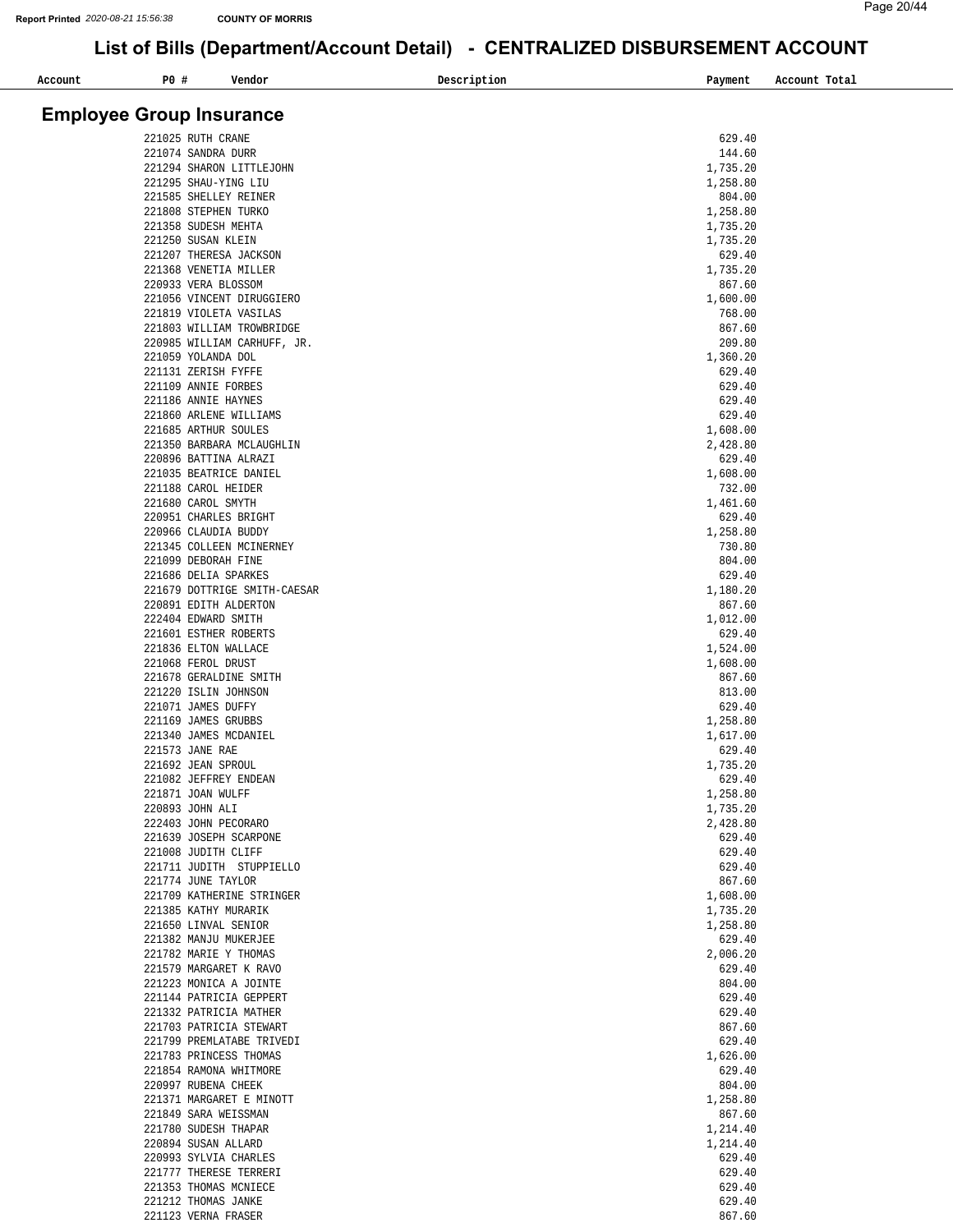# List of Bills (Department/Account Detail) - CENTRALIZED DISBURSEMENT ACCOUNT

## Employee Group Insurance

| Account | PO # | Vendor | Description | Payment | Account Total |
|---|---|---|---|---|---|
| | 221025 | RUTH CRANE | | 629.40 | |
| | 221074 | SANDRA DURR | | 144.60 | |
| | 221294 | SHARON LITTLEJOHN | | 1,735.20 | |
| | 221295 | SHAU-YING LIU | | 1,258.80 | |
| | 221585 | SHELLEY REINER | | 804.00 | |
| | 221808 | STEPHEN TURKO | | 1,258.80 | |
| | 221358 | SUDESH MEHTA | | 1,735.20 | |
| | 221250 | SUSAN KLEIN | | 1,735.20 | |
| | 221207 | THERESA JACKSON | | 629.40 | |
| | 221368 | VENETIA MILLER | | 1,735.20 | |
| | 220933 | VERA BLOSSOM | | 867.60 | |
| | 221056 | VINCENT DIRUGGIERO | | 1,600.00 | |
| | 221819 | VIOLETA VASILAS | | 768.00 | |
| | 221803 | WILLIAM TROWBRIDGE | | 867.60 | |
| | 220985 | WILLIAM CARHUFF, JR. | | 209.80 | |
| | 221059 | YOLANDA DOL | | 1,360.20 | |
| | 221131 | ZERISH FYFFE | | 629.40 | |
| | 221109 | ANNIE FORBES | | 629.40 | |
| | 221186 | ANNIE HAYNES | | 629.40 | |
| | 221860 | ARLENE WILLIAMS | | 629.40 | |
| | 221685 | ARTHUR SOULES | | 1,608.00 | |
| | 221350 | BARBARA MCLAUGHLIN | | 2,428.80 | |
| | 220896 | BATTINA ALRAZI | | 629.40 | |
| | 221035 | BEATRICE DANIEL | | 1,608.00 | |
| | 221188 | CAROL HEIDER | | 732.00 | |
| | 221680 | CAROL SMYTH | | 1,461.60 | |
| | 220951 | CHARLES BRIGHT | | 629.40 | |
| | 220966 | CLAUDIA BUDDY | | 1,258.80 | |
| | 221345 | COLLEEN MCINERNEY | | 730.80 | |
| | 221099 | DEBORAH FINE | | 804.00 | |
| | 221686 | DELIA SPARKES | | 629.40 | |
| | 221679 | DOTTRIGE SMITH-CAESAR | | 1,180.20 | |
| | 220891 | EDITH ALDERTON | | 867.60 | |
| | 222404 | EDWARD SMITH | | 1,012.00 | |
| | 221601 | ESTHER ROBERTS | | 629.40 | |
| | 221836 | ELTON WALLACE | | 1,524.00 | |
| | 221068 | FEROL DRUST | | 1,608.00 | |
| | 221678 | GERALDINE SMITH | | 867.60 | |
| | 221220 | ISLIN JOHNSON | | 813.00 | |
| | 221071 | JAMES DUFFY | | 629.40 | |
| | 221169 | JAMES GRUBBS | | 1,258.80 | |
| | 221340 | JAMES MCDANIEL | | 1,617.00 | |
| | 221573 | JANE RAE | | 629.40 | |
| | 221692 | JEAN SPROUL | | 1,735.20 | |
| | 221082 | JEFFREY ENDEAN | | 629.40 | |
| | 221871 | JOAN WULFF | | 1,258.80 | |
| | 220893 | JOHN ALI | | 1,735.20 | |
| | 222403 | JOHN PECORARO | | 2,428.80 | |
| | 221639 | JOSEPH SCARPONE | | 629.40 | |
| | 221008 | JUDITH CLIFF | | 629.40 | |
| | 221711 | JUDITH STUPPIELLO | | 629.40 | |
| | 221774 | JUNE TAYLOR | | 867.60 | |
| | 221709 | KATHERINE STRINGER | | 1,608.00 | |
| | 221385 | KATHY MURARIK | | 1,735.20 | |
| | 221650 | LINVAL SENIOR | | 1,258.80 | |
| | 221382 | MANJU MUKERJEE | | 629.40 | |
| | 221782 | MARIE Y THOMAS | | 2,006.20 | |
| | 221579 | MARGARET K RAVO | | 629.40 | |
| | 221223 | MONICA A JOINTE | | 804.00 | |
| | 221144 | PATRICIA GEPPERT | | 629.40 | |
| | 221332 | PATRICIA MATHER | | 629.40 | |
| | 221703 | PATRICIA STEWART | | 867.60 | |
| | 221799 | PREMLATABE TRIVEDI | | 629.40 | |
| | 221783 | PRINCESS THOMAS | | 1,626.00 | |
| | 221854 | RAMONA WHITMORE | | 629.40 | |
| | 220997 | RUBENA CHEEK | | 804.00 | |
| | 221371 | MARGARET E MINOTT | | 1,258.80 | |
| | 221849 | SARA WEISSMAN | | 867.60 | |
| | 221780 | SUDESH THAPAR | | 1,214.40 | |
| | 220894 | SUSAN ALLARD | | 1,214.40 | |
| | 220993 | SYLVIA CHARLES | | 629.40 | |
| | 221777 | THERESE TERRERI | | 629.40 | |
| | 221353 | THOMAS MCNIECE | | 629.40 | |
| | 221212 | THOMAS JANKE | | 629.40 | |
| | 221123 | VERNA FRASER | | 867.60 | |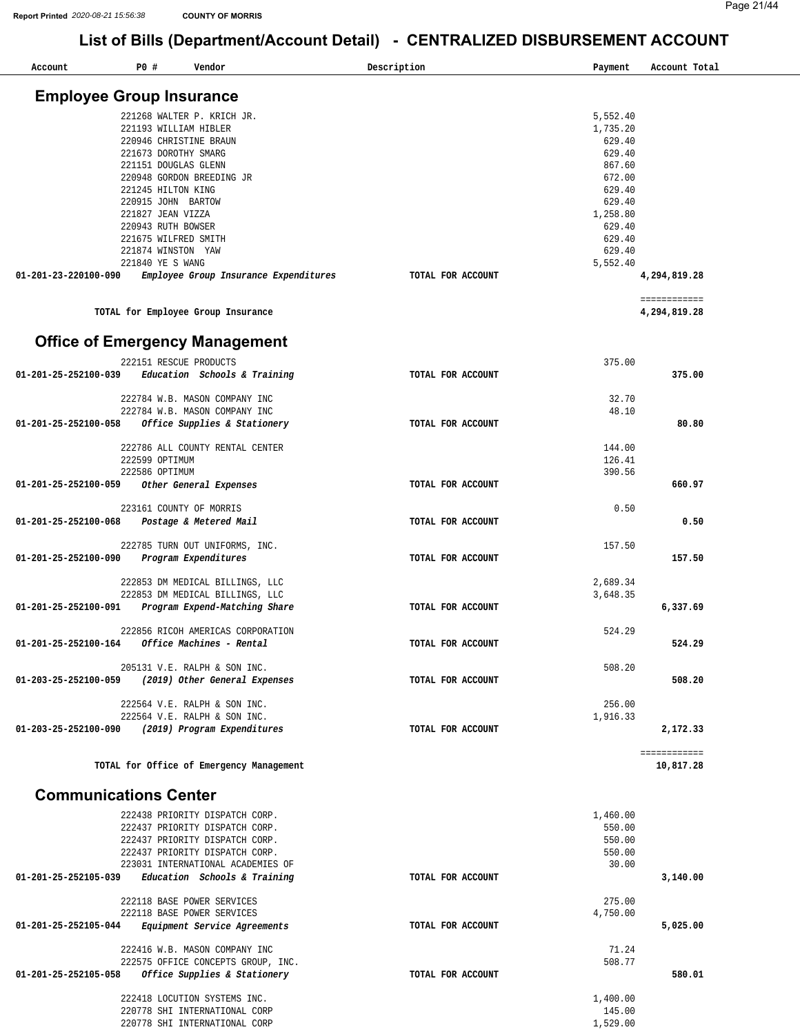## List of Bills (Department/Account Detail) - CENTRALIZED DISBURSEMENT ACCOUNT

| Account | PO # | Vendor | Description | Payment | Account Total |
|---|---|---|---|---|---|

### Employee Group Insurance

| Account | PO # | Vendor | Description | Payment | Account Total |
|---|---|---|---|---|---|
| | 221268 | WALTER P. KRICH JR. | | 5,552.40 | |
| | 221193 | WILLIAM HIBLER | | 1,735.20 | |
| | 220946 | CHRISTINE BRAUN | | 629.40 | |
| | 221673 | DOROTHY SMARG | | 629.40 | |
| | 221151 | DOUGLAS GLENN | | 867.60 | |
| | 220948 | GORDON BREEDING JR | | 672.00 | |
| | 221245 | HILTON KING | | 629.40 | |
| | 220915 | JOHN BARTOW | | 629.40 | |
| | 221827 | JEAN VIZZA | | 1,258.80 | |
| | 220943 | RUTH BOWSER | | 629.40 | |
| | 221675 | WILFRED SMITH | | 629.40 | |
| | 221874 | WINSTON YAW | | 629.40 | |
| | 221840 | YE S WANG | | 5,552.40 | |
| 01-201-23-220100-090 | | *Employee Group Insurance Expenditures* | TOTAL FOR ACCOUNT | | 4,294,819.28 |
| | | TOTAL for Employee Group Insurance | | | 4,294,819.28 |

### Office of Emergency Management

| Account | PO # | Vendor | Description | Payment | Account Total |
|---|---|---|---|---|---|
| | 222151 | RESCUE PRODUCTS | | 375.00 | |
| 01-201-25-252100-039 | | *Education Schools & Training* | TOTAL FOR ACCOUNT | | 375.00 |
| | 222784 | W.B. MASON COMPANY INC | | 32.70 | |
| | 222784 | W.B. MASON COMPANY INC | | 48.10 | |
| 01-201-25-252100-058 | | *Office Supplies & Stationery* | TOTAL FOR ACCOUNT | | 80.80 |
| | 222786 | ALL COUNTY RENTAL CENTER | | 144.00 | |
| | 222599 | OPTIMUM | | 126.41 | |
| | 222586 | OPTIMUM | | 390.56 | |
| 01-201-25-252100-059 | | *Other General Expenses* | TOTAL FOR ACCOUNT | | 660.97 |
| | 223161 | COUNTY OF MORRIS | | 0.50 | |
| 01-201-25-252100-068 | | *Postage & Metered Mail* | TOTAL FOR ACCOUNT | | 0.50 |
| | 222785 | TURN OUT UNIFORMS, INC. | | 157.50 | |
| 01-201-25-252100-090 | | *Program Expenditures* | TOTAL FOR ACCOUNT | | 157.50 |
| | 222853 | DM MEDICAL BILLINGS, LLC | | 2,689.34 | |
| | 222853 | DM MEDICAL BILLINGS, LLC | | 3,648.35 | |
| 01-201-25-252100-091 | | *Program Expend-Matching Share* | TOTAL FOR ACCOUNT | | 6,337.69 |
| | 222856 | RICOH AMERICAS CORPORATION | | 524.29 | |
| 01-201-25-252100-164 | | *Office Machines - Rental* | TOTAL FOR ACCOUNT | | 524.29 |
| | 205131 | V.E. RALPH & SON INC. | | 508.20 | |
| 01-203-25-252100-059 | | *(2019) Other General Expenses* | TOTAL FOR ACCOUNT | | 508.20 |
| | 222564 | V.E. RALPH & SON INC. | | 256.00 | |
| | 222564 | V.E. RALPH & SON INC. | | 1,916.33 | |
| 01-203-25-252100-090 | | *(2019) Program Expenditures* | TOTAL FOR ACCOUNT | | 2,172.33 |
| | | TOTAL for Office of Emergency Management | | | 10,817.28 |

### Communications Center

| Account | PO # | Vendor | Description | Payment | Account Total |
|---|---|---|---|---|---|
| | 222438 | PRIORITY DISPATCH CORP. | | 1,460.00 | |
| | 222437 | PRIORITY DISPATCH CORP. | | 550.00 | |
| | 222437 | PRIORITY DISPATCH CORP. | | 550.00 | |
| | 222437 | PRIORITY DISPATCH CORP. | | 550.00 | |
| | 223031 | INTERNATIONAL ACADEMIES OF | | 30.00 | |
| 01-201-25-252105-039 | | *Education Schools & Training* | TOTAL FOR ACCOUNT | | 3,140.00 |
| | 222118 | BASE POWER SERVICES | | 275.00 | |
| | 222118 | BASE POWER SERVICES | | 4,750.00 | |
| 01-201-25-252105-044 | | *Equipment Service Agreements* | TOTAL FOR ACCOUNT | | 5,025.00 |
| | 222416 | W.B. MASON COMPANY INC | | 71.24 | |
| | 222575 | OFFICE CONCEPTS GROUP, INC. | | 508.77 | |
| 01-201-25-252105-058 | | *Office Supplies & Stationery* | TOTAL FOR ACCOUNT | | 580.01 |
| | 222418 | LOCUTION SYSTEMS INC. | | 1,400.00 | |
| | 220778 | SHI INTERNATIONAL CORP | | 145.00 | |
| | 220778 | SHI INTERNATIONAL CORP | | 1,529.00 | |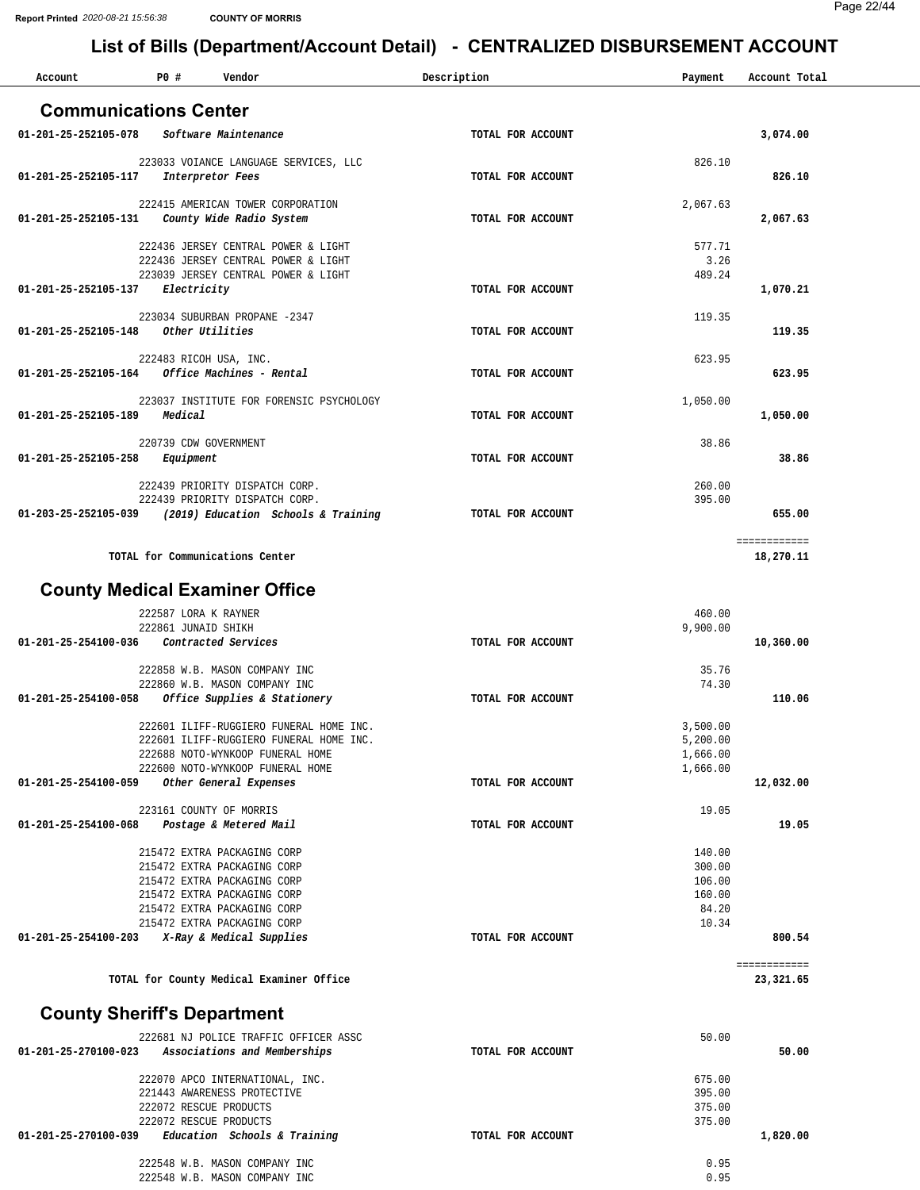# List of Bills (Department/Account Detail) - CENTRALIZED DISBURSEMENT ACCOUNT

| Account | PO # Vendor | Description | Payment | Account Total |
|---|---|---|---|---|

## Communications Center

| Account | PO # Vendor | Description | Payment | Account Total |
|---|---|---|---|---|
| **01-201-25-252105-078** | ***Software Maintenance*** | **TOTAL FOR ACCOUNT** | | **3,074.00** |
| | 223033 VOIANCE LANGUAGE SERVICES, LLC | | 826.10 | |
| **01-201-25-252105-117** | ***Interpretor Fees*** | **TOTAL FOR ACCOUNT** | | **826.10** |
| | 222415 AMERICAN TOWER CORPORATION | | 2,067.63 | |
| **01-201-25-252105-131** | ***County Wide Radio System*** | **TOTAL FOR ACCOUNT** | | **2,067.63** |
| | 222436 JERSEY CENTRAL POWER & LIGHT | | 577.71 | |
| | 222436 JERSEY CENTRAL POWER & LIGHT | | 3.26 | |
| | 223039 JERSEY CENTRAL POWER & LIGHT | | 489.24 | |
| **01-201-25-252105-137** | ***Electricity*** | **TOTAL FOR ACCOUNT** | | **1,070.21** |
| | 223034 SUBURBAN PROPANE -2347 | | 119.35 | |
| **01-201-25-252105-148** | ***Other Utilities*** | **TOTAL FOR ACCOUNT** | | **119.35** |
| | 222483 RICOH USA, INC. | | 623.95 | |
| **01-201-25-252105-164** | ***Office Machines - Rental*** | **TOTAL FOR ACCOUNT** | | **623.95** |
| | 223037 INSTITUTE FOR FORENSIC PSYCHOLOGY | | 1,050.00 | |
| **01-201-25-252105-189** | ***Medical*** | **TOTAL FOR ACCOUNT** | | **1,050.00** |
| | 220739 CDW GOVERNMENT | | 38.86 | |
| **01-201-25-252105-258** | ***Equipment*** | **TOTAL FOR ACCOUNT** | | **38.86** |
| | 222439 PRIORITY DISPATCH CORP. | | 260.00 | |
| | 222439 PRIORITY DISPATCH CORP. | | 395.00 | |
| **01-203-25-252105-039** | ***(2019) Education Schools & Training*** | **TOTAL FOR ACCOUNT** | | **655.00** |
| | | | | ============ |
| | **TOTAL for Communications Center** | | | **18,270.11** |

## County Medical Examiner Office

| Account | PO # Vendor | Description | Payment | Account Total |
|---|---|---|---|---|
| | 222587 LORA K RAYNER | | 460.00 | |
| | 222861 JUNAID SHIKH | | 9,900.00 | |
| **01-201-25-254100-036** | ***Contracted Services*** | **TOTAL FOR ACCOUNT** | | **10,360.00** |
| | 222858 W.B. MASON COMPANY INC | | 35.76 | |
| | 222860 W.B. MASON COMPANY INC | | 74.30 | |
| **01-201-25-254100-058** | ***Office Supplies & Stationery*** | **TOTAL FOR ACCOUNT** | | **110.06** |
| | 222601 ILIFF-RUGGIERO FUNERAL HOME INC. | | 3,500.00 | |
| | 222601 ILIFF-RUGGIERO FUNERAL HOME INC. | | 5,200.00 | |
| | 222688 NOTO-WYNKOOP FUNERAL HOME | | 1,666.00 | |
| | 222600 NOTO-WYNKOOP FUNERAL HOME | | 1,666.00 | |
| **01-201-25-254100-059** | ***Other General Expenses*** | **TOTAL FOR ACCOUNT** | | **12,032.00** |
| | 223161 COUNTY OF MORRIS | | 19.05 | |
| **01-201-25-254100-068** | ***Postage & Metered Mail*** | **TOTAL FOR ACCOUNT** | | **19.05** |
| | 215472 EXTRA PACKAGING CORP | | 140.00 | |
| | 215472 EXTRA PACKAGING CORP | | 300.00 | |
| | 215472 EXTRA PACKAGING CORP | | 106.00 | |
| | 215472 EXTRA PACKAGING CORP | | 160.00 | |
| | 215472 EXTRA PACKAGING CORP | | 84.20 | |
| | 215472 EXTRA PACKAGING CORP | | 10.34 | |
| **01-201-25-254100-203** | ***X-Ray & Medical Supplies*** | **TOTAL FOR ACCOUNT** | | **800.54** |
| | | | | ============ |
| | **TOTAL for County Medical Examiner Office** | | | **23,321.65** |

## County Sheriff's Department

| Account | PO # Vendor | Description | Payment | Account Total |
|---|---|---|---|---|
| | 222681 NJ POLICE TRAFFIC OFFICER ASSC | | 50.00 | |
| **01-201-25-270100-023** | ***Associations and Memberships*** | **TOTAL FOR ACCOUNT** | | **50.00** |
| | 222070 APCO INTERNATIONAL, INC. | | 675.00 | |
| | 221443 AWARENESS PROTECTIVE | | 395.00 | |
| | 222072 RESCUE PRODUCTS | | 375.00 | |
| | 222072 RESCUE PRODUCTS | | 375.00 | |
| **01-201-25-270100-039** | ***Education Schools & Training*** | **TOTAL FOR ACCOUNT** | | **1,820.00** |
| | 222548 W.B. MASON COMPANY INC | | 0.95 | |
| | 222548 W.B. MASON COMPANY INC | | 0.95 | |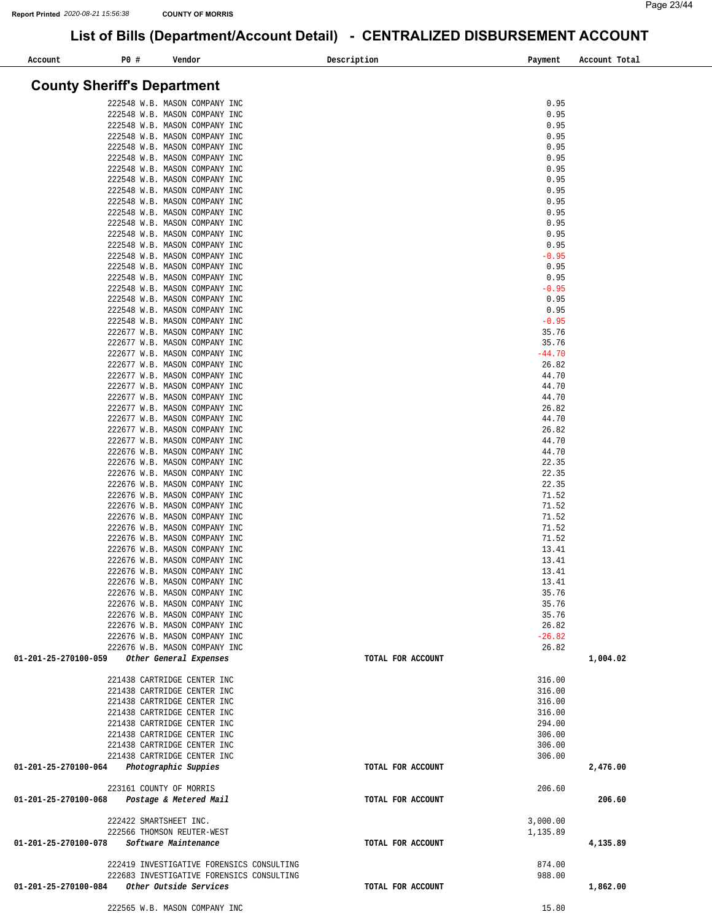# List of Bills (Department/Account Detail) - CENTRALIZED DISBURSEMENT ACCOUNT

## County Sheriff's Department

| Account | PO # | Vendor | Description | Payment | Account Total |
|---|---|---|---|---|---|
| | 222548 | W.B. MASON COMPANY INC | | 0.95 | |
| | 222548 | W.B. MASON COMPANY INC | | 0.95 | |
| | 222548 | W.B. MASON COMPANY INC | | 0.95 | |
| | 222548 | W.B. MASON COMPANY INC | | 0.95 | |
| | 222548 | W.B. MASON COMPANY INC | | 0.95 | |
| | 222548 | W.B. MASON COMPANY INC | | 0.95 | |
| | 222548 | W.B. MASON COMPANY INC | | 0.95 | |
| | 222548 | W.B. MASON COMPANY INC | | 0.95 | |
| | 222548 | W.B. MASON COMPANY INC | | 0.95 | |
| | 222548 | W.B. MASON COMPANY INC | | 0.95 | |
| | 222548 | W.B. MASON COMPANY INC | | 0.95 | |
| | 222548 | W.B. MASON COMPANY INC | | 0.95 | |
| | 222548 | W.B. MASON COMPANY INC | | 0.95 | |
| | 222548 | W.B. MASON COMPANY INC | | 0.95 | |
| | 222548 | W.B. MASON COMPANY INC | | -0.95 | |
| | 222548 | W.B. MASON COMPANY INC | | 0.95 | |
| | 222548 | W.B. MASON COMPANY INC | | 0.95 | |
| | 222548 | W.B. MASON COMPANY INC | | -0.95 | |
| | 222548 | W.B. MASON COMPANY INC | | 0.95 | |
| | 222548 | W.B. MASON COMPANY INC | | 0.95 | |
| | 222548 | W.B. MASON COMPANY INC | | -0.95 | |
| | 222677 | W.B. MASON COMPANY INC | | 35.76 | |
| | 222677 | W.B. MASON COMPANY INC | | 35.76 | |
| | 222677 | W.B. MASON COMPANY INC | | -44.70 | |
| | 222677 | W.B. MASON COMPANY INC | | 26.82 | |
| | 222677 | W.B. MASON COMPANY INC | | 44.70 | |
| | 222677 | W.B. MASON COMPANY INC | | 44.70 | |
| | 222677 | W.B. MASON COMPANY INC | | 44.70 | |
| | 222677 | W.B. MASON COMPANY INC | | 26.82 | |
| | 222677 | W.B. MASON COMPANY INC | | 44.70 | |
| | 222677 | W.B. MASON COMPANY INC | | 26.82 | |
| | 222677 | W.B. MASON COMPANY INC | | 44.70 | |
| | 222676 | W.B. MASON COMPANY INC | | 44.70 | |
| | 222676 | W.B. MASON COMPANY INC | | 22.35 | |
| | 222676 | W.B. MASON COMPANY INC | | 22.35 | |
| | 222676 | W.B. MASON COMPANY INC | | 22.35 | |
| | 222676 | W.B. MASON COMPANY INC | | 71.52 | |
| | 222676 | W.B. MASON COMPANY INC | | 71.52 | |
| | 222676 | W.B. MASON COMPANY INC | | 71.52 | |
| | 222676 | W.B. MASON COMPANY INC | | 71.52 | |
| | 222676 | W.B. MASON COMPANY INC | | 71.52 | |
| | 222676 | W.B. MASON COMPANY INC | | 13.41 | |
| | 222676 | W.B. MASON COMPANY INC | | 13.41 | |
| | 222676 | W.B. MASON COMPANY INC | | 13.41 | |
| | 222676 | W.B. MASON COMPANY INC | | 13.41 | |
| | 222676 | W.B. MASON COMPANY INC | | 35.76 | |
| | 222676 | W.B. MASON COMPANY INC | | 35.76 | |
| | 222676 | W.B. MASON COMPANY INC | | 35.76 | |
| | 222676 | W.B. MASON COMPANY INC | | 26.82 | |
| | 222676 | W.B. MASON COMPANY INC | | -26.82 | |
| | 222676 | W.B. MASON COMPANY INC | | 26.82 | |
| **01-201-25-270100-059** | | ***Other General Expenses*** | **TOTAL FOR ACCOUNT** | | **1,004.02** |
| | 221438 | CARTRIDGE CENTER INC | | 316.00 | |
| | 221438 | CARTRIDGE CENTER INC | | 316.00 | |
| | 221438 | CARTRIDGE CENTER INC | | 316.00 | |
| | 221438 | CARTRIDGE CENTER INC | | 316.00 | |
| | 221438 | CARTRIDGE CENTER INC | | 294.00 | |
| | 221438 | CARTRIDGE CENTER INC | | 306.00 | |
| | 221438 | CARTRIDGE CENTER INC | | 306.00 | |
| | 221438 | CARTRIDGE CENTER INC | | 306.00 | |
| **01-201-25-270100-064** | | ***Photographic Suppies*** | **TOTAL FOR ACCOUNT** | | **2,476.00** |
| | 223161 | COUNTY OF MORRIS | | 206.60 | |
| **01-201-25-270100-068** | | ***Postage & Metered Mail*** | **TOTAL FOR ACCOUNT** | | **206.60** |
| | 222422 | SMARTSHEET INC. | | 3,000.00 | |
| | 222566 | THOMSON REUTER-WEST | | 1,135.89 | |
| **01-201-25-270100-078** | | ***Software Maintenance*** | **TOTAL FOR ACCOUNT** | | **4,135.89** |
| | 222419 | INVESTIGATIVE FORENSICS CONSULTING | | 874.00 | |
| | 222683 | INVESTIGATIVE FORENSICS CONSULTING | | 988.00 | |
| **01-201-25-270100-084** | | ***Other Outside Services*** | **TOTAL FOR ACCOUNT** | | **1,862.00** |
| | 222565 | W.B. MASON COMPANY INC | | 15.80 | |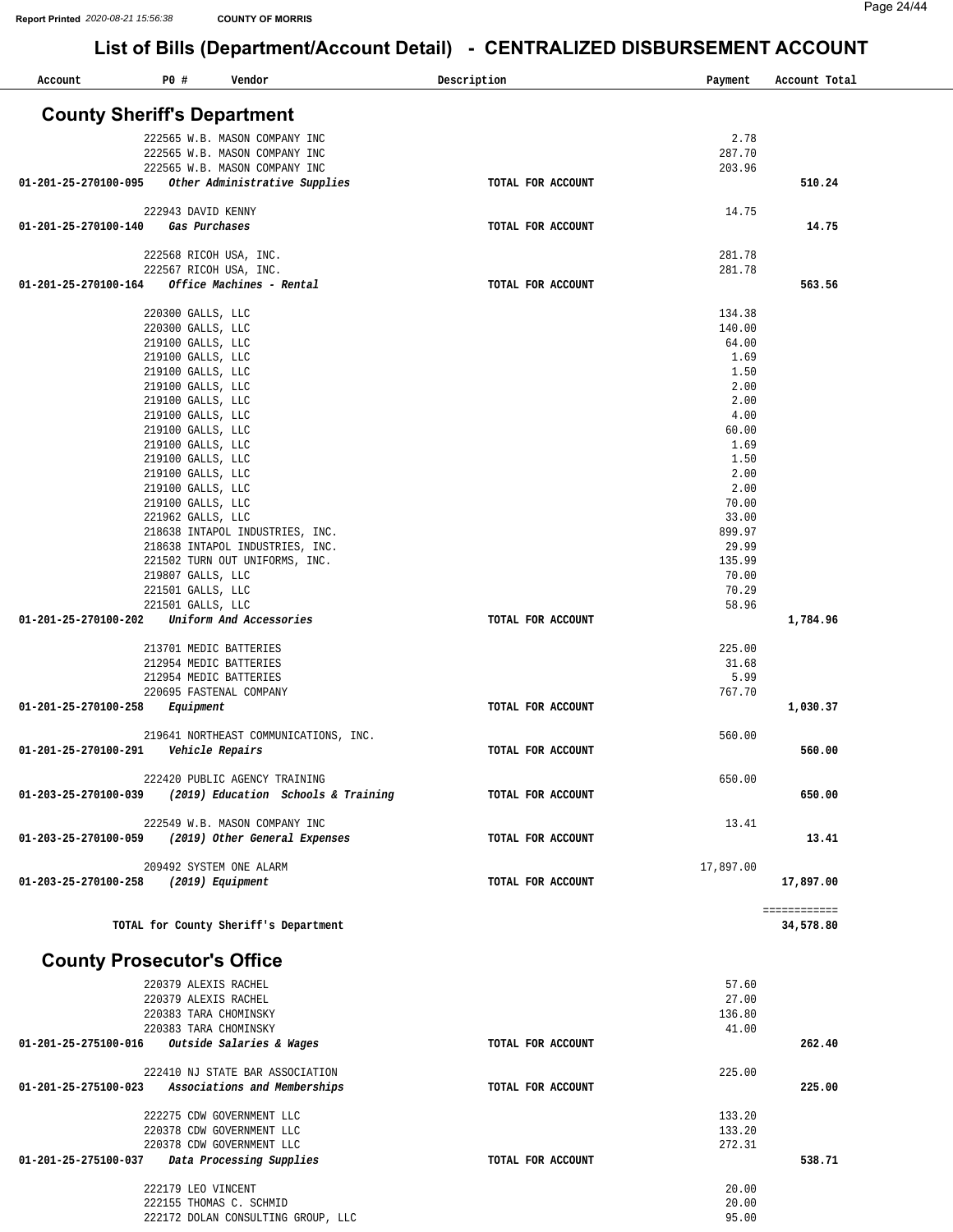# List of Bills (Department/Account Detail) - CENTRALIZED DISBURSEMENT ACCOUNT

| Account | PO # | Vendor | Description | Payment | Account Total |
|---|---|---|---|---|---|

## County Sheriff's Department

| Account | PO # | Vendor | Description | Payment | Account Total |
|---|---|---|---|---|---|
| | 222565 | W.B. MASON COMPANY INC | | 2.78 | |
| | 222565 | W.B. MASON COMPANY INC | | 287.70 | |
| | 222565 | W.B. MASON COMPANY INC | | 203.96 | |
| **01-201-25-270100-095** | | ***Other Administrative Supplies*** | **TOTAL FOR ACCOUNT** | | **510.24** |
| | 222943 | DAVID KENNY | | 14.75 | |
| **01-201-25-270100-140** | | ***Gas Purchases*** | **TOTAL FOR ACCOUNT** | | **14.75** |
| | 222568 | RICOH USA, INC. | | 281.78 | |
| | 222567 | RICOH USA, INC. | | 281.78 | |
| **01-201-25-270100-164** | | ***Office Machines - Rental*** | **TOTAL FOR ACCOUNT** | | **563.56** |
| | 220300 | GALLS, LLC | | 134.38 | |
| | 220300 | GALLS, LLC | | 140.00 | |
| | 219100 | GALLS, LLC | | 64.00 | |
| | 219100 | GALLS, LLC | | 1.69 | |
| | 219100 | GALLS, LLC | | 1.50 | |
| | 219100 | GALLS, LLC | | 2.00 | |
| | 219100 | GALLS, LLC | | 2.00 | |
| | 219100 | GALLS, LLC | | 4.00 | |
| | 219100 | GALLS, LLC | | 60.00 | |
| | 219100 | GALLS, LLC | | 1.69 | |
| | 219100 | GALLS, LLC | | 1.50 | |
| | 219100 | GALLS, LLC | | 2.00 | |
| | 219100 | GALLS, LLC | | 2.00 | |
| | 219100 | GALLS, LLC | | 70.00 | |
| | 221962 | GALLS, LLC | | 33.00 | |
| | 218638 | INTAPOL INDUSTRIES, INC. | | 899.97 | |
| | 218638 | INTAPOL INDUSTRIES, INC. | | 29.99 | |
| | 221502 | TURN OUT UNIFORMS, INC. | | 135.99 | |
| | 219807 | GALLS, LLC | | 70.00 | |
| | 221501 | GALLS, LLC | | 70.29 | |
| | 221501 | GALLS, LLC | | 58.96 | |
| **01-201-25-270100-202** | | ***Uniform And Accessories*** | **TOTAL FOR ACCOUNT** | | **1,784.96** |
| | 213701 | MEDIC BATTERIES | | 225.00 | |
| | 212954 | MEDIC BATTERIES | | 31.68 | |
| | 212954 | MEDIC BATTERIES | | 5.99 | |
| | 220695 | FASTENAL COMPANY | | 767.70 | |
| **01-201-25-270100-258** | | ***Equipment*** | **TOTAL FOR ACCOUNT** | | **1,030.37** |
| | 219641 | NORTHEAST COMMUNICATIONS, INC. | | 560.00 | |
| **01-201-25-270100-291** | | ***Vehicle Repairs*** | **TOTAL FOR ACCOUNT** | | **560.00** |
| | 222420 | PUBLIC AGENCY TRAINING | | 650.00 | |
| **01-203-25-270100-039** | | ***(2019) Education Schools & Training*** | **TOTAL FOR ACCOUNT** | | **650.00** |
| | 222549 | W.B. MASON COMPANY INC | | 13.41 | |
| **01-203-25-270100-059** | | ***(2019) Other General Expenses*** | **TOTAL FOR ACCOUNT** | | **13.41** |
| | 209492 | SYSTEM ONE ALARM | | 17,897.00 | |
| **01-203-25-270100-258** | | ***(2019) Equipment*** | **TOTAL FOR ACCOUNT** | | **17,897.00** |
| | | | | | ============ |
| | | **TOTAL for County Sheriff's Department** | | | **34,578.80** |

## County Prosecutor's Office

| Account | PO # | Vendor | Description | Payment | Account Total |
|---|---|---|---|---|---|
| | 220379 | ALEXIS RACHEL | | 57.60 | |
| | 220379 | ALEXIS RACHEL | | 27.00 | |
| | 220383 | TARA CHOMINSKY | | 136.80 | |
| | 220383 | TARA CHOMINSKY | | 41.00 | |
| **01-201-25-275100-016** | | ***Outside Salaries & Wages*** | **TOTAL FOR ACCOUNT** | | **262.40** |
| | 222410 | NJ STATE BAR ASSOCIATION | | 225.00 | |
| **01-201-25-275100-023** | | ***Associations and Memberships*** | **TOTAL FOR ACCOUNT** | | **225.00** |
| | 222275 | CDW GOVERNMENT LLC | | 133.20 | |
| | 220378 | CDW GOVERNMENT LLC | | 133.20 | |
| | 220378 | CDW GOVERNMENT LLC | | 272.31 | |
| **01-201-25-275100-037** | | ***Data Processing Supplies*** | **TOTAL FOR ACCOUNT** | | **538.71** |
| | 222179 | LEO VINCENT | | 20.00 | |
| | 222155 | THOMAS C. SCHMID | | 20.00 | |
| | 222172 | DOLAN CONSULTING GROUP, LLC | | 95.00 | |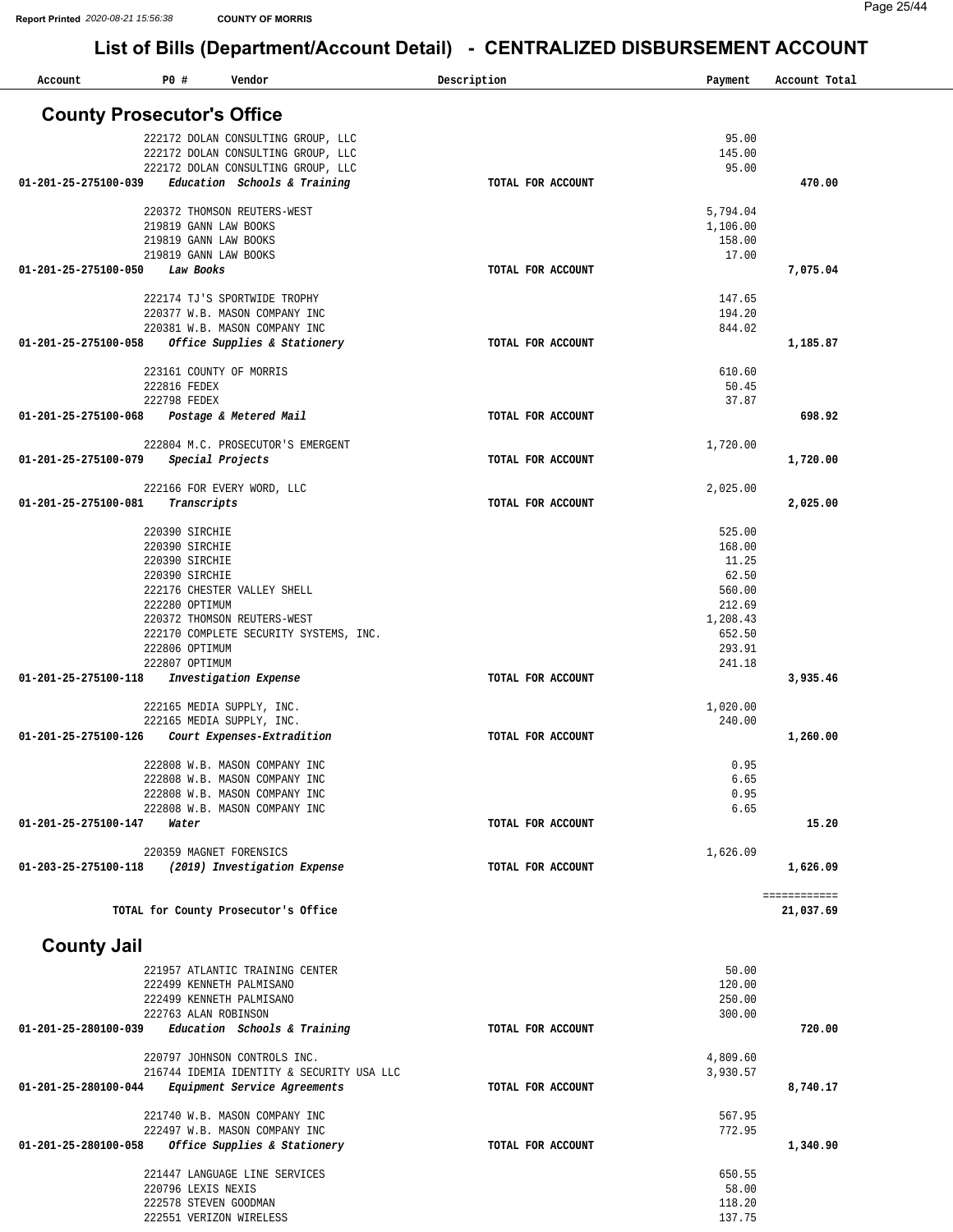# List of Bills (Department/Account Detail) - CENTRALIZED DISBURSEMENT ACCOUNT

Report Printed 2020-08-21 15:56:38 COUNTY OF MORRIS

| Account | PO # | Vendor | Description | Payment | Account Total |
|---|---|---|---|---|---|

## County Prosecutor's Office

| Account | PO # | Vendor | Description | Payment | Account Total |
|---|---|---|---|---|---|
| | 222172 | DOLAN CONSULTING GROUP, LLC | | 95.00 | |
| | 222172 | DOLAN CONSULTING GROUP, LLC | | 145.00 | |
| | 222172 | DOLAN CONSULTING GROUP, LLC | | 95.00 | |
| **01-201-25-275100-039** | | ***Education Schools & Training*** | **TOTAL FOR ACCOUNT** | | **470.00** |
| | 220372 | THOMSON REUTERS-WEST | | 5,794.04 | |
| | 219819 | GANN LAW BOOKS | | 1,106.00 | |
| | 219819 | GANN LAW BOOKS | | 158.00 | |
| | 219819 | GANN LAW BOOKS | | 17.00 | |
| **01-201-25-275100-050** | | ***Law Books*** | **TOTAL FOR ACCOUNT** | | **7,075.04** |
| | 222174 | TJ'S SPORTWIDE TROPHY | | 147.65 | |
| | 220377 | W.B. MASON COMPANY INC | | 194.20 | |
| | 220381 | W.B. MASON COMPANY INC | | 844.02 | |
| **01-201-25-275100-058** | | ***Office Supplies & Stationery*** | **TOTAL FOR ACCOUNT** | | **1,185.87** |
| | 223161 | COUNTY OF MORRIS | | 610.60 | |
| | 222816 | FEDEX | | 50.45 | |
| | 222798 | FEDEX | | 37.87 | |
| **01-201-25-275100-068** | | ***Postage & Metered Mail*** | **TOTAL FOR ACCOUNT** | | **698.92** |
| | 222804 | M.C. PROSECUTOR'S EMERGENT | | 1,720.00 | |
| **01-201-25-275100-079** | | ***Special Projects*** | **TOTAL FOR ACCOUNT** | | **1,720.00** |
| | 222166 | FOR EVERY WORD, LLC | | 2,025.00 | |
| **01-201-25-275100-081** | | ***Transcripts*** | **TOTAL FOR ACCOUNT** | | **2,025.00** |
| | 220390 | SIRCHIE | | 525.00 | |
| | 220390 | SIRCHIE | | 168.00 | |
| | 220390 | SIRCHIE | | 11.25 | |
| | 220390 | SIRCHIE | | 62.50 | |
| | 222176 | CHESTER VALLEY SHELL | | 560.00 | |
| | 222280 | OPTIMUM | | 212.69 | |
| | 220372 | THOMSON REUTERS-WEST | | 1,208.43 | |
| | 222170 | COMPLETE SECURITY SYSTEMS, INC. | | 652.50 | |
| | 222806 | OPTIMUM | | 293.91 | |
| | 222807 | OPTIMUM | | 241.18 | |
| **01-201-25-275100-118** | | ***Investigation Expense*** | **TOTAL FOR ACCOUNT** | | **3,935.46** |
| | 222165 | MEDIA SUPPLY, INC. | | 1,020.00 | |
| | 222165 | MEDIA SUPPLY, INC. | | 240.00 | |
| **01-201-25-275100-126** | | ***Court Expenses-Extradition*** | **TOTAL FOR ACCOUNT** | | **1,260.00** |
| | 222808 | W.B. MASON COMPANY INC | | 0.95 | |
| | 222808 | W.B. MASON COMPANY INC | | 6.65 | |
| | 222808 | W.B. MASON COMPANY INC | | 0.95 | |
| | 222808 | W.B. MASON COMPANY INC | | 6.65 | |
| **01-201-25-275100-147** | | ***Water*** | **TOTAL FOR ACCOUNT** | | **15.20** |
| | 220359 | MAGNET FORENSICS | | 1,626.09 | |
| **01-203-25-275100-118** | | ***(2019) Investigation Expense*** | **TOTAL FOR ACCOUNT** | | **1,626.09** |
| | | | | | ============ |
| | | **TOTAL for County Prosecutor's Office** | | | **21,037.69** |

## County Jail

| Account | PO # | Vendor | Description | Payment | Account Total |
|---|---|---|---|---|---|
| | 221957 | ATLANTIC TRAINING CENTER | | 50.00 | |
| | 222499 | KENNETH PALMISANO | | 120.00 | |
| | 222499 | KENNETH PALMISANO | | 250.00 | |
| | 222763 | ALAN ROBINSON | | 300.00 | |
| **01-201-25-280100-039** | | ***Education Schools & Training*** | **TOTAL FOR ACCOUNT** | | **720.00** |
| | 220797 | JOHNSON CONTROLS INC. | | 4,809.60 | |
| | 216744 | IDEMIA IDENTITY & SECURITY USA LLC | | 3,930.57 | |
| **01-201-25-280100-044** | | ***Equipment Service Agreements*** | **TOTAL FOR ACCOUNT** | | **8,740.17** |
| | 221740 | W.B. MASON COMPANY INC | | 567.95 | |
| | 222497 | W.B. MASON COMPANY INC | | 772.95 | |
| **01-201-25-280100-058** | | ***Office Supplies & Stationery*** | **TOTAL FOR ACCOUNT** | | **1,340.90** |
| | 221447 | LANGUAGE LINE SERVICES | | 650.55 | |
| | 220796 | LEXIS NEXIS | | 58.00 | |
| | 222578 | STEVEN GOODMAN | | 118.20 | |
| | 222551 | VERIZON WIRELESS | | 137.75 | |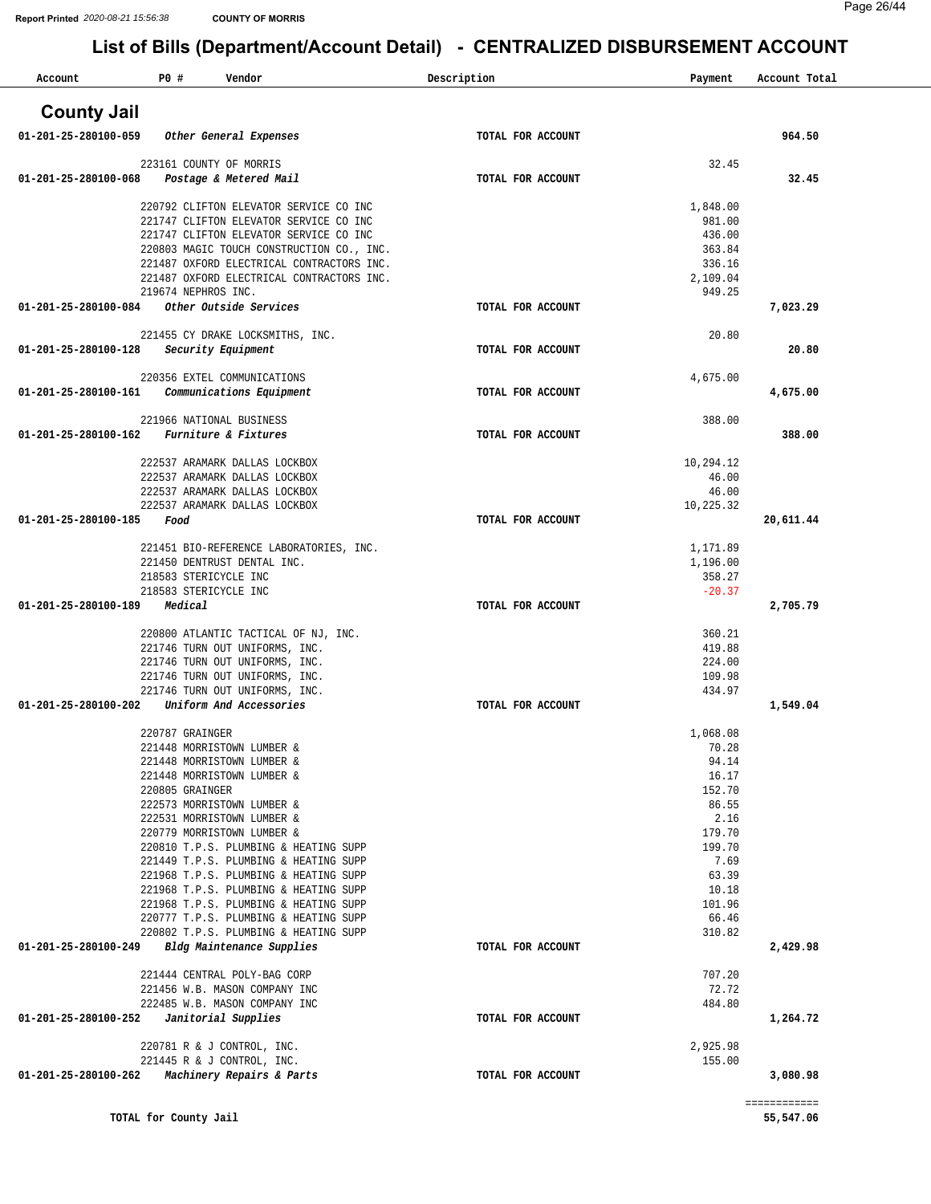Report Printed 2020-08-21 15:56:38 COUNTY OF MORRIS

# List of Bills (Department/Account Detail) - CENTRALIZED DISBURSEMENT ACCOUNT

| Account | PO # | Vendor | Description | Payment | Account Total |
|---|---|---|---|---|---|

## County Jail

| Account | PO # | Vendor | Description | Payment | Account Total |
|---|---|---|---|---|---|
| 01-201-25-280100-059 | | *Other General Expenses* | TOTAL FOR ACCOUNT | | **964.50** |
| | 223161 | COUNTY OF MORRIS | | 32.45 | |
| 01-201-25-280100-068 | | *Postage & Metered Mail* | TOTAL FOR ACCOUNT | | **32.45** |
| | 220792 | CLIFTON ELEVATOR SERVICE CO INC | | 1,848.00 | |
| | 221747 | CLIFTON ELEVATOR SERVICE CO INC | | 981.00 | |
| | 221747 | CLIFTON ELEVATOR SERVICE CO INC | | 436.00 | |
| | 220803 | MAGIC TOUCH CONSTRUCTION CO., INC. | | 363.84 | |
| | 221487 | OXFORD ELECTRICAL CONTRACTORS INC. | | 336.16 | |
| | 221487 | OXFORD ELECTRICAL CONTRACTORS INC. | | 2,109.04 | |
| | 219674 | NEPHROS INC. | | 949.25 | |
| 01-201-25-280100-084 | | *Other Outside Services* | TOTAL FOR ACCOUNT | | **7,023.29** |
| | 221455 | CY DRAKE LOCKSMITHS, INC. | | 20.80 | |
| 01-201-25-280100-128 | | *Security Equipment* | TOTAL FOR ACCOUNT | | **20.80** |
| | 220356 | EXTEL COMMUNICATIONS | | 4,675.00 | |
| 01-201-25-280100-161 | | *Communications Equipment* | TOTAL FOR ACCOUNT | | **4,675.00** |
| | 221966 | NATIONAL BUSINESS | | 388.00 | |
| 01-201-25-280100-162 | | *Furniture & Fixtures* | TOTAL FOR ACCOUNT | | **388.00** |
| | 222537 | ARAMARK DALLAS LOCKBOX | | 10,294.12 | |
| | 222537 | ARAMARK DALLAS LOCKBOX | | 46.00 | |
| | 222537 | ARAMARK DALLAS LOCKBOX | | 46.00 | |
| | 222537 | ARAMARK DALLAS LOCKBOX | | 10,225.32 | |
| 01-201-25-280100-185 | | *Food* | TOTAL FOR ACCOUNT | | **20,611.44** |
| | 221451 | BIO-REFERENCE LABORATORIES, INC. | | 1,171.89 | |
| | 221450 | DENTRUST DENTAL INC. | | 1,196.00 | |
| | 218583 | STERICYCLE INC | | 358.27 | |
| | 218583 | STERICYCLE INC | | -20.37 | |
| 01-201-25-280100-189 | | *Medical* | TOTAL FOR ACCOUNT | | **2,705.79** |
| | 220800 | ATLANTIC TACTICAL OF NJ, INC. | | 360.21 | |
| | 221746 | TURN OUT UNIFORMS, INC. | | 419.88 | |
| | 221746 | TURN OUT UNIFORMS, INC. | | 224.00 | |
| | 221746 | TURN OUT UNIFORMS, INC. | | 109.98 | |
| | 221746 | TURN OUT UNIFORMS, INC. | | 434.97 | |
| 01-201-25-280100-202 | | *Uniform And Accessories* | TOTAL FOR ACCOUNT | | **1,549.04** |
| | 220787 | GRAINGER | | 1,068.08 | |
| | 221448 | MORRISTOWN LUMBER & | | 70.28 | |
| | 221448 | MORRISTOWN LUMBER & | | 94.14 | |
| | 221448 | MORRISTOWN LUMBER & | | 16.17 | |
| | 220805 | GRAINGER | | 152.70 | |
| | 222573 | MORRISTOWN LUMBER & | | 86.55 | |
| | 222531 | MORRISTOWN LUMBER & | | 2.16 | |
| | 220779 | MORRISTOWN LUMBER & | | 179.70 | |
| | 220810 | T.P.S. PLUMBING & HEATING SUPP | | 199.70 | |
| | 221449 | T.P.S. PLUMBING & HEATING SUPP | | 7.69 | |
| | 221968 | T.P.S. PLUMBING & HEATING SUPP | | 63.39 | |
| | 221968 | T.P.S. PLUMBING & HEATING SUPP | | 10.18 | |
| | 221968 | T.P.S. PLUMBING & HEATING SUPP | | 101.96 | |
| | 220777 | T.P.S. PLUMBING & HEATING SUPP | | 66.46 | |
| | 220802 | T.P.S. PLUMBING & HEATING SUPP | | 310.82 | |
| 01-201-25-280100-249 | | *Bldg Maintenance Supplies* | TOTAL FOR ACCOUNT | | **2,429.98** |
| | 221444 | CENTRAL POLY-BAG CORP | | 707.20 | |
| | 221456 | W.B. MASON COMPANY INC | | 72.72 | |
| | 222485 | W.B. MASON COMPANY INC | | 484.80 | |
| 01-201-25-280100-252 | | *Janitorial Supplies* | TOTAL FOR ACCOUNT | | **1,264.72** |
| | 220781 | R & J CONTROL, INC. | | 2,925.98 | |
| | 221445 | R & J CONTROL, INC. | | 155.00 | |
| 01-201-25-280100-262 | | *Machinery Repairs & Parts* | TOTAL FOR ACCOUNT | | **3,080.98** |

**TOTAL for County Jail** **55,547.06**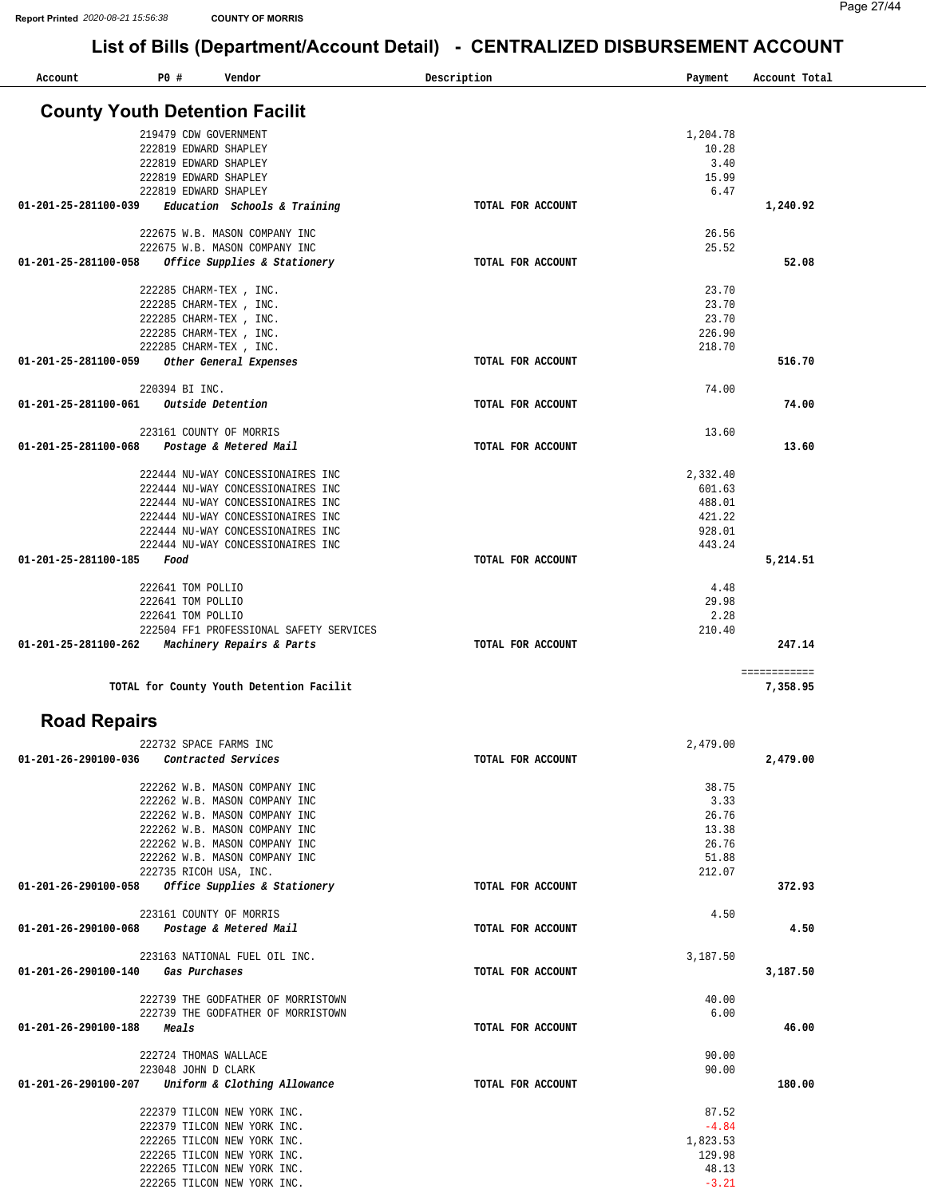Report Printed 2020-08-21 15:56:38 COUNTY OF MORRIS

# List of Bills (Department/Account Detail) - CENTRALIZED DISBURSEMENT ACCOUNT

| Account | PO # | Vendor | Description | Payment | Account Total |
|---|---|---|---|---|---|

## County Youth Detention Facilit

| Account | PO # | Vendor | Description | Payment | Account Total |
|---|---|---|---|---|---|
| | 219479 | CDW GOVERNMENT | | 1,204.78 | |
| | 222819 | EDWARD SHAPLEY | | 10.28 | |
| | 222819 | EDWARD SHAPLEY | | 3.40 | |
| | 222819 | EDWARD SHAPLEY | | 15.99 | |
| | 222819 | EDWARD SHAPLEY | | 6.47 | |
| 01-201-25-281100-039 | | *Education Schools & Training* | TOTAL FOR ACCOUNT | | 1,240.92 |
| | 222675 | W.B. MASON COMPANY INC | | 26.56 | |
| | 222675 | W.B. MASON COMPANY INC | | 25.52 | |
| 01-201-25-281100-058 | | *Office Supplies & Stationery* | TOTAL FOR ACCOUNT | | 52.08 |
| | 222285 | CHARM-TEX , INC. | | 23.70 | |
| | 222285 | CHARM-TEX , INC. | | 23.70 | |
| | 222285 | CHARM-TEX , INC. | | 23.70 | |
| | 222285 | CHARM-TEX , INC. | | 226.90 | |
| | 222285 | CHARM-TEX , INC. | | 218.70 | |
| 01-201-25-281100-059 | | *Other General Expenses* | TOTAL FOR ACCOUNT | | 516.70 |
| | 220394 | BI INC. | | 74.00 | |
| 01-201-25-281100-061 | | *Outside Detention* | TOTAL FOR ACCOUNT | | 74.00 |
| | 223161 | COUNTY OF MORRIS | | 13.60 | |
| 01-201-25-281100-068 | | *Postage & Metered Mail* | TOTAL FOR ACCOUNT | | 13.60 |
| | 222444 | NU-WAY CONCESSIONAIRES INC | | 2,332.40 | |
| | 222444 | NU-WAY CONCESSIONAIRES INC | | 601.63 | |
| | 222444 | NU-WAY CONCESSIONAIRES INC | | 488.01 | |
| | 222444 | NU-WAY CONCESSIONAIRES INC | | 421.22 | |
| | 222444 | NU-WAY CONCESSIONAIRES INC | | 928.01 | |
| | 222444 | NU-WAY CONCESSIONAIRES INC | | 443.24 | |
| 01-201-25-281100-185 | | *Food* | TOTAL FOR ACCOUNT | | 5,214.51 |
| | 222641 | TOM POLLIO | | 4.48 | |
| | 222641 | TOM POLLIO | | 29.98 | |
| | 222641 | TOM POLLIO | | 2.28 | |
| | 222504 | FF1 PROFESSIONAL SAFETY SERVICES | | 210.40 | |
| 01-201-25-281100-262 | | *Machinery Repairs & Parts* | TOTAL FOR ACCOUNT | | 247.14 |
| | | | | | ============ |
| | | TOTAL for County Youth Detention Facilit | | | 7,358.95 |

## Road Repairs

| Account | PO # | Vendor | Description | Payment | Account Total |
|---|---|---|---|---|---|
| | 222732 | SPACE FARMS INC | | 2,479.00 | |
| 01-201-26-290100-036 | | *Contracted Services* | TOTAL FOR ACCOUNT | | 2,479.00 |
| | 222262 | W.B. MASON COMPANY INC | | 38.75 | |
| | 222262 | W.B. MASON COMPANY INC | | 3.33 | |
| | 222262 | W.B. MASON COMPANY INC | | 26.76 | |
| | 222262 | W.B. MASON COMPANY INC | | 13.38 | |
| | 222262 | W.B. MASON COMPANY INC | | 26.76 | |
| | 222262 | W.B. MASON COMPANY INC | | 51.88 | |
| | 222735 | RICOH USA, INC. | | 212.07 | |
| 01-201-26-290100-058 | | *Office Supplies & Stationery* | TOTAL FOR ACCOUNT | | 372.93 |
| | 223161 | COUNTY OF MORRIS | | 4.50 | |
| 01-201-26-290100-068 | | *Postage & Metered Mail* | TOTAL FOR ACCOUNT | | 4.50 |
| | 223163 | NATIONAL FUEL OIL INC. | | 3,187.50 | |
| 01-201-26-290100-140 | | *Gas Purchases* | TOTAL FOR ACCOUNT | | 3,187.50 |
| | 222739 | THE GODFATHER OF MORRISTOWN | | 40.00 | |
| | 222739 | THE GODFATHER OF MORRISTOWN | | 6.00 | |
| 01-201-26-290100-188 | | *Meals* | TOTAL FOR ACCOUNT | | 46.00 |
| | 222724 | THOMAS WALLACE | | 90.00 | |
| | 223048 | JOHN D CLARK | | 90.00 | |
| 01-201-26-290100-207 | | *Uniform & Clothing Allowance* | TOTAL FOR ACCOUNT | | 180.00 |
| | 222379 | TILCON NEW YORK INC. | | 87.52 | |
| | 222379 | TILCON NEW YORK INC. | | -4.84 | |
| | 222265 | TILCON NEW YORK INC. | | 1,823.53 | |
| | 222265 | TILCON NEW YORK INC. | | 129.98 | |
| | 222265 | TILCON NEW YORK INC. | | 48.13 | |
| | 222265 | TILCON NEW YORK INC. | | -3.21 | |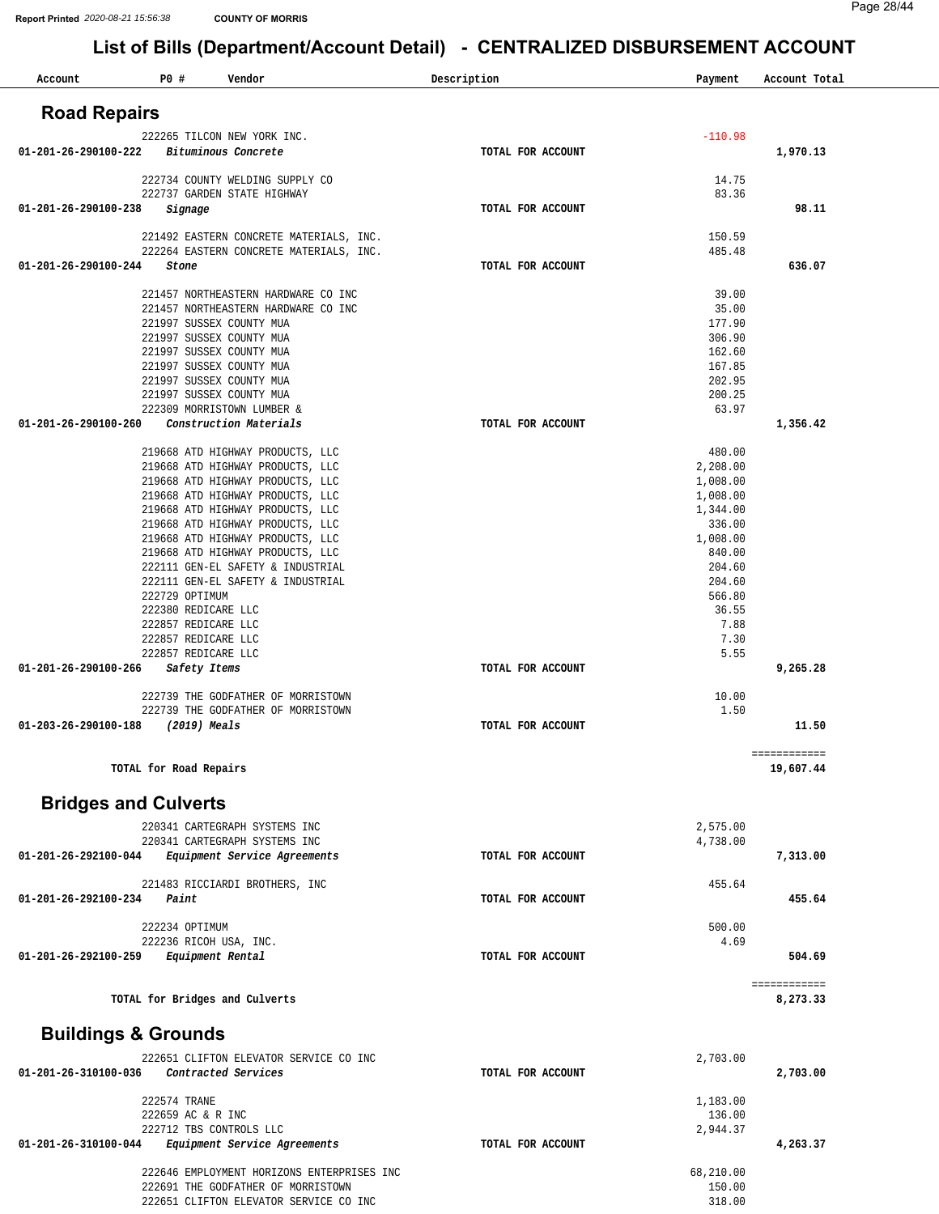# List of Bills (Department/Account Detail) - CENTRALIZED DISBURSEMENT ACCOUNT

COUNTY OF MORRIS

| Account | PO # | Vendor | Description | Payment | Account Total |
|---|---|---|---|---|---|

## Road Repairs

| Account | PO # | Vendor | Description | Payment | Account Total |
|---|---|---|---|---|---|
| | 222265 | TILCON NEW YORK INC. | | -110.98 | |
| **01-201-26-290100-222** | | ***Bituminous Concrete*** | **TOTAL FOR ACCOUNT** | | **1,970.13** |
| | 222734 | COUNTY WELDING SUPPLY CO | | 14.75 | |
| | 222737 | GARDEN STATE HIGHWAY | | 83.36 | |
| **01-201-26-290100-238** | | ***Signage*** | **TOTAL FOR ACCOUNT** | | **98.11** |
| | 221492 | EASTERN CONCRETE MATERIALS, INC. | | 150.59 | |
| | 222264 | EASTERN CONCRETE MATERIALS, INC. | | 485.48 | |
| **01-201-26-290100-244** | | ***Stone*** | **TOTAL FOR ACCOUNT** | | **636.07** |
| | 221457 | NORTHEASTERN HARDWARE CO INC | | 39.00 | |
| | 221457 | NORTHEASTERN HARDWARE CO INC | | 35.00 | |
| | 221997 | SUSSEX COUNTY MUA | | 177.90 | |
| | 221997 | SUSSEX COUNTY MUA | | 306.90 | |
| | 221997 | SUSSEX COUNTY MUA | | 162.60 | |
| | 221997 | SUSSEX COUNTY MUA | | 167.85 | |
| | 221997 | SUSSEX COUNTY MUA | | 202.95 | |
| | 221997 | SUSSEX COUNTY MUA | | 200.25 | |
| | 222309 | MORRISTOWN LUMBER & | | 63.97 | |
| **01-201-26-290100-260** | | ***Construction Materials*** | **TOTAL FOR ACCOUNT** | | **1,356.42** |
| | 219668 | ATD HIGHWAY PRODUCTS, LLC | | 480.00 | |
| | 219668 | ATD HIGHWAY PRODUCTS, LLC | | 2,208.00 | |
| | 219668 | ATD HIGHWAY PRODUCTS, LLC | | 1,008.00 | |
| | 219668 | ATD HIGHWAY PRODUCTS, LLC | | 1,008.00 | |
| | 219668 | ATD HIGHWAY PRODUCTS, LLC | | 1,344.00 | |
| | 219668 | ATD HIGHWAY PRODUCTS, LLC | | 336.00 | |
| | 219668 | ATD HIGHWAY PRODUCTS, LLC | | 1,008.00 | |
| | 219668 | ATD HIGHWAY PRODUCTS, LLC | | 840.00 | |
| | 222111 | GEN-EL SAFETY & INDUSTRIAL | | 204.60 | |
| | 222111 | GEN-EL SAFETY & INDUSTRIAL | | 204.60 | |
| | 222729 | OPTIMUM | | 566.80 | |
| | 222380 | REDICARE LLC | | 36.55 | |
| | 222857 | REDICARE LLC | | 7.88 | |
| | 222857 | REDICARE LLC | | 7.30 | |
| | 222857 | REDICARE LLC | | 5.55 | |
| **01-201-26-290100-266** | | ***Safety Items*** | **TOTAL FOR ACCOUNT** | | **9,265.28** |
| | 222739 | THE GODFATHER OF MORRISTOWN | | 10.00 | |
| | 222739 | THE GODFATHER OF MORRISTOWN | | 1.50 | |
| **01-203-26-290100-188** | | ***(2019) Meals*** | **TOTAL FOR ACCOUNT** | | **11.50** |
| | | **TOTAL for Road Repairs** | | | **19,607.44** |

## Bridges and Culverts

| Account | PO # | Vendor | Description | Payment | Account Total |
|---|---|---|---|---|---|
| | 220341 | CARTEGRAPH SYSTEMS INC | | 2,575.00 | |
| | 220341 | CARTEGRAPH SYSTEMS INC | | 4,738.00 | |
| **01-201-26-292100-044** | | ***Equipment Service Agreements*** | **TOTAL FOR ACCOUNT** | | **7,313.00** |
| | 221483 | RICCIARDI BROTHERS, INC | | 455.64 | |
| **01-201-26-292100-234** | | ***Paint*** | **TOTAL FOR ACCOUNT** | | **455.64** |
| | 222234 | OPTIMUM | | 500.00 | |
| | 222236 | RICOH USA, INC. | | 4.69 | |
| **01-201-26-292100-259** | | ***Equipment Rental*** | **TOTAL FOR ACCOUNT** | | **504.69** |
| | | **TOTAL for Bridges and Culverts** | | | **8,273.33** |

## Buildings & Grounds

| Account | PO # | Vendor | Description | Payment | Account Total |
|---|---|---|---|---|---|
| | 222651 | CLIFTON ELEVATOR SERVICE CO INC | | 2,703.00 | |
| **01-201-26-310100-036** | | ***Contracted Services*** | **TOTAL FOR ACCOUNT** | | **2,703.00** |
| | 222574 | TRANE | | 1,183.00 | |
| | 222659 | AC & R INC | | 136.00 | |
| | 222712 | TBS CONTROLS LLC | | 2,944.37 | |
| **01-201-26-310100-044** | | ***Equipment Service Agreements*** | **TOTAL FOR ACCOUNT** | | **4,263.37** |
| | 222646 | EMPLOYMENT HORIZONS ENTERPRISES INC | | 68,210.00 | |
| | 222691 | THE GODFATHER OF MORRISTOWN | | 150.00 | |
| | 222651 | CLIFTON ELEVATOR SERVICE CO INC | | 318.00 | |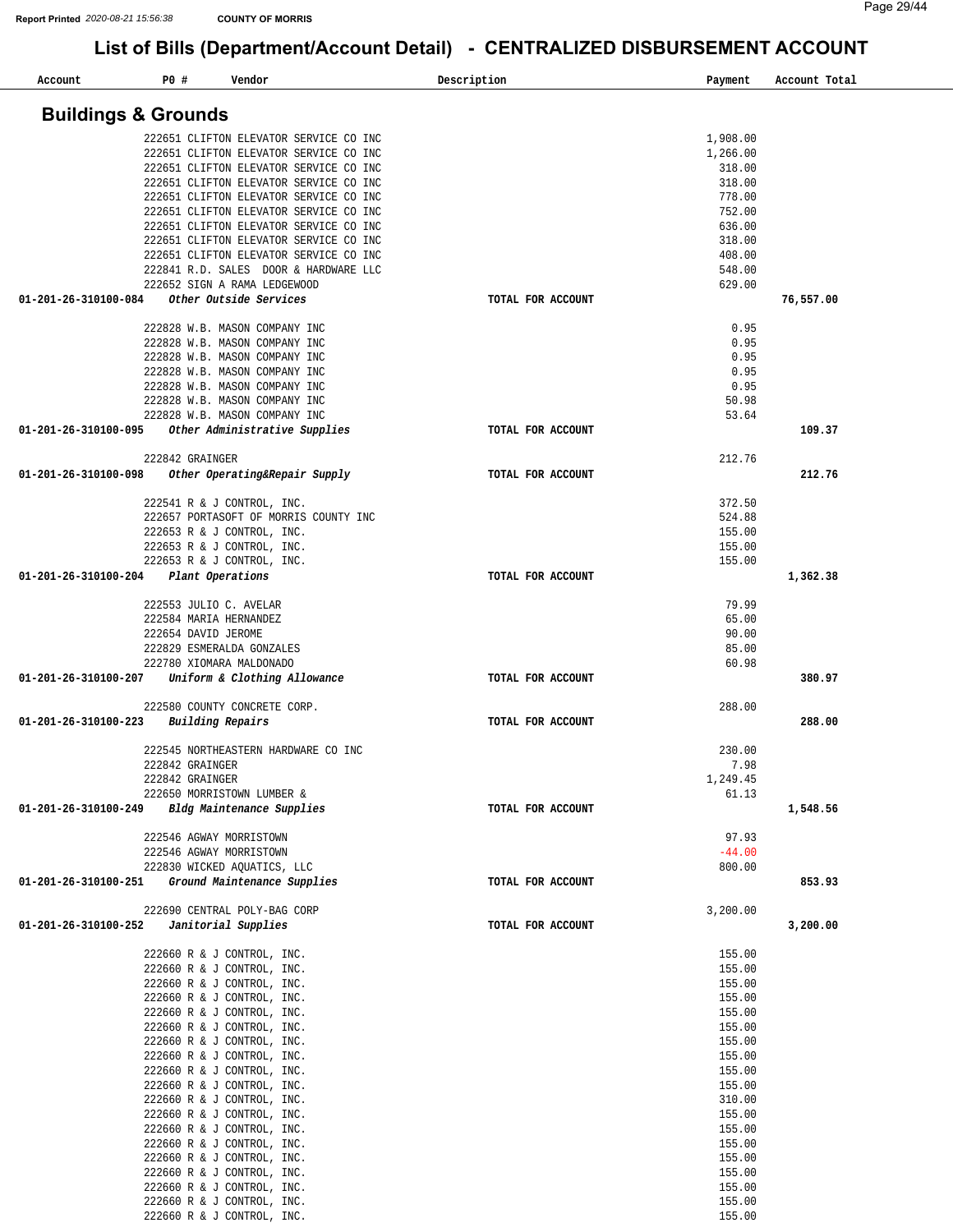# List of Bills (Department/Account Detail) - CENTRALIZED DISBURSEMENT ACCOUNT

Report Printed 2020-08-21 15:56:38 COUNTY OF MORRIS

| Account | PO # | Vendor | Description | Payment | Account Total |
|---|---|---|---|---|---|

## Buildings & Grounds

| Account | PO # | Vendor | Description | Payment | Account Total |
|---|---|---|---|---|---|
| | 222651 | CLIFTON ELEVATOR SERVICE CO INC | | 1,908.00 | |
| | 222651 | CLIFTON ELEVATOR SERVICE CO INC | | 1,266.00 | |
| | 222651 | CLIFTON ELEVATOR SERVICE CO INC | | 318.00 | |
| | 222651 | CLIFTON ELEVATOR SERVICE CO INC | | 318.00 | |
| | 222651 | CLIFTON ELEVATOR SERVICE CO INC | | 778.00 | |
| | 222651 | CLIFTON ELEVATOR SERVICE CO INC | | 752.00 | |
| | 222651 | CLIFTON ELEVATOR SERVICE CO INC | | 636.00 | |
| | 222651 | CLIFTON ELEVATOR SERVICE CO INC | | 318.00 | |
| | 222651 | CLIFTON ELEVATOR SERVICE CO INC | | 408.00 | |
| | 222841 | R.D. SALES DOOR & HARDWARE LLC | | 548.00 | |
| | 222652 | SIGN A RAMA LEDGEWOOD | | 629.00 | |
| 01-201-26-310100-084 | | *Other Outside Services* | TOTAL FOR ACCOUNT | | 76,557.00 |
| | 222828 | W.B. MASON COMPANY INC | | 0.95 | |
| | 222828 | W.B. MASON COMPANY INC | | 0.95 | |
| | 222828 | W.B. MASON COMPANY INC | | 0.95 | |
| | 222828 | W.B. MASON COMPANY INC | | 0.95 | |
| | 222828 | W.B. MASON COMPANY INC | | 0.95 | |
| | 222828 | W.B. MASON COMPANY INC | | 50.98 | |
| | 222828 | W.B. MASON COMPANY INC | | 53.64 | |
| 01-201-26-310100-095 | | *Other Administrative Supplies* | TOTAL FOR ACCOUNT | | 109.37 |
| | 222842 | GRAINGER | | 212.76 | |
| 01-201-26-310100-098 | | *Other Operating&Repair Supply* | TOTAL FOR ACCOUNT | | 212.76 |
| | 222541 | R & J CONTROL, INC. | | 372.50 | |
| | 222657 | PORTASOFT OF MORRIS COUNTY INC | | 524.88 | |
| | 222653 | R & J CONTROL, INC. | | 155.00 | |
| | 222653 | R & J CONTROL, INC. | | 155.00 | |
| | 222653 | R & J CONTROL, INC. | | 155.00 | |
| 01-201-26-310100-204 | | *Plant Operations* | TOTAL FOR ACCOUNT | | 1,362.38 |
| | 222553 | JULIO C. AVELAR | | 79.99 | |
| | 222584 | MARIA HERNANDEZ | | 65.00 | |
| | 222654 | DAVID JEROME | | 90.00 | |
| | 222829 | ESMERALDA GONZALES | | 85.00 | |
| | 222780 | XIOMARA MALDONADO | | 60.98 | |
| 01-201-26-310100-207 | | *Uniform & Clothing Allowance* | TOTAL FOR ACCOUNT | | 380.97 |
| | 222580 | COUNTY CONCRETE CORP. | | 288.00 | |
| 01-201-26-310100-223 | | *Building Repairs* | TOTAL FOR ACCOUNT | | 288.00 |
| | 222545 | NORTHEASTERN HARDWARE CO INC | | 230.00 | |
| | 222842 | GRAINGER | | 7.98 | |
| | 222842 | GRAINGER | | 1,249.45 | |
| | 222650 | MORRISTOWN LUMBER & | | 61.13 | |
| 01-201-26-310100-249 | | *Bldg Maintenance Supplies* | TOTAL FOR ACCOUNT | | 1,548.56 |
| | 222546 | AGWAY MORRISTOWN | | 97.93 | |
| | 222546 | AGWAY MORRISTOWN | | -44.00 | |
| | 222830 | WICKED AQUATICS, LLC | | 800.00 | |
| 01-201-26-310100-251 | | *Ground Maintenance Supplies* | TOTAL FOR ACCOUNT | | 853.93 |
| | 222690 | CENTRAL POLY-BAG CORP | | 3,200.00 | |
| 01-201-26-310100-252 | | *Janitorial Supplies* | TOTAL FOR ACCOUNT | | 3,200.00 |
| | 222660 | R & J CONTROL, INC. | | 155.00 | |
| | 222660 | R & J CONTROL, INC. | | 155.00 | |
| | 222660 | R & J CONTROL, INC. | | 155.00 | |
| | 222660 | R & J CONTROL, INC. | | 155.00 | |
| | 222660 | R & J CONTROL, INC. | | 155.00 | |
| | 222660 | R & J CONTROL, INC. | | 155.00 | |
| | 222660 | R & J CONTROL, INC. | | 155.00 | |
| | 222660 | R & J CONTROL, INC. | | 155.00 | |
| | 222660 | R & J CONTROL, INC. | | 155.00 | |
| | 222660 | R & J CONTROL, INC. | | 155.00 | |
| | 222660 | R & J CONTROL, INC. | | 310.00 | |
| | 222660 | R & J CONTROL, INC. | | 155.00 | |
| | 222660 | R & J CONTROL, INC. | | 155.00 | |
| | 222660 | R & J CONTROL, INC. | | 155.00 | |
| | 222660 | R & J CONTROL, INC. | | 155.00 | |
| | 222660 | R & J CONTROL, INC. | | 155.00 | |
| | 222660 | R & J CONTROL, INC. | | 155.00 | |
| | 222660 | R & J CONTROL, INC. | | 155.00 | |
| | 222660 | R & J CONTROL, INC. | | 155.00 | |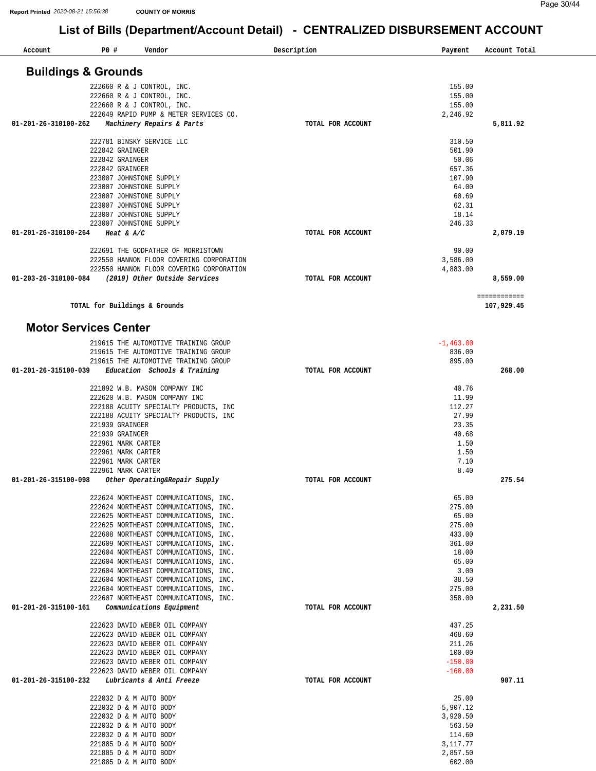COUNTY OF MORRIS

# List of Bills (Department/Account Detail) - CENTRALIZED DISBURSEMENT ACCOUNT

## Buildings & Grounds

| Account | PO # | Vendor | Description | Payment | Account Total |
|---|---|---|---|---|---|
| | 222660 | R & J CONTROL, INC. | | 155.00 | |
| | 222660 | R & J CONTROL, INC. | | 155.00 | |
| | 222660 | R & J CONTROL, INC. | | 155.00 | |
| | 222649 | RAPID PUMP & METER SERVICES CO. | | 2,246.92 | |
| **01-201-26-310100-262** | | ***Machinery Repairs & Parts*** | **TOTAL FOR ACCOUNT** | | **5,811.92** |
| | 222781 | BINSKY SERVICE LLC | | 310.50 | |
| | 222842 | GRAINGER | | 501.90 | |
| | 222842 | GRAINGER | | 50.06 | |
| | 222842 | GRAINGER | | 657.36 | |
| | 223007 | JOHNSTONE SUPPLY | | 107.90 | |
| | 223007 | JOHNSTONE SUPPLY | | 64.00 | |
| | 223007 | JOHNSTONE SUPPLY | | 60.69 | |
| | 223007 | JOHNSTONE SUPPLY | | 62.31 | |
| | 223007 | JOHNSTONE SUPPLY | | 18.14 | |
| | 223007 | JOHNSTONE SUPPLY | | 246.33 | |
| **01-201-26-310100-264** | | ***Heat & A/C*** | **TOTAL FOR ACCOUNT** | | **2,079.19** |
| | 222691 | THE GODFATHER OF MORRISTOWN | | 90.00 | |
| | 222550 | HANNON FLOOR COVERING CORPORATION | | 3,586.00 | |
| | 222550 | HANNON FLOOR COVERING CORPORATION | | 4,883.00 | |
| **01-203-26-310100-084** | | ***(2019) Other Outside Services*** | **TOTAL FOR ACCOUNT** | | **8,559.00** |
| | | **TOTAL for Buildings & Grounds** | | | **107,929.45** |

## Motor Services Center

| Account | PO # | Vendor | Description | Payment | Account Total |
|---|---|---|---|---|---|
| | 219615 | THE AUTOMOTIVE TRAINING GROUP | | -1,463.00 | |
| | 219615 | THE AUTOMOTIVE TRAINING GROUP | | 836.00 | |
| | 219615 | THE AUTOMOTIVE TRAINING GROUP | | 895.00 | |
| **01-201-26-315100-039** | | ***Education Schools & Training*** | **TOTAL FOR ACCOUNT** | | **268.00** |
| | 221892 | W.B. MASON COMPANY INC | | 40.76 | |
| | 222620 | W.B. MASON COMPANY INC | | 11.99 | |
| | 222188 | ACUITY SPECIALTY PRODUCTS, INC | | 112.27 | |
| | 222188 | ACUITY SPECIALTY PRODUCTS, INC | | 27.99 | |
| | 221939 | GRAINGER | | 23.35 | |
| | 221939 | GRAINGER | | 40.68 | |
| | 222961 | MARK CARTER | | 1.50 | |
| | 222961 | MARK CARTER | | 1.50 | |
| | 222961 | MARK CARTER | | 7.10 | |
| | 222961 | MARK CARTER | | 8.40 | |
| **01-201-26-315100-098** | | ***Other Operating&Repair Supply*** | **TOTAL FOR ACCOUNT** | | **275.54** |
| | 222624 | NORTHEAST COMMUNICATIONS, INC. | | 65.00 | |
| | 222624 | NORTHEAST COMMUNICATIONS, INC. | | 275.00 | |
| | 222625 | NORTHEAST COMMUNICATIONS, INC. | | 65.00 | |
| | 222625 | NORTHEAST COMMUNICATIONS, INC. | | 275.00 | |
| | 222608 | NORTHEAST COMMUNICATIONS, INC. | | 433.00 | |
| | 222609 | NORTHEAST COMMUNICATIONS, INC. | | 361.00 | |
| | 222604 | NORTHEAST COMMUNICATIONS, INC. | | 18.00 | |
| | 222604 | NORTHEAST COMMUNICATIONS, INC. | | 65.00 | |
| | 222604 | NORTHEAST COMMUNICATIONS, INC. | | 3.00 | |
| | 222604 | NORTHEAST COMMUNICATIONS, INC. | | 38.50 | |
| | 222604 | NORTHEAST COMMUNICATIONS, INC. | | 275.00 | |
| | 222607 | NORTHEAST COMMUNICATIONS, INC. | | 358.00 | |
| **01-201-26-315100-161** | | ***Communications Equipment*** | **TOTAL FOR ACCOUNT** | | **2,231.50** |
| | 222623 | DAVID WEBER OIL COMPANY | | 437.25 | |
| | 222623 | DAVID WEBER OIL COMPANY | | 468.60 | |
| | 222623 | DAVID WEBER OIL COMPANY | | 211.26 | |
| | 222623 | DAVID WEBER OIL COMPANY | | 100.00 | |
| | 222623 | DAVID WEBER OIL COMPANY | | -150.00 | |
| | 222623 | DAVID WEBER OIL COMPANY | | -160.00 | |
| **01-201-26-315100-232** | | ***Lubricants & Anti Freeze*** | **TOTAL FOR ACCOUNT** | | **907.11** |
| | 222032 | D & M AUTO BODY | | 25.00 | |
| | 222032 | D & M AUTO BODY | | 5,907.12 | |
| | 222032 | D & M AUTO BODY | | 3,920.50 | |
| | 222032 | D & M AUTO BODY | | 563.50 | |
| | 222032 | D & M AUTO BODY | | 114.60 | |
| | 221885 | D & M AUTO BODY | | 3,117.77 | |
| | 221885 | D & M AUTO BODY | | 2,857.50 | |
| | 221885 | D & M AUTO BODY | | 602.00 | |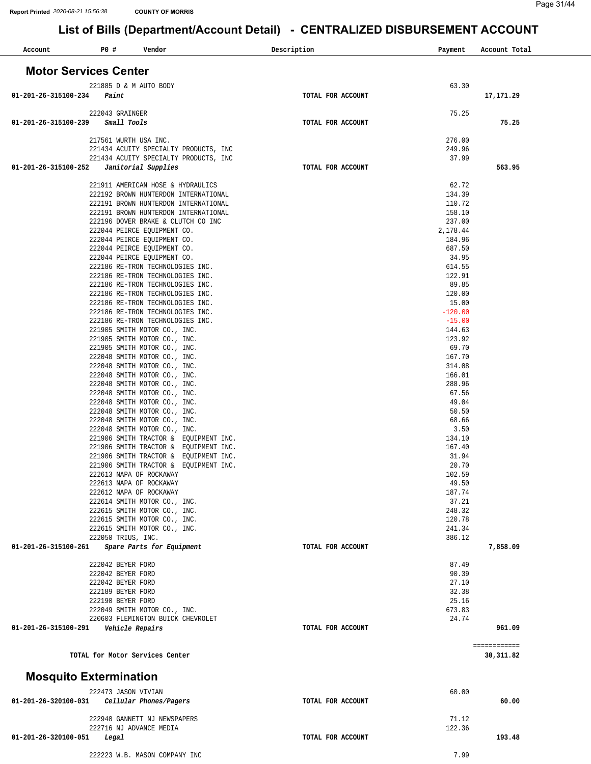Report Printed 2020-08-21 15:56:38 COUNTY OF MORRIS

# List of Bills (Department/Account Detail) - CENTRALIZED DISBURSEMENT ACCOUNT

| Account | PO # | Vendor | Description | Payment | Account Total |
|---|---|---|---|---|---|

## Motor Services Center

| Account | PO # | Vendor | Description | Payment | Account Total |
|---|---|---|---|---|---|
| | 221885 | D & M AUTO BODY | | 63.30 | |
| 01-201-26-315100-234 | | *Paint* | TOTAL FOR ACCOUNT | | 17,171.29 |
| | 222043 | GRAINGER | | 75.25 | |
| 01-201-26-315100-239 | | *Small Tools* | TOTAL FOR ACCOUNT | | 75.25 |
| | 217561 | WURTH USA INC. | | 276.00 | |
| | 221434 | ACUITY SPECIALTY PRODUCTS, INC | | 249.96 | |
| | 221434 | ACUITY SPECIALTY PRODUCTS, INC | | 37.99 | |
| 01-201-26-315100-252 | | *Janitorial Supplies* | TOTAL FOR ACCOUNT | | 563.95 |
| | 221911 | AMERICAN HOSE & HYDRAULICS | | 62.72 | |
| | 222192 | BROWN HUNTERDON INTERNATIONAL | | 134.39 | |
| | 222191 | BROWN HUNTERDON INTERNATIONAL | | 110.72 | |
| | 222191 | BROWN HUNTERDON INTERNATIONAL | | 158.10 | |
| | 222196 | DOVER BRAKE & CLUTCH CO INC | | 237.00 | |
| | 222044 | PEIRCE EQUIPMENT CO. | | 2,178.44 | |
| | 222044 | PEIRCE EQUIPMENT CO. | | 184.96 | |
| | 222044 | PEIRCE EQUIPMENT CO. | | 687.50 | |
| | 222044 | PEIRCE EQUIPMENT CO. | | 34.95 | |
| | 222186 | RE-TRON TECHNOLOGIES INC. | | 614.55 | |
| | 222186 | RE-TRON TECHNOLOGIES INC. | | 122.91 | |
| | 222186 | RE-TRON TECHNOLOGIES INC. | | 89.85 | |
| | 222186 | RE-TRON TECHNOLOGIES INC. | | 120.00 | |
| | 222186 | RE-TRON TECHNOLOGIES INC. | | 15.00 | |
| | 222186 | RE-TRON TECHNOLOGIES INC. | | -120.00 | |
| | 222186 | RE-TRON TECHNOLOGIES INC. | | -15.00 | |
| | 221905 | SMITH MOTOR CO., INC. | | 144.63 | |
| | 221905 | SMITH MOTOR CO., INC. | | 123.92 | |
| | 221905 | SMITH MOTOR CO., INC. | | 69.70 | |
| | 222048 | SMITH MOTOR CO., INC. | | 167.70 | |
| | 222048 | SMITH MOTOR CO., INC. | | 314.08 | |
| | 222048 | SMITH MOTOR CO., INC. | | 166.01 | |
| | 222048 | SMITH MOTOR CO., INC. | | 288.96 | |
| | 222048 | SMITH MOTOR CO., INC. | | 67.56 | |
| | 222048 | SMITH MOTOR CO., INC. | | 49.04 | |
| | 222048 | SMITH MOTOR CO., INC. | | 50.50 | |
| | 222048 | SMITH MOTOR CO., INC. | | 68.66 | |
| | 222048 | SMITH MOTOR CO., INC. | | 3.50 | |
| | 221906 | SMITH TRACTOR & EQUIPMENT INC. | | 134.10 | |
| | 221906 | SMITH TRACTOR & EQUIPMENT INC. | | 167.40 | |
| | 221906 | SMITH TRACTOR & EQUIPMENT INC. | | 31.94 | |
| | 221906 | SMITH TRACTOR & EQUIPMENT INC. | | 20.70 | |
| | 222613 | NAPA OF ROCKAWAY | | 102.59 | |
| | 222613 | NAPA OF ROCKAWAY | | 49.50 | |
| | 222612 | NAPA OF ROCKAWAY | | 187.74 | |
| | 222614 | SMITH MOTOR CO., INC. | | 37.21 | |
| | 222615 | SMITH MOTOR CO., INC. | | 248.32 | |
| | 222615 | SMITH MOTOR CO., INC. | | 120.78 | |
| | 222615 | SMITH MOTOR CO., INC. | | 241.34 | |
| | 222050 | TRIUS, INC. | | 386.12 | |
| 01-201-26-315100-261 | | *Spare Parts for Equipment* | TOTAL FOR ACCOUNT | | 7,858.09 |
| | 222042 | BEYER FORD | | 87.49 | |
| | 222042 | BEYER FORD | | 90.39 | |
| | 222042 | BEYER FORD | | 27.10 | |
| | 222189 | BEYER FORD | | 32.38 | |
| | 222190 | BEYER FORD | | 25.16 | |
| | 222049 | SMITH MOTOR CO., INC. | | 673.83 | |
| | 220603 | FLEMINGTON BUICK CHEVROLET | | 24.74 | |
| 01-201-26-315100-291 | | *Vehicle Repairs* | TOTAL FOR ACCOUNT | | 961.09 |
| | | | | | ============ |
| | | TOTAL for Motor Services Center | | | 30,311.82 |

## Mosquito Extermination

| Account | PO # | Vendor | Description | Payment | Account Total |
|---|---|---|---|---|---|
| | 222473 | JASON VIVIAN | | 60.00 | |
| 01-201-26-320100-031 | | *Cellular Phones/Pagers* | TOTAL FOR ACCOUNT | | 60.00 |
| | 222940 | GANNETT NJ NEWSPAPERS | | 71.12 | |
| | 222716 | NJ ADVANCE MEDIA | | 122.36 | |
| 01-201-26-320100-051 | | *Legal* | TOTAL FOR ACCOUNT | | 193.48 |
| | 222223 | W.B. MASON COMPANY INC | | 7.99 | |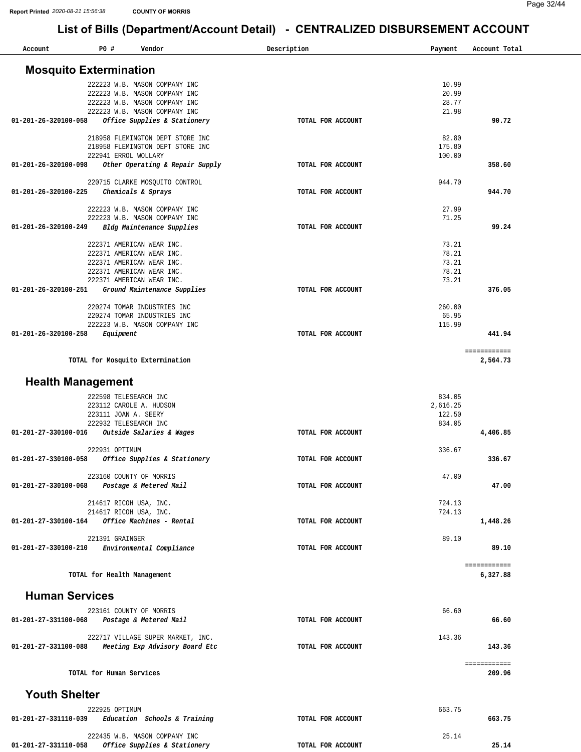# List of Bills (Department/Account Detail) - CENTRALIZED DISBURSEMENT ACCOUNT

| Account | PO # | Vendor | Description | Payment | Account Total |
|---|---|---|---|---|---|

## Mosquito Extermination

| Account | PO # | Vendor | Description | Payment | Account Total |
|---|---|---|---|---|---|
| | 222223 | W.B. MASON COMPANY INC | | 10.99 | |
| | 222223 | W.B. MASON COMPANY INC | | 20.99 | |
| | 222223 | W.B. MASON COMPANY INC | | 28.77 | |
| | 222223 | W.B. MASON COMPANY INC | | 21.98 | |
| **01-201-26-320100-058** | | ***Office Supplies & Stationery*** | **TOTAL FOR ACCOUNT** | | **90.72** |
| | 218958 | FLEMINGTON DEPT STORE INC | | 82.80 | |
| | 218958 | FLEMINGTON DEPT STORE INC | | 175.80 | |
| | 222941 | ERROL WOLLARY | | 100.00 | |
| **01-201-26-320100-098** | | ***Other Operating & Repair Supply*** | **TOTAL FOR ACCOUNT** | | **358.60** |
| | 220715 | CLARKE MOSQUITO CONTROL | | 944.70 | |
| **01-201-26-320100-225** | | ***Chemicals & Sprays*** | **TOTAL FOR ACCOUNT** | | **944.70** |
| | 222223 | W.B. MASON COMPANY INC | | 27.99 | |
| | 222223 | W.B. MASON COMPANY INC | | 71.25 | |
| **01-201-26-320100-249** | | ***Bldg Maintenance Supplies*** | **TOTAL FOR ACCOUNT** | | **99.24** |
| | 222371 | AMERICAN WEAR INC. | | 73.21 | |
| | 222371 | AMERICAN WEAR INC. | | 78.21 | |
| | 222371 | AMERICAN WEAR INC. | | 73.21 | |
| | 222371 | AMERICAN WEAR INC. | | 78.21 | |
| | 222371 | AMERICAN WEAR INC. | | 73.21 | |
| **01-201-26-320100-251** | | ***Ground Maintenance Supplies*** | **TOTAL FOR ACCOUNT** | | **376.05** |
| | 220274 | TOMAR INDUSTRIES INC | | 260.00 | |
| | 220274 | TOMAR INDUSTRIES INC | | 65.95 | |
| | 222223 | W.B. MASON COMPANY INC | | 115.99 | |
| **01-201-26-320100-258** | | ***Equipment*** | **TOTAL FOR ACCOUNT** | | **441.94** |
| | | **TOTAL for Mosquito Extermination** | | | **2,564.73** |

## Health Management

| Account | PO # | Vendor | Description | Payment | Account Total |
|---|---|---|---|---|---|
| | 222598 | TELESEARCH INC | | 834.05 | |
| | 223112 | CAROLE A. HUDSON | | 2,616.25 | |
| | 223111 | JOAN A. SEERY | | 122.50 | |
| | 222932 | TELESEARCH INC | | 834.05 | |
| **01-201-27-330100-016** | | ***Outside Salaries & Wages*** | **TOTAL FOR ACCOUNT** | | **4,406.85** |
| | 222931 | OPTIMUM | | 336.67 | |
| **01-201-27-330100-058** | | ***Office Supplies & Stationery*** | **TOTAL FOR ACCOUNT** | | **336.67** |
| | 223160 | COUNTY OF MORRIS | | 47.00 | |
| **01-201-27-330100-068** | | ***Postage & Metered Mail*** | **TOTAL FOR ACCOUNT** | | **47.00** |
| | 214617 | RICOH USA, INC. | | 724.13 | |
| | 214617 | RICOH USA, INC. | | 724.13 | |
| **01-201-27-330100-164** | | ***Office Machines - Rental*** | **TOTAL FOR ACCOUNT** | | **1,448.26** |
| | 221391 | GRAINGER | | 89.10 | |
| **01-201-27-330100-210** | | ***Environmental Compliance*** | **TOTAL FOR ACCOUNT** | | **89.10** |
| | | **TOTAL for Health Management** | | | **6,327.88** |

## Human Services

| Account | PO # | Vendor | Description | Payment | Account Total |
|---|---|---|---|---|---|
| | 223161 | COUNTY OF MORRIS | | 66.60 | |
| **01-201-27-331100-068** | | ***Postage & Metered Mail*** | **TOTAL FOR ACCOUNT** | | **66.60** |
| | 222717 | VILLAGE SUPER MARKET, INC. | | 143.36 | |
| **01-201-27-331100-088** | | ***Meeting Exp Advisory Board Etc*** | **TOTAL FOR ACCOUNT** | | **143.36** |
| | | **TOTAL for Human Services** | | | **209.96** |

## Youth Shelter

| Account | PO # | Vendor | Description | Payment | Account Total |
|---|---|---|---|---|---|
| | 222925 | OPTIMUM | | 663.75 | |
| **01-201-27-331110-039** | | ***Education Schools & Training*** | **TOTAL FOR ACCOUNT** | | **663.75** |
| | 222435 | W.B. MASON COMPANY INC | | 25.14 | |
| **01-201-27-331110-058** | | ***Office Supplies & Stationery*** | **TOTAL FOR ACCOUNT** | | **25.14** |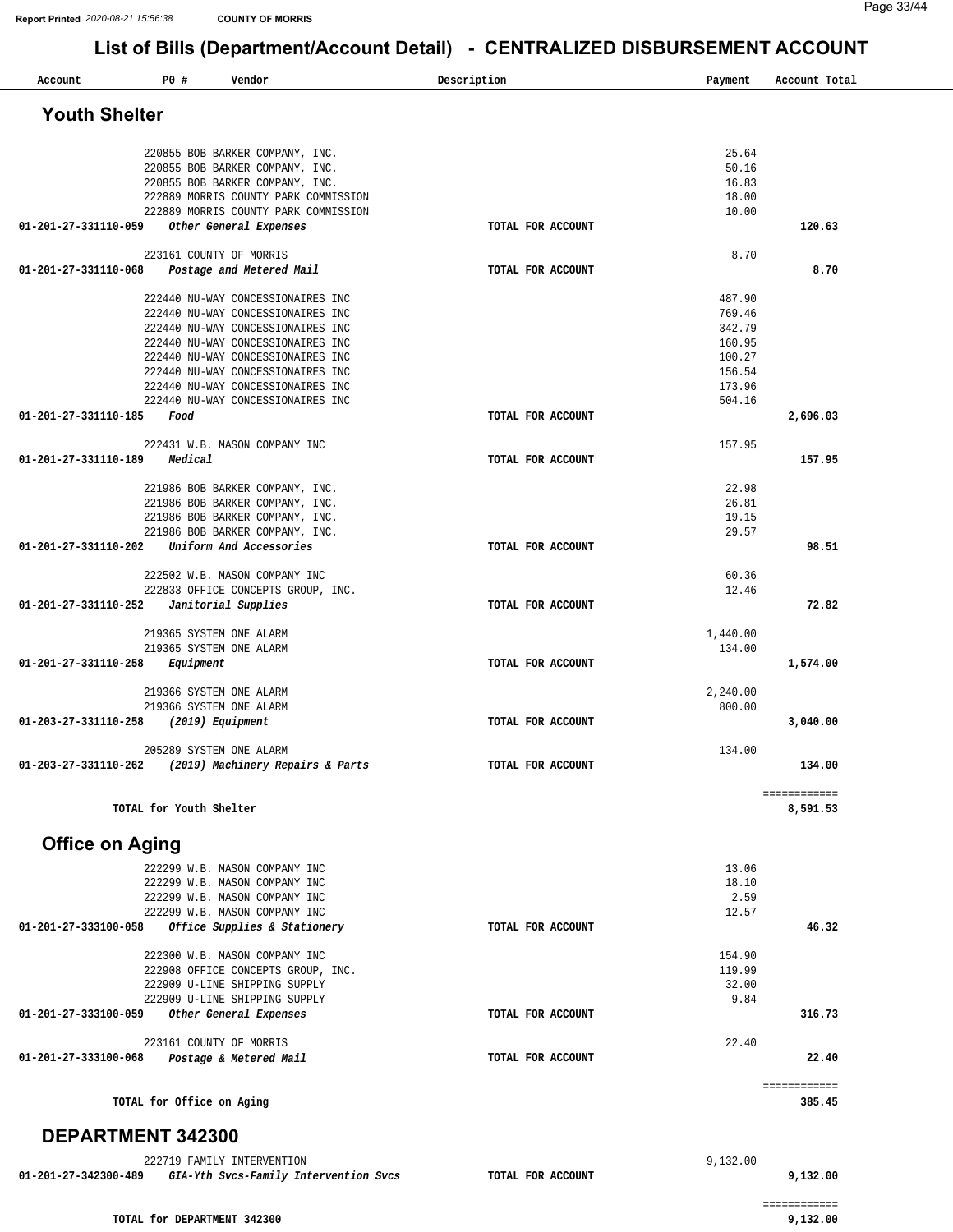# List of Bills (Department/Account Detail) - CENTRALIZED DISBURSEMENT ACCOUNT

## Youth Shelter

| Account | PO # | Vendor | Description | Payment | Account Total |
|---|---|---|---|---|---|
| | 220855 | BOB BARKER COMPANY, INC. | | 25.64 | |
| | 220855 | BOB BARKER COMPANY, INC. | | 50.16 | |
| | 220855 | BOB BARKER COMPANY, INC. | | 16.83 | |
| | 222889 | MORRIS COUNTY PARK COMMISSION | | 18.00 | |
| | 222889 | MORRIS COUNTY PARK COMMISSION | | 10.00 | |
| **01-201-27-331110-059** | | ***Other General Expenses*** | **TOTAL FOR ACCOUNT** | | **120.63** |
| | 223161 | COUNTY OF MORRIS | | 8.70 | |
| **01-201-27-331110-068** | | ***Postage and Metered Mail*** | **TOTAL FOR ACCOUNT** | | **8.70** |
| | 222440 | NU-WAY CONCESSIONAIRES INC | | 487.90 | |
| | 222440 | NU-WAY CONCESSIONAIRES INC | | 769.46 | |
| | 222440 | NU-WAY CONCESSIONAIRES INC | | 342.79 | |
| | 222440 | NU-WAY CONCESSIONAIRES INC | | 160.95 | |
| | 222440 | NU-WAY CONCESSIONAIRES INC | | 100.27 | |
| | 222440 | NU-WAY CONCESSIONAIRES INC | | 156.54 | |
| | 222440 | NU-WAY CONCESSIONAIRES INC | | 173.96 | |
| | 222440 | NU-WAY CONCESSIONAIRES INC | | 504.16 | |
| **01-201-27-331110-185** | | ***Food*** | **TOTAL FOR ACCOUNT** | | **2,696.03** |
| | 222431 | W.B. MASON COMPANY INC | | 157.95 | |
| **01-201-27-331110-189** | | ***Medical*** | **TOTAL FOR ACCOUNT** | | **157.95** |
| | 221986 | BOB BARKER COMPANY, INC. | | 22.98 | |
| | 221986 | BOB BARKER COMPANY, INC. | | 26.81 | |
| | 221986 | BOB BARKER COMPANY, INC. | | 19.15 | |
| | 221986 | BOB BARKER COMPANY, INC. | | 29.57 | |
| **01-201-27-331110-202** | | ***Uniform And Accessories*** | **TOTAL FOR ACCOUNT** | | **98.51** |
| | 222502 | W.B. MASON COMPANY INC | | 60.36 | |
| | 222833 | OFFICE CONCEPTS GROUP, INC. | | 12.46 | |
| **01-201-27-331110-252** | | ***Janitorial Supplies*** | **TOTAL FOR ACCOUNT** | | **72.82** |
| | 219365 | SYSTEM ONE ALARM | | 1,440.00 | |
| | 219365 | SYSTEM ONE ALARM | | 134.00 | |
| **01-201-27-331110-258** | | ***Equipment*** | **TOTAL FOR ACCOUNT** | | **1,574.00** |
| | 219366 | SYSTEM ONE ALARM | | 2,240.00 | |
| | 219366 | SYSTEM ONE ALARM | | 800.00 | |
| **01-203-27-331110-258** | | ***(2019) Equipment*** | **TOTAL FOR ACCOUNT** | | **3,040.00** |
| | 205289 | SYSTEM ONE ALARM | | 134.00 | |
| **01-203-27-331110-262** | | ***(2019) Machinery Repairs & Parts*** | **TOTAL FOR ACCOUNT** | | **134.00** |
| | | | | | ============ |
| **TOTAL for Youth Shelter** | | | | | **8,591.53** |

## Office on Aging

| Account | PO # | Vendor | Description | Payment | Account Total |
|---|---|---|---|---|---|
| | 222299 | W.B. MASON COMPANY INC | | 13.06 | |
| | 222299 | W.B. MASON COMPANY INC | | 18.10 | |
| | 222299 | W.B. MASON COMPANY INC | | 2.59 | |
| | 222299 | W.B. MASON COMPANY INC | | 12.57 | |
| **01-201-27-333100-058** | | ***Office Supplies & Stationery*** | **TOTAL FOR ACCOUNT** | | **46.32** |
| | 222300 | W.B. MASON COMPANY INC | | 154.90 | |
| | 222908 | OFFICE CONCEPTS GROUP, INC. | | 119.99 | |
| | 222909 | U-LINE SHIPPING SUPPLY | | 32.00 | |
| | 222909 | U-LINE SHIPPING SUPPLY | | 9.84 | |
| **01-201-27-333100-059** | | ***Other General Expenses*** | **TOTAL FOR ACCOUNT** | | **316.73** |
| | 223161 | COUNTY OF MORRIS | | 22.40 | |
| **01-201-27-333100-068** | | ***Postage & Metered Mail*** | **TOTAL FOR ACCOUNT** | | **22.40** |
| | | | | | ============ |
| **TOTAL for Office on Aging** | | | | | **385.45** |

## DEPARTMENT 342300

| Account | PO # | Vendor | Description | Payment | Account Total |
|---|---|---|---|---|---|
| | 222719 | FAMILY INTERVENTION | | 9,132.00 | |
| **01-201-27-342300-489** | | ***GIA-Yth Svcs-Family Intervention Svcs*** | **TOTAL FOR ACCOUNT** | | **9,132.00** |
| | | | | | ============ |
| **TOTAL for DEPARTMENT 342300** | | | | | **9,132.00** |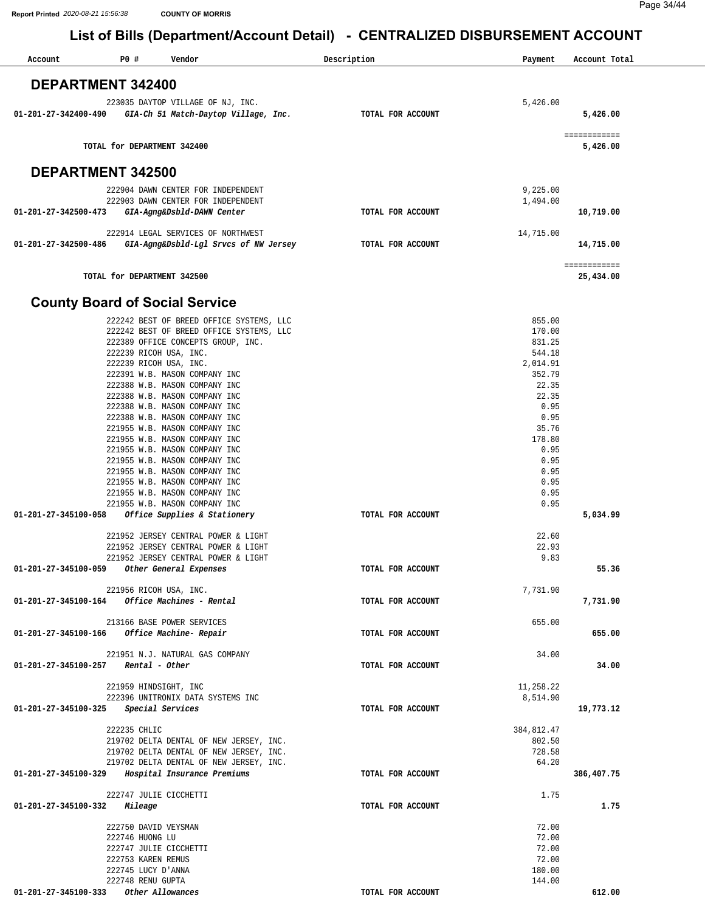## List of Bills (Department/Account Detail) - CENTRALIZED DISBURSEMENT ACCOUNT

| Account | PO # | Vendor | Description | Payment | Account Total |
|---|---|---|---|---|---|

### DEPARTMENT 342400

| Account | PO # | Vendor | Description | Payment | Account Total |
|---|---|---|---|---|---|
| | 223035 | DAYTOP VILLAGE OF NJ, INC. | | 5,426.00 | |
| 01-201-27-342400-490 | | *GIA-Ch 51 Match-Daytop Village, Inc.* | TOTAL FOR ACCOUNT | | 5,426.00 |
| | | TOTAL for DEPARTMENT 342400 | | | 5,426.00 |

### DEPARTMENT 342500

| Account | PO # | Vendor | Description | Payment | Account Total |
|---|---|---|---|---|---|
| | 222904 | DAWN CENTER FOR INDEPENDENT | | 9,225.00 | |
| | 222903 | DAWN CENTER FOR INDEPENDENT | | 1,494.00 | |
| 01-201-27-342500-473 | | *GIA-Agng&Dsbld-DAWN Center* | TOTAL FOR ACCOUNT | | 10,719.00 |
| | 222914 | LEGAL SERVICES OF NORTHWEST | | 14,715.00 | |
| 01-201-27-342500-486 | | *GIA-Agng&Dsbld-Lgl Srvcs of NW Jersey* | TOTAL FOR ACCOUNT | | 14,715.00 |
| | | TOTAL for DEPARTMENT 342500 | | | 25,434.00 |

### County Board of Social Service

| Account | PO # | Vendor | Description | Payment | Account Total |
|---|---|---|---|---|---|
| | 222242 | BEST OF BREED OFFICE SYSTEMS, LLC | | 855.00 | |
| | 222242 | BEST OF BREED OFFICE SYSTEMS, LLC | | 170.00 | |
| | 222389 | OFFICE CONCEPTS GROUP, INC. | | 831.25 | |
| | 222239 | RICOH USA, INC. | | 544.18 | |
| | 222239 | RICOH USA, INC. | | 2,014.91 | |
| | 222391 | W.B. MASON COMPANY INC | | 352.79 | |
| | 222388 | W.B. MASON COMPANY INC | | 22.35 | |
| | 222388 | W.B. MASON COMPANY INC | | 22.35 | |
| | 222388 | W.B. MASON COMPANY INC | | 0.95 | |
| | 222388 | W.B. MASON COMPANY INC | | 0.95 | |
| | 221955 | W.B. MASON COMPANY INC | | 35.76 | |
| | 221955 | W.B. MASON COMPANY INC | | 178.80 | |
| | 221955 | W.B. MASON COMPANY INC | | 0.95 | |
| | 221955 | W.B. MASON COMPANY INC | | 0.95 | |
| | 221955 | W.B. MASON COMPANY INC | | 0.95 | |
| | 221955 | W.B. MASON COMPANY INC | | 0.95 | |
| | 221955 | W.B. MASON COMPANY INC | | 0.95 | |
| | 221955 | W.B. MASON COMPANY INC | | 0.95 | |
| 01-201-27-345100-058 | | *Office Supplies & Stationery* | TOTAL FOR ACCOUNT | | 5,034.99 |
| | 221952 | JERSEY CENTRAL POWER & LIGHT | | 22.60 | |
| | 221952 | JERSEY CENTRAL POWER & LIGHT | | 22.93 | |
| | 221952 | JERSEY CENTRAL POWER & LIGHT | | 9.83 | |
| 01-201-27-345100-059 | | *Other General Expenses* | TOTAL FOR ACCOUNT | | 55.36 |
| | 221956 | RICOH USA, INC. | | 7,731.90 | |
| 01-201-27-345100-164 | | *Office Machines - Rental* | TOTAL FOR ACCOUNT | | 7,731.90 |
| | 213166 | BASE POWER SERVICES | | 655.00 | |
| 01-201-27-345100-166 | | *Office Machine- Repair* | TOTAL FOR ACCOUNT | | 655.00 |
| | 221951 | N.J. NATURAL GAS COMPANY | | 34.00 | |
| 01-201-27-345100-257 | | *Rental - Other* | TOTAL FOR ACCOUNT | | 34.00 |
| | 221959 | HINDSIGHT, INC | | 11,258.22 | |
| | 222396 | UNITRONIX DATA SYSTEMS INC | | 8,514.90 | |
| 01-201-27-345100-325 | | *Special Services* | TOTAL FOR ACCOUNT | | 19,773.12 |
| | 222235 | CHLIC | | 384,812.47 | |
| | 219702 | DELTA DENTAL OF NEW JERSEY, INC. | | 802.50 | |
| | 219702 | DELTA DENTAL OF NEW JERSEY, INC. | | 728.58 | |
| | 219702 | DELTA DENTAL OF NEW JERSEY, INC. | | 64.20 | |
| 01-201-27-345100-329 | | *Hospital Insurance Premiums* | TOTAL FOR ACCOUNT | | 386,407.75 |
| | 222747 | JULIE CICCHETTI | | 1.75 | |
| 01-201-27-345100-332 | | *Mileage* | TOTAL FOR ACCOUNT | | 1.75 |
| | 222750 | DAVID VEYSMAN | | 72.00 | |
| | 222746 | HUONG LU | | 72.00 | |
| | 222747 | JULIE CICCHETTI | | 72.00 | |
| | 222753 | KAREN REMUS | | 72.00 | |
| | 222745 | LUCY D'ANNA | | 180.00 | |
| | 222748 | RENU GUPTA | | 144.00 | |
| 01-201-27-345100-333 | | *Other Allowances* | TOTAL FOR ACCOUNT | | 612.00 |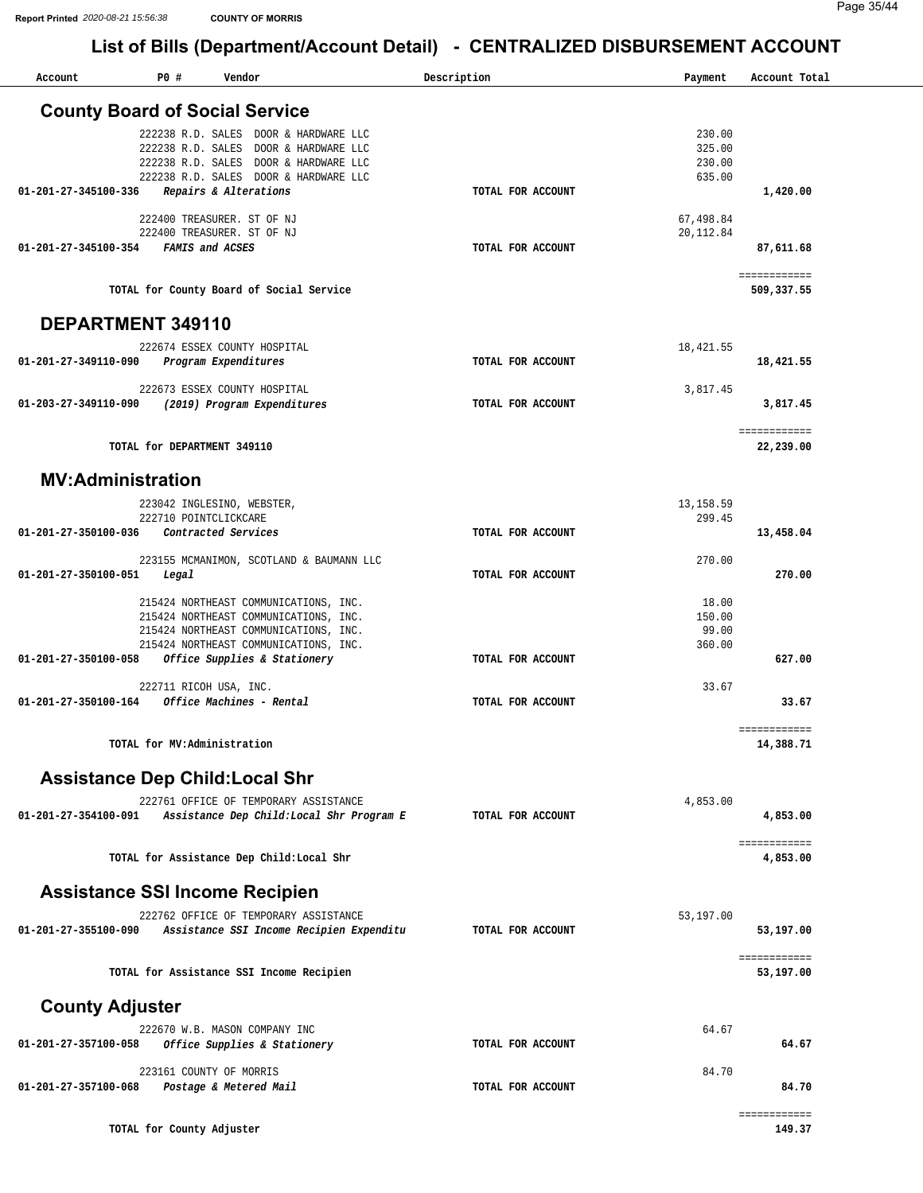## List of Bills (Department/Account Detail) - CENTRALIZED DISBURSEMENT ACCOUNT

| Account | PO # | Vendor | Description | Payment | Account Total |
|---|---|---|---|---|---|

### County Board of Social Service

| Account | PO # | Vendor | Description | Payment | Account Total |
|---|---|---|---|---|---|
| | 222238 | R.D. SALES DOOR & HARDWARE LLC | | 230.00 | |
| | 222238 | R.D. SALES DOOR & HARDWARE LLC | | 325.00 | |
| | 222238 | R.D. SALES DOOR & HARDWARE LLC | | 230.00 | |
| | 222238 | R.D. SALES DOOR & HARDWARE LLC | | 635.00 | |
| **01-201-27-345100-336** | | ***Repairs & Alterations*** | **TOTAL FOR ACCOUNT** | | **1,420.00** |
| | 222400 | TREASURER. ST OF NJ | | 67,498.84 | |
| | 222400 | TREASURER. ST OF NJ | | 20,112.84 | |
| **01-201-27-345100-354** | | ***FAMIS and ACSES*** | **TOTAL FOR ACCOUNT** | | **87,611.68** |
| | | **TOTAL for County Board of Social Service** | | | **509,337.55** |

### DEPARTMENT 349110

| Account | PO # | Vendor | Description | Payment | Account Total |
|---|---|---|---|---|---|
| | 222674 | ESSEX COUNTY HOSPITAL | | 18,421.55 | |
| **01-201-27-349110-090** | | ***Program Expenditures*** | **TOTAL FOR ACCOUNT** | | **18,421.55** |
| | 222673 | ESSEX COUNTY HOSPITAL | | 3,817.45 | |
| **01-203-27-349110-090** | | ***(2019) Program Expenditures*** | **TOTAL FOR ACCOUNT** | | **3,817.45** |
| | | **TOTAL for DEPARTMENT 349110** | | | **22,239.00** |

### MV:Administration

| Account | PO # | Vendor | Description | Payment | Account Total |
|---|---|---|---|---|---|
| | 223042 | INGLESINO, WEBSTER, | | 13,158.59 | |
| | 222710 | POINTCLICKCARE | | 299.45 | |
| **01-201-27-350100-036** | | ***Contracted Services*** | **TOTAL FOR ACCOUNT** | | **13,458.04** |
| | 223155 | MCMANIMON, SCOTLAND & BAUMANN LLC | | 270.00 | |
| **01-201-27-350100-051** | | ***Legal*** | **TOTAL FOR ACCOUNT** | | **270.00** |
| | 215424 | NORTHEAST COMMUNICATIONS, INC. | | 18.00 | |
| | 215424 | NORTHEAST COMMUNICATIONS, INC. | | 150.00 | |
| | 215424 | NORTHEAST COMMUNICATIONS, INC. | | 99.00 | |
| | 215424 | NORTHEAST COMMUNICATIONS, INC. | | 360.00 | |
| **01-201-27-350100-058** | | ***Office Supplies & Stationery*** | **TOTAL FOR ACCOUNT** | | **627.00** |
| | 222711 | RICOH USA, INC. | | 33.67 | |
| **01-201-27-350100-164** | | ***Office Machines - Rental*** | **TOTAL FOR ACCOUNT** | | **33.67** |
| | | **TOTAL for MV:Administration** | | | **14,388.71** |

### Assistance Dep Child:Local Shr

| Account | PO # | Vendor | Description | Payment | Account Total |
|---|---|---|---|---|---|
| | 222761 | OFFICE OF TEMPORARY ASSISTANCE | | 4,853.00 | |
| **01-201-27-354100-091** | | ***Assistance Dep Child:Local Shr Program E*** | **TOTAL FOR ACCOUNT** | | **4,853.00** |
| | | **TOTAL for Assistance Dep Child:Local Shr** | | | **4,853.00** |

### Assistance SSI Income Recipien

| Account | PO # | Vendor | Description | Payment | Account Total |
|---|---|---|---|---|---|
| | 222762 | OFFICE OF TEMPORARY ASSISTANCE | | 53,197.00 | |
| **01-201-27-355100-090** | | ***Assistance SSI Income Recipien Expenditu*** | **TOTAL FOR ACCOUNT** | | **53,197.00** |
| | | **TOTAL for Assistance SSI Income Recipien** | | | **53,197.00** |

### County Adjuster

| Account | PO # | Vendor | Description | Payment | Account Total |
|---|---|---|---|---|---|
| | 222670 | W.B. MASON COMPANY INC | | 64.67 | |
| **01-201-27-357100-058** | | ***Office Supplies & Stationery*** | **TOTAL FOR ACCOUNT** | | **64.67** |
| | 223161 | COUNTY OF MORRIS | | 84.70 | |
| **01-201-27-357100-068** | | ***Postage & Metered Mail*** | **TOTAL FOR ACCOUNT** | | **84.70** |
| | | **TOTAL for County Adjuster** | | | **149.37** |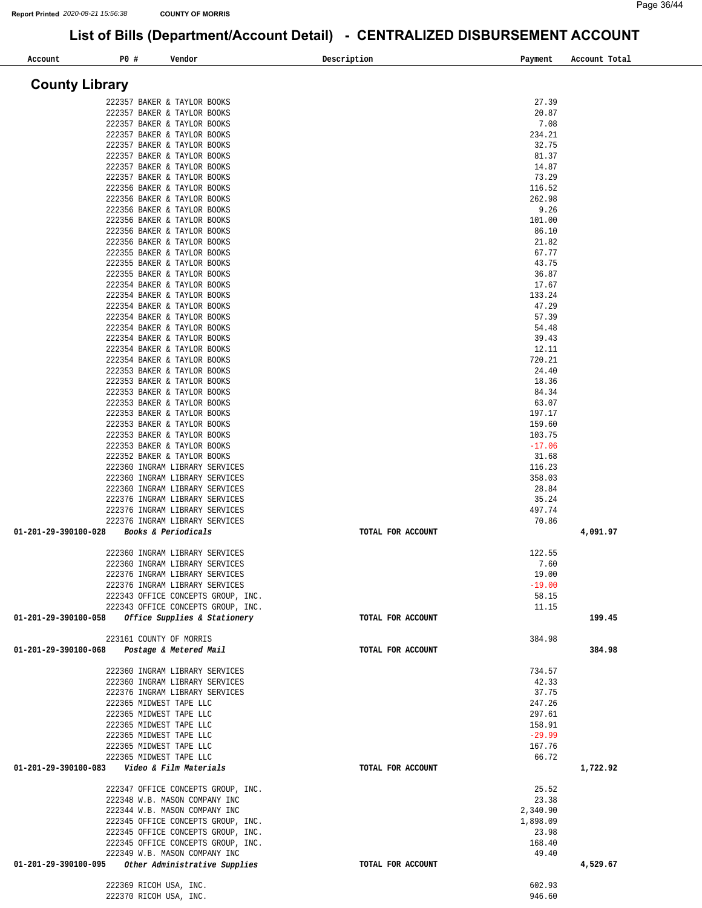## List of Bills (Department/Account Detail) - CENTRALIZED DISBURSEMENT ACCOUNT

Report Printed 2020-08-21 15:56:38 COUNTY OF MORRIS

### County Library

| Account | PO # | Vendor | Description | Payment | Account Total |
|---|---|---|---|---|---|
| | 222357 | BAKER & TAYLOR BOOKS | | 27.39 | |
| | 222357 | BAKER & TAYLOR BOOKS | | 20.87 | |
| | 222357 | BAKER & TAYLOR BOOKS | | 7.08 | |
| | 222357 | BAKER & TAYLOR BOOKS | | 234.21 | |
| | 222357 | BAKER & TAYLOR BOOKS | | 32.75 | |
| | 222357 | BAKER & TAYLOR BOOKS | | 81.37 | |
| | 222357 | BAKER & TAYLOR BOOKS | | 14.87 | |
| | 222357 | BAKER & TAYLOR BOOKS | | 73.29 | |
| | 222356 | BAKER & TAYLOR BOOKS | | 116.52 | |
| | 222356 | BAKER & TAYLOR BOOKS | | 262.98 | |
| | 222356 | BAKER & TAYLOR BOOKS | | 9.26 | |
| | 222356 | BAKER & TAYLOR BOOKS | | 101.00 | |
| | 222356 | BAKER & TAYLOR BOOKS | | 86.10 | |
| | 222356 | BAKER & TAYLOR BOOKS | | 21.82 | |
| | 222355 | BAKER & TAYLOR BOOKS | | 67.77 | |
| | 222355 | BAKER & TAYLOR BOOKS | | 43.75 | |
| | 222355 | BAKER & TAYLOR BOOKS | | 36.87 | |
| | 222354 | BAKER & TAYLOR BOOKS | | 17.67 | |
| | 222354 | BAKER & TAYLOR BOOKS | | 133.24 | |
| | 222354 | BAKER & TAYLOR BOOKS | | 47.29 | |
| | 222354 | BAKER & TAYLOR BOOKS | | 57.39 | |
| | 222354 | BAKER & TAYLOR BOOKS | | 54.48 | |
| | 222354 | BAKER & TAYLOR BOOKS | | 39.43 | |
| | 222354 | BAKER & TAYLOR BOOKS | | 12.11 | |
| | 222354 | BAKER & TAYLOR BOOKS | | 720.21 | |
| | 222353 | BAKER & TAYLOR BOOKS | | 24.40 | |
| | 222353 | BAKER & TAYLOR BOOKS | | 18.36 | |
| | 222353 | BAKER & TAYLOR BOOKS | | 84.34 | |
| | 222353 | BAKER & TAYLOR BOOKS | | 63.07 | |
| | 222353 | BAKER & TAYLOR BOOKS | | 197.17 | |
| | 222353 | BAKER & TAYLOR BOOKS | | 159.60 | |
| | 222353 | BAKER & TAYLOR BOOKS | | 103.75 | |
| | 222353 | BAKER & TAYLOR BOOKS | | -17.06 | |
| | 222352 | BAKER & TAYLOR BOOKS | | 31.68 | |
| | 222360 | INGRAM LIBRARY SERVICES | | 116.23 | |
| | 222360 | INGRAM LIBRARY SERVICES | | 358.03 | |
| | 222360 | INGRAM LIBRARY SERVICES | | 28.84 | |
| | 222376 | INGRAM LIBRARY SERVICES | | 35.24 | |
| | 222376 | INGRAM LIBRARY SERVICES | | 497.74 | |
| | 222376 | INGRAM LIBRARY SERVICES | | 70.86 | |
| **01-201-29-390100-028** | | ***Books & Periodicals*** | **TOTAL FOR ACCOUNT** | | **4,091.97** |
| | 222360 | INGRAM LIBRARY SERVICES | | 122.55 | |
| | 222360 | INGRAM LIBRARY SERVICES | | 7.60 | |
| | 222376 | INGRAM LIBRARY SERVICES | | 19.00 | |
| | 222376 | INGRAM LIBRARY SERVICES | | -19.00 | |
| | 222343 | OFFICE CONCEPTS GROUP, INC. | | 58.15 | |
| | 222343 | OFFICE CONCEPTS GROUP, INC. | | 11.15 | |
| **01-201-29-390100-058** | | ***Office Supplies & Stationery*** | **TOTAL FOR ACCOUNT** | | **199.45** |
| | 223161 | COUNTY OF MORRIS | | 384.98 | |
| **01-201-29-390100-068** | | ***Postage & Metered Mail*** | **TOTAL FOR ACCOUNT** | | **384.98** |
| | 222360 | INGRAM LIBRARY SERVICES | | 734.57 | |
| | 222360 | INGRAM LIBRARY SERVICES | | 42.33 | |
| | 222376 | INGRAM LIBRARY SERVICES | | 37.75 | |
| | 222365 | MIDWEST TAPE LLC | | 247.26 | |
| | 222365 | MIDWEST TAPE LLC | | 297.61 | |
| | 222365 | MIDWEST TAPE LLC | | 158.91 | |
| | 222365 | MIDWEST TAPE LLC | | -29.99 | |
| | 222365 | MIDWEST TAPE LLC | | 167.76 | |
| | 222365 | MIDWEST TAPE LLC | | 66.72 | |
| **01-201-29-390100-083** | | ***Video & Film Materials*** | **TOTAL FOR ACCOUNT** | | **1,722.92** |
| | 222347 | OFFICE CONCEPTS GROUP, INC. | | 25.52 | |
| | 222348 | W.B. MASON COMPANY INC | | 23.38 | |
| | 222344 | W.B. MASON COMPANY INC | | 2,340.90 | |
| | 222345 | OFFICE CONCEPTS GROUP, INC. | | 1,898.09 | |
| | 222345 | OFFICE CONCEPTS GROUP, INC. | | 23.98 | |
| | 222345 | OFFICE CONCEPTS GROUP, INC. | | 168.40 | |
| | 222349 | W.B. MASON COMPANY INC | | 49.40 | |
| **01-201-29-390100-095** | | ***Other Administrative Supplies*** | **TOTAL FOR ACCOUNT** | | **4,529.67** |
| | 222369 | RICOH USA, INC. | | 602.93 | |
| | 222370 | RICOH USA, INC. | | 946.60 | |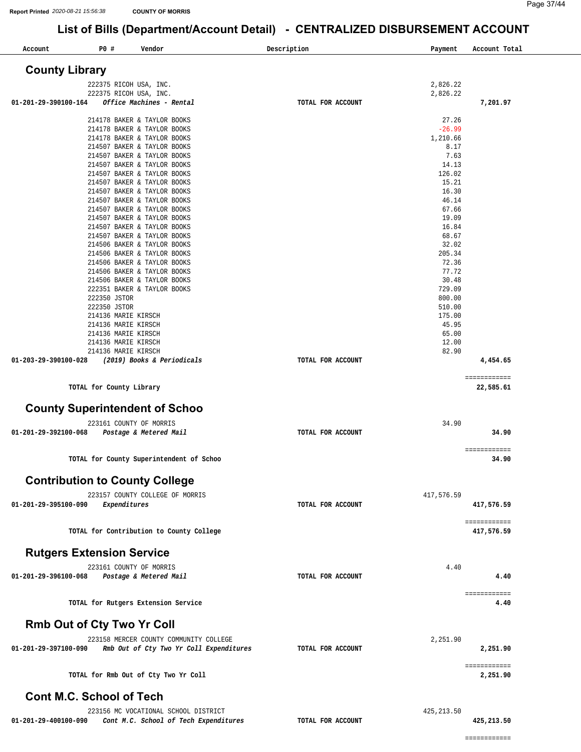# List of Bills (Department/Account Detail) - CENTRALIZED DISBURSEMENT ACCOUNT

| Account | PO # | Vendor | Description | Payment | Account Total |
|---|---|---|---|---|---|

## County Library

| Account | PO # | Vendor | Description | Payment | Account Total |
|---|---|---|---|---|---|
| | 222375 | RICOH USA, INC. | | 2,826.22 | |
| | 222375 | RICOH USA, INC. | | 2,826.22 | |
| 01-201-29-390100-164 | | *Office Machines - Rental* | TOTAL FOR ACCOUNT | | **7,201.97** |
| | 214178 | BAKER & TAYLOR BOOKS | | 27.26 | |
| | 214178 | BAKER & TAYLOR BOOKS | | -26.99 | |
| | 214178 | BAKER & TAYLOR BOOKS | | 1,210.66 | |
| | 214507 | BAKER & TAYLOR BOOKS | | 8.17 | |
| | 214507 | BAKER & TAYLOR BOOKS | | 7.63 | |
| | 214507 | BAKER & TAYLOR BOOKS | | 14.13 | |
| | 214507 | BAKER & TAYLOR BOOKS | | 126.02 | |
| | 214507 | BAKER & TAYLOR BOOKS | | 15.21 | |
| | 214507 | BAKER & TAYLOR BOOKS | | 16.30 | |
| | 214507 | BAKER & TAYLOR BOOKS | | 46.14 | |
| | 214507 | BAKER & TAYLOR BOOKS | | 67.66 | |
| | 214507 | BAKER & TAYLOR BOOKS | | 19.09 | |
| | 214507 | BAKER & TAYLOR BOOKS | | 16.84 | |
| | 214507 | BAKER & TAYLOR BOOKS | | 68.67 | |
| | 214506 | BAKER & TAYLOR BOOKS | | 32.02 | |
| | 214506 | BAKER & TAYLOR BOOKS | | 205.34 | |
| | 214506 | BAKER & TAYLOR BOOKS | | 72.36 | |
| | 214506 | BAKER & TAYLOR BOOKS | | 77.72 | |
| | 214506 | BAKER & TAYLOR BOOKS | | 30.48 | |
| | 222351 | BAKER & TAYLOR BOOKS | | 729.09 | |
| | 222350 | JSTOR | | 800.00 | |
| | 222350 | JSTOR | | 510.00 | |
| | 214136 | MARIE KIRSCH | | 175.00 | |
| | 214136 | MARIE KIRSCH | | 45.95 | |
| | 214136 | MARIE KIRSCH | | 65.00 | |
| | 214136 | MARIE KIRSCH | | 12.00 | |
| | 214136 | MARIE KIRSCH | | 82.90 | |
| 01-203-29-390100-028 | | *(2019) Books & Periodicals* | TOTAL FOR ACCOUNT | | **4,454.65** |
| | | **TOTAL for County Library** | | | **22,585.61** |

## County Superintendent of Schoo

| Account | PO # | Vendor | Description | Payment | Account Total |
|---|---|---|---|---|---|
| | 223161 | COUNTY OF MORRIS | | 34.90 | |
| 01-201-29-392100-068 | | *Postage & Metered Mail* | TOTAL FOR ACCOUNT | | **34.90** |
| | | **TOTAL for County Superintendent of Schoo** | | | **34.90** |

## Contribution to County College

| Account | PO # | Vendor | Description | Payment | Account Total |
|---|---|---|---|---|---|
| | 223157 | COUNTY COLLEGE OF MORRIS | | 417,576.59 | |
| 01-201-29-395100-090 | | *Expenditures* | TOTAL FOR ACCOUNT | | **417,576.59** |
| | | **TOTAL for Contribution to County College** | | | **417,576.59** |

## Rutgers Extension Service

| Account | PO # | Vendor | Description | Payment | Account Total |
|---|---|---|---|---|---|
| | 223161 | COUNTY OF MORRIS | | 4.40 | |
| 01-201-29-396100-068 | | *Postage & Metered Mail* | TOTAL FOR ACCOUNT | | **4.40** |
| | | **TOTAL for Rutgers Extension Service** | | | **4.40** |

## Rmb Out of Cty Two Yr Coll

| Account | PO # | Vendor | Description | Payment | Account Total |
|---|---|---|---|---|---|
| | 223158 | MERCER COUNTY COMMUNITY COLLEGE | | 2,251.90 | |
| 01-201-29-397100-090 | | *Rmb Out of Cty Two Yr Coll Expenditures* | TOTAL FOR ACCOUNT | | **2,251.90** |
| | | **TOTAL for Rmb Out of Cty Two Yr Coll** | | | **2,251.90** |

## Cont M.C. School of Tech

| Account | PO # | Vendor | Description | Payment | Account Total |
|---|---|---|---|---|---|
| | 223156 | MC VOCATIONAL SCHOOL DISTRICT | | 425,213.50 | |
| 01-201-29-400100-090 | | *Cont M.C. School of Tech Expenditures* | TOTAL FOR ACCOUNT | | **425,213.50** |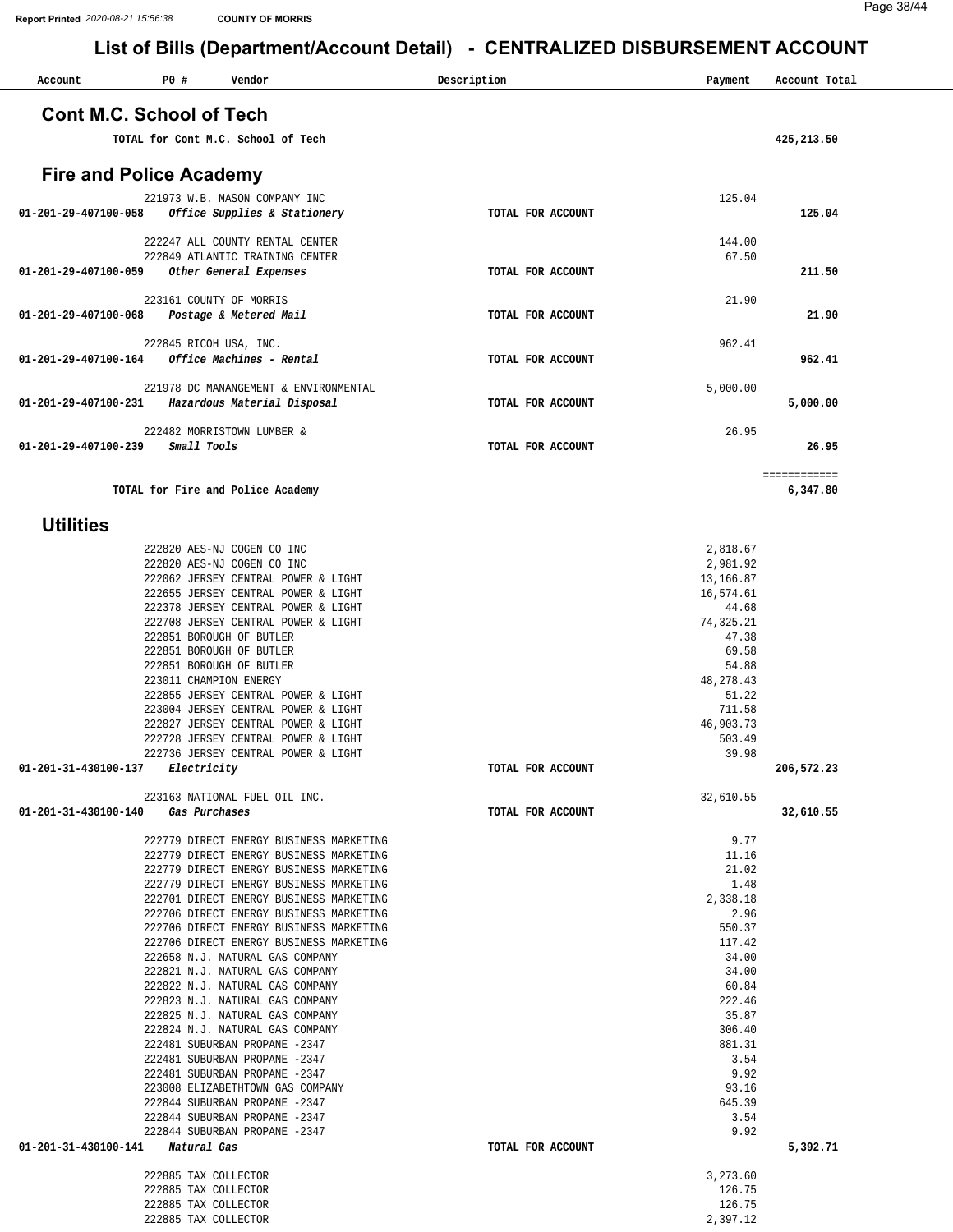# List of Bills (Department/Account Detail) - CENTRALIZED DISBURSEMENT ACCOUNT

| Account | PO # | Vendor | Description | Payment | Account Total |
|---|---|---|---|---|---|

## Cont M.C. School of Tech

| Account | PO # | Vendor | Description | Payment | Account Total |
|---|---|---|---|---|---|
| | | **TOTAL for Cont M.C. School of Tech** | | | **425,213.50** |

## Fire and Police Academy

| Account | PO # | Vendor | Description | Payment | Account Total |
|---|---|---|---|---|---|
| | 221973 | W.B. MASON COMPANY INC | | 125.04 | |
| **01-201-29-407100-058** | | ***Office Supplies & Stationery*** | **TOTAL FOR ACCOUNT** | | **125.04** |
| | 222247 | ALL COUNTY RENTAL CENTER | | 144.00 | |
| | 222849 | ATLANTIC TRAINING CENTER | | 67.50 | |
| **01-201-29-407100-059** | | ***Other General Expenses*** | **TOTAL FOR ACCOUNT** | | **211.50** |
| | 223161 | COUNTY OF MORRIS | | 21.90 | |
| **01-201-29-407100-068** | | ***Postage & Metered Mail*** | **TOTAL FOR ACCOUNT** | | **21.90** |
| | 222845 | RICOH USA, INC. | | 962.41 | |
| **01-201-29-407100-164** | | ***Office Machines - Rental*** | **TOTAL FOR ACCOUNT** | | **962.41** |
| | 221978 | DC MANANGEMENT & ENVIRONMENTAL | | 5,000.00 | |
| **01-201-29-407100-231** | | ***Hazardous Material Disposal*** | **TOTAL FOR ACCOUNT** | | **5,000.00** |
| | 222482 | MORRISTOWN LUMBER & | | 26.95 | |
| **01-201-29-407100-239** | | ***Small Tools*** | **TOTAL FOR ACCOUNT** | | **26.95** |
| | | | | | ============ |
| | | **TOTAL for Fire and Police Academy** | | | **6,347.80** |

## Utilities

| Account | PO # | Vendor | Description | Payment | Account Total |
|---|---|---|---|---|---|
| | 222820 | AES-NJ COGEN CO INC | | 2,818.67 | |
| | 222820 | AES-NJ COGEN CO INC | | 2,981.92 | |
| | 222062 | JERSEY CENTRAL POWER & LIGHT | | 13,166.87 | |
| | 222655 | JERSEY CENTRAL POWER & LIGHT | | 16,574.61 | |
| | 222378 | JERSEY CENTRAL POWER & LIGHT | | 44.68 | |
| | 222708 | JERSEY CENTRAL POWER & LIGHT | | 74,325.21 | |
| | 222851 | BOROUGH OF BUTLER | | 47.38 | |
| | 222851 | BOROUGH OF BUTLER | | 69.58 | |
| | 222851 | BOROUGH OF BUTLER | | 54.88 | |
| | 223011 | CHAMPION ENERGY | | 48,278.43 | |
| | 222855 | JERSEY CENTRAL POWER & LIGHT | | 51.22 | |
| | 223004 | JERSEY CENTRAL POWER & LIGHT | | 711.58 | |
| | 222827 | JERSEY CENTRAL POWER & LIGHT | | 46,903.73 | |
| | 222728 | JERSEY CENTRAL POWER & LIGHT | | 503.49 | |
| | 222736 | JERSEY CENTRAL POWER & LIGHT | | 39.98 | |
| **01-201-31-430100-137** | | ***Electricity*** | **TOTAL FOR ACCOUNT** | | **206,572.23** |
| | 223163 | NATIONAL FUEL OIL INC. | | 32,610.55 | |
| **01-201-31-430100-140** | | ***Gas Purchases*** | **TOTAL FOR ACCOUNT** | | **32,610.55** |
| | 222779 | DIRECT ENERGY BUSINESS MARKETING | | 9.77 | |
| | 222779 | DIRECT ENERGY BUSINESS MARKETING | | 11.16 | |
| | 222779 | DIRECT ENERGY BUSINESS MARKETING | | 21.02 | |
| | 222779 | DIRECT ENERGY BUSINESS MARKETING | | 1.48 | |
| | 222701 | DIRECT ENERGY BUSINESS MARKETING | | 2,338.18 | |
| | 222706 | DIRECT ENERGY BUSINESS MARKETING | | 2.96 | |
| | 222706 | DIRECT ENERGY BUSINESS MARKETING | | 550.37 | |
| | 222706 | DIRECT ENERGY BUSINESS MARKETING | | 117.42 | |
| | 222658 | N.J. NATURAL GAS COMPANY | | 34.00 | |
| | 222821 | N.J. NATURAL GAS COMPANY | | 34.00 | |
| | 222822 | N.J. NATURAL GAS COMPANY | | 60.84 | |
| | 222823 | N.J. NATURAL GAS COMPANY | | 222.46 | |
| | 222825 | N.J. NATURAL GAS COMPANY | | 35.87 | |
| | 222824 | N.J. NATURAL GAS COMPANY | | 306.40 | |
| | 222481 | SUBURBAN PROPANE -2347 | | 881.31 | |
| | 222481 | SUBURBAN PROPANE -2347 | | 3.54 | |
| | 222481 | SUBURBAN PROPANE -2347 | | 9.92 | |
| | 223008 | ELIZABETHTOWN GAS COMPANY | | 93.16 | |
| | 222844 | SUBURBAN PROPANE -2347 | | 645.39 | |
| | 222844 | SUBURBAN PROPANE -2347 | | 3.54 | |
| | 222844 | SUBURBAN PROPANE -2347 | | 9.92 | |
| **01-201-31-430100-141** | | ***Natural Gas*** | **TOTAL FOR ACCOUNT** | | **5,392.71** |
| | 222885 | TAX COLLECTOR | | 3,273.60 | |
| | 222885 | TAX COLLECTOR | | 126.75 | |
| | 222885 | TAX COLLECTOR | | 126.75 | |
| | 222885 | TAX COLLECTOR | | 2,397.12 | |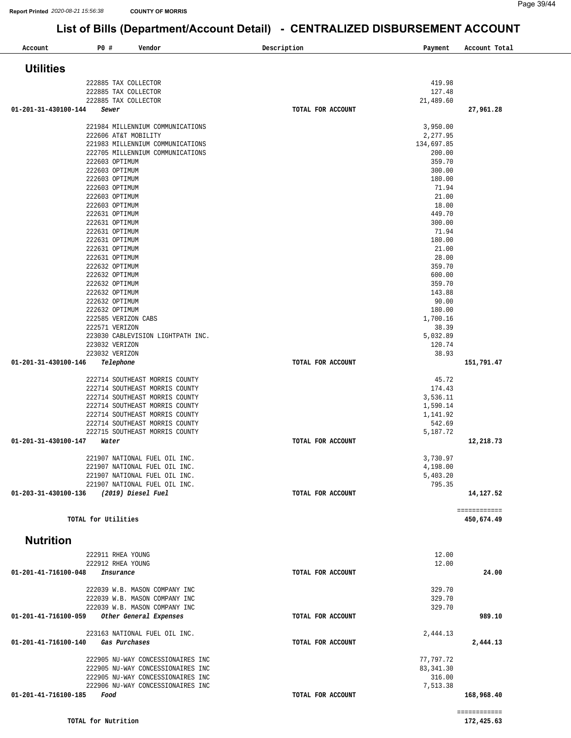# List of Bills (Department/Account Detail) - CENTRALIZED DISBURSEMENT ACCOUNT

| Account | PO # | Vendor | Description | Payment | Account Total |
|---|---|---|---|---|---|

## Utilities

| Account | PO # | Vendor | Description | Payment | Account Total |
|---|---|---|---|---|---|
| | 222885 | TAX COLLECTOR | | 419.98 | |
| | 222885 | TAX COLLECTOR | | 127.48 | |
| | 222885 | TAX COLLECTOR | | 21,489.60 | |
| 01-201-31-430100-144 | | *Sewer* | TOTAL FOR ACCOUNT | | 27,961.28 |
| | 221984 | MILLENNIUM COMMUNICATIONS | | 3,950.00 | |
| | 222606 | AT&T MOBILITY | | 2,277.95 | |
| | 221983 | MILLENNIUM COMMUNICATIONS | | 134,697.85 | |
| | 222705 | MILLENNIUM COMMUNICATIONS | | 200.00 | |
| | 222603 | OPTIMUM | | 359.70 | |
| | 222603 | OPTIMUM | | 300.00 | |
| | 222603 | OPTIMUM | | 180.00 | |
| | 222603 | OPTIMUM | | 71.94 | |
| | 222603 | OPTIMUM | | 21.00 | |
| | 222603 | OPTIMUM | | 18.00 | |
| | 222631 | OPTIMUM | | 449.70 | |
| | 222631 | OPTIMUM | | 300.00 | |
| | 222631 | OPTIMUM | | 71.94 | |
| | 222631 | OPTIMUM | | 180.00 | |
| | 222631 | OPTIMUM | | 21.00 | |
| | 222631 | OPTIMUM | | 28.00 | |
| | 222632 | OPTIMUM | | 359.70 | |
| | 222632 | OPTIMUM | | 600.00 | |
| | 222632 | OPTIMUM | | 359.70 | |
| | 222632 | OPTIMUM | | 143.88 | |
| | 222632 | OPTIMUM | | 90.00 | |
| | 222632 | OPTIMUM | | 180.00 | |
| | 222585 | VERIZON CABS | | 1,700.16 | |
| | 222571 | VERIZON | | 38.39 | |
| | 223030 | CABLEVISION LIGHTPATH INC. | | 5,032.89 | |
| | 223032 | VERIZON | | 120.74 | |
| | 223032 | VERIZON | | 38.93 | |
| 01-201-31-430100-146 | | *Telephone* | TOTAL FOR ACCOUNT | | 151,791.47 |
| | 222714 | SOUTHEAST MORRIS COUNTY | | 45.72 | |
| | 222714 | SOUTHEAST MORRIS COUNTY | | 174.43 | |
| | 222714 | SOUTHEAST MORRIS COUNTY | | 3,536.11 | |
| | 222714 | SOUTHEAST MORRIS COUNTY | | 1,590.14 | |
| | 222714 | SOUTHEAST MORRIS COUNTY | | 1,141.92 | |
| | 222714 | SOUTHEAST MORRIS COUNTY | | 542.69 | |
| | 222715 | SOUTHEAST MORRIS COUNTY | | 5,187.72 | |
| 01-201-31-430100-147 | | *Water* | TOTAL FOR ACCOUNT | | 12,218.73 |
| | 221907 | NATIONAL FUEL OIL INC. | | 3,730.97 | |
| | 221907 | NATIONAL FUEL OIL INC. | | 4,198.00 | |
| | 221907 | NATIONAL FUEL OIL INC. | | 5,403.20 | |
| | 221907 | NATIONAL FUEL OIL INC. | | 795.35 | |
| 01-203-31-430100-136 | | *(2019) Diesel Fuel* | TOTAL FOR ACCOUNT | | 14,127.52 |
| | | TOTAL for Utilities | | | 450,674.49 |

## Nutrition

| Account | PO # | Vendor | Description | Payment | Account Total |
|---|---|---|---|---|---|
| | 222911 | RHEA YOUNG | | 12.00 | |
| | 222912 | RHEA YOUNG | | 12.00 | |
| 01-201-41-716100-048 | | *Insurance* | TOTAL FOR ACCOUNT | | 24.00 |
| | 222039 | W.B. MASON COMPANY INC | | 329.70 | |
| | 222039 | W.B. MASON COMPANY INC | | 329.70 | |
| | 222039 | W.B. MASON COMPANY INC | | 329.70 | |
| 01-201-41-716100-059 | | *Other General Expenses* | TOTAL FOR ACCOUNT | | 989.10 |
| | 223163 | NATIONAL FUEL OIL INC. | | 2,444.13 | |
| 01-201-41-716100-140 | | *Gas Purchases* | TOTAL FOR ACCOUNT | | 2,444.13 |
| | 222905 | NU-WAY CONCESSIONAIRES INC | | 77,797.72 | |
| | 222905 | NU-WAY CONCESSIONAIRES INC | | 83,341.30 | |
| | 222905 | NU-WAY CONCESSIONAIRES INC | | 316.00 | |
| | 222906 | NU-WAY CONCESSIONAIRES INC | | 7,513.38 | |
| 01-201-41-716100-185 | | *Food* | TOTAL FOR ACCOUNT | | 168,968.40 |
| | | TOTAL for Nutrition | | | 172,425.63 |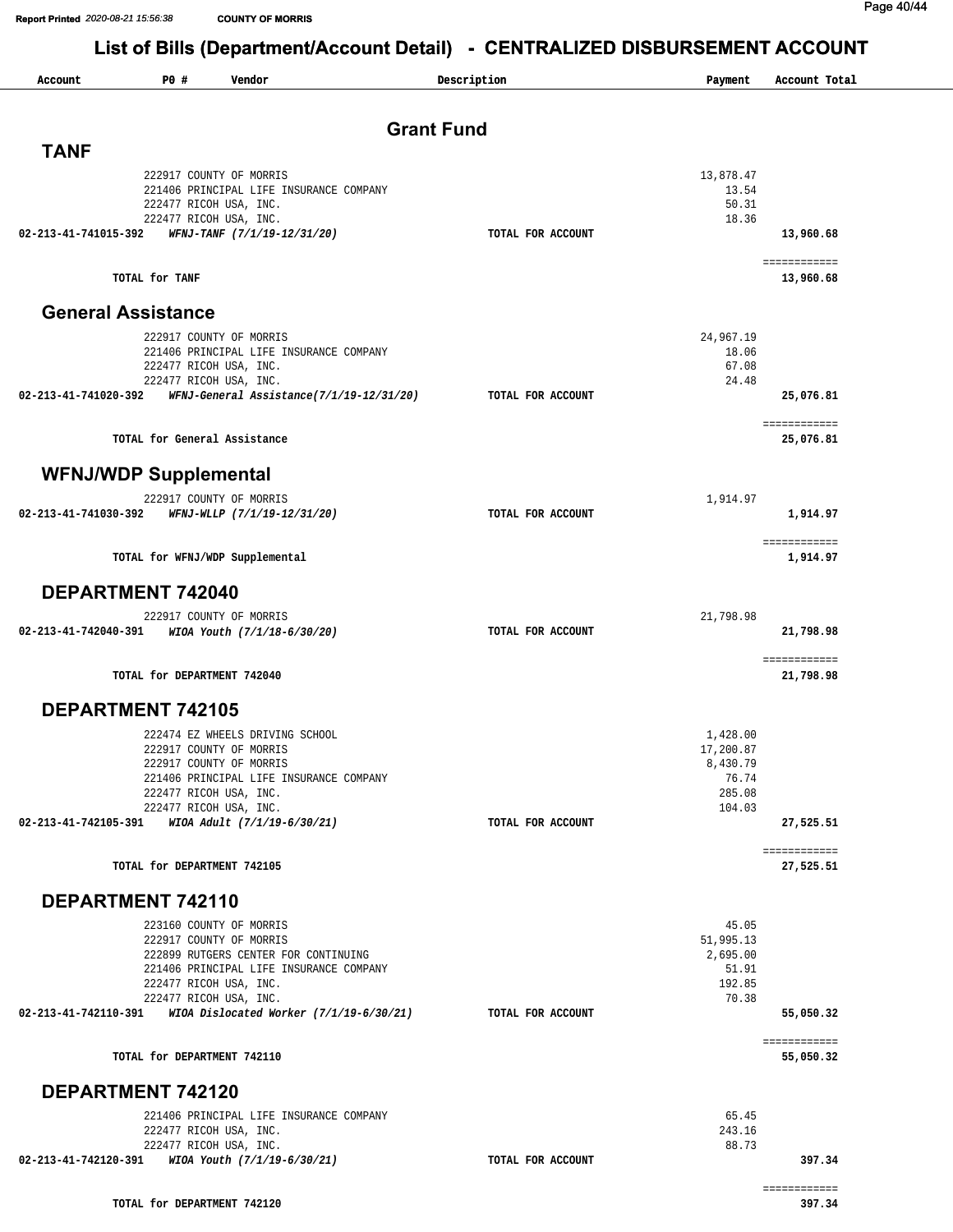# List of Bills (Department/Account Detail) - CENTRALIZED DISBURSEMENT ACCOUNT

| Account | PO # | Vendor | Description | Payment | Account Total |
|---|---|---|---|---|---|

## Grant Fund

### TANF

| Account | PO # | Vendor | Description | Payment | Account Total |
|---|---|---|---|---|---|
| | 222917 | COUNTY OF MORRIS | | 13,878.47 | |
| | 221406 | PRINCIPAL LIFE INSURANCE COMPANY | | 13.54 | |
| | 222477 | RICOH USA, INC. | | 50.31 | |
| | 222477 | RICOH USA, INC. | | 18.36 | |
| 02-213-41-741015-392 | | *WFNJ-TANF (7/1/19-12/31/20)* | TOTAL FOR ACCOUNT | | 13,960.68 |
| | | TOTAL for TANF | | | 13,960.68 |

### General Assistance

| Account | PO # | Vendor | Description | Payment | Account Total |
|---|---|---|---|---|---|
| | 222917 | COUNTY OF MORRIS | | 24,967.19 | |
| | 221406 | PRINCIPAL LIFE INSURANCE COMPANY | | 18.06 | |
| | 222477 | RICOH USA, INC. | | 67.08 | |
| | 222477 | RICOH USA, INC. | | 24.48 | |
| 02-213-41-741020-392 | | *WFNJ-General Assistance(7/1/19-12/31/20)* | TOTAL FOR ACCOUNT | | 25,076.81 |
| | | TOTAL for General Assistance | | | 25,076.81 |

### WFNJ/WDP Supplemental

| Account | PO # | Vendor | Description | Payment | Account Total |
|---|---|---|---|---|---|
| | 222917 | COUNTY OF MORRIS | | 1,914.97 | |
| 02-213-41-741030-392 | | *WFNJ-WLLP (7/1/19-12/31/20)* | TOTAL FOR ACCOUNT | | 1,914.97 |
| | | TOTAL for WFNJ/WDP Supplemental | | | 1,914.97 |

### DEPARTMENT 742040

| Account | PO # | Vendor | Description | Payment | Account Total |
|---|---|---|---|---|---|
| | 222917 | COUNTY OF MORRIS | | 21,798.98 | |
| 02-213-41-742040-391 | | *WIOA Youth (7/1/18-6/30/20)* | TOTAL FOR ACCOUNT | | 21,798.98 |
| | | TOTAL for DEPARTMENT 742040 | | | 21,798.98 |

### DEPARTMENT 742105

| Account | PO # | Vendor | Description | Payment | Account Total |
|---|---|---|---|---|---|
| | 222474 | EZ WHEELS DRIVING SCHOOL | | 1,428.00 | |
| | 222917 | COUNTY OF MORRIS | | 17,200.87 | |
| | 222917 | COUNTY OF MORRIS | | 8,430.79 | |
| | 221406 | PRINCIPAL LIFE INSURANCE COMPANY | | 76.74 | |
| | 222477 | RICOH USA, INC. | | 285.08 | |
| | 222477 | RICOH USA, INC. | | 104.03 | |
| 02-213-41-742105-391 | | *WIOA Adult (7/1/19-6/30/21)* | TOTAL FOR ACCOUNT | | 27,525.51 |
| | | TOTAL for DEPARTMENT 742105 | | | 27,525.51 |

### DEPARTMENT 742110

| Account | PO # | Vendor | Description | Payment | Account Total |
|---|---|---|---|---|---|
| | 223160 | COUNTY OF MORRIS | | 45.05 | |
| | 222917 | COUNTY OF MORRIS | | 51,995.13 | |
| | 222899 | RUTGERS CENTER FOR CONTINUING | | 2,695.00 | |
| | 221406 | PRINCIPAL LIFE INSURANCE COMPANY | | 51.91 | |
| | 222477 | RICOH USA, INC. | | 192.85 | |
| | 222477 | RICOH USA, INC. | | 70.38 | |
| 02-213-41-742110-391 | | *WIOA Dislocated Worker (7/1/19-6/30/21)* | TOTAL FOR ACCOUNT | | 55,050.32 |
| | | TOTAL for DEPARTMENT 742110 | | | 55,050.32 |

### DEPARTMENT 742120

| Account | PO # | Vendor | Description | Payment | Account Total |
|---|---|---|---|---|---|
| | 221406 | PRINCIPAL LIFE INSURANCE COMPANY | | 65.45 | |
| | 222477 | RICOH USA, INC. | | 243.16 | |
| | 222477 | RICOH USA, INC. | | 88.73 | |
| 02-213-41-742120-391 | | *WIOA Youth (7/1/19-6/30/21)* | TOTAL FOR ACCOUNT | | 397.34 |
| | | TOTAL for DEPARTMENT 742120 | | | 397.34 |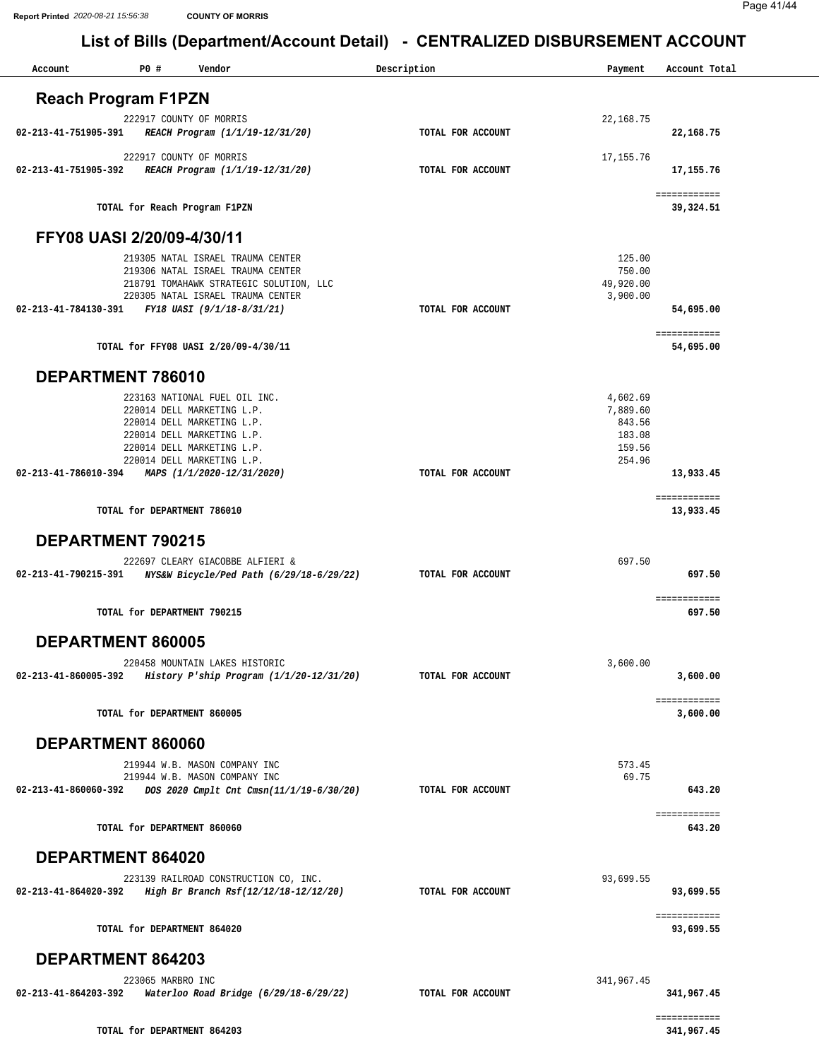# List of Bills (Department/Account Detail) - CENTRALIZED DISBURSEMENT ACCOUNT

Report Printed 2020-08-21 15:56:38 COUNTY OF MORRIS

| Account | PO # | Vendor | Description | Payment | Account Total |
|---|---|---|---|---|---|

## Reach Program F1PZN

| Account | PO # | Vendor | Description | Payment | Account Total |
|---|---|---|---|---|---|
| | 222917 | COUNTY OF MORRIS | | 22,168.75 | |
| 02-213-41-751905-391 | | *REACH Program (1/1/19-12/31/20)* | TOTAL FOR ACCOUNT | | 22,168.75 |
| | 222917 | COUNTY OF MORRIS | | 17,155.76 | |
| 02-213-41-751905-392 | | *REACH Program (1/1/19-12/31/20)* | TOTAL FOR ACCOUNT | | 17,155.76 |
| | | TOTAL for Reach Program F1PZN | | | 39,324.51 |

## FFY08 UASI 2/20/09-4/30/11

| Account | PO # | Vendor | Description | Payment | Account Total |
|---|---|---|---|---|---|
| | 219305 | NATAL ISRAEL TRAUMA CENTER | | 125.00 | |
| | 219306 | NATAL ISRAEL TRAUMA CENTER | | 750.00 | |
| | 218791 | TOMAHAWK STRATEGIC SOLUTION, LLC | | 49,920.00 | |
| | 220305 | NATAL ISRAEL TRAUMA CENTER | | 3,900.00 | |
| 02-213-41-784130-391 | | *FY18 UASI (9/1/18-8/31/21)* | TOTAL FOR ACCOUNT | | 54,695.00 |
| | | TOTAL for FFY08 UASI 2/20/09-4/30/11 | | | 54,695.00 |

## DEPARTMENT 786010

| Account | PO # | Vendor | Description | Payment | Account Total |
|---|---|---|---|---|---|
| | 223163 | NATIONAL FUEL OIL INC. | | 4,602.69 | |
| | 220014 | DELL MARKETING L.P. | | 7,889.60 | |
| | 220014 | DELL MARKETING L.P. | | 843.56 | |
| | 220014 | DELL MARKETING L.P. | | 183.08 | |
| | 220014 | DELL MARKETING L.P. | | 159.56 | |
| | 220014 | DELL MARKETING L.P. | | 254.96 | |
| 02-213-41-786010-394 | | *MAPS (1/1/2020-12/31/2020)* | TOTAL FOR ACCOUNT | | 13,933.45 |
| | | TOTAL for DEPARTMENT 786010 | | | 13,933.45 |

## DEPARTMENT 790215

| Account | PO # | Vendor | Description | Payment | Account Total |
|---|---|---|---|---|---|
| | 222697 | CLEARY GIACOBBE ALFIERI & | | 697.50 | |
| 02-213-41-790215-391 | | *NYS&W Bicycle/Ped Path (6/29/18-6/29/22)* | TOTAL FOR ACCOUNT | | 697.50 |
| | | TOTAL for DEPARTMENT 790215 | | | 697.50 |

## DEPARTMENT 860005

| Account | PO # | Vendor | Description | Payment | Account Total |
|---|---|---|---|---|---|
| | 220458 | MOUNTAIN LAKES HISTORIC | | 3,600.00 | |
| 02-213-41-860005-392 | | *History P'ship Program (1/1/20-12/31/20)* | TOTAL FOR ACCOUNT | | 3,600.00 |
| | | TOTAL for DEPARTMENT 860005 | | | 3,600.00 |

## DEPARTMENT 860060

| Account | PO # | Vendor | Description | Payment | Account Total |
|---|---|---|---|---|---|
| | 219944 | W.B. MASON COMPANY INC | | 573.45 | |
| | 219944 | W.B. MASON COMPANY INC | | 69.75 | |
| 02-213-41-860060-392 | | *DOS 2020 Cmplt Cnt Cmsn(11/1/19-6/30/20)* | TOTAL FOR ACCOUNT | | 643.20 |
| | | TOTAL for DEPARTMENT 860060 | | | 643.20 |

## DEPARTMENT 864020

| Account | PO # | Vendor | Description | Payment | Account Total |
|---|---|---|---|---|---|
| | 223139 | RAILROAD CONSTRUCTION CO, INC. | | 93,699.55 | |
| 02-213-41-864020-392 | | *High Br Branch Rsf(12/12/18-12/12/20)* | TOTAL FOR ACCOUNT | | 93,699.55 |
| | | TOTAL for DEPARTMENT 864020 | | | 93,699.55 |

## DEPARTMENT 864203

| Account | PO # | Vendor | Description | Payment | Account Total |
|---|---|---|---|---|---|
| | 223065 | MARBRO INC | | 341,967.45 | |
| 02-213-41-864203-392 | | *Waterloo Road Bridge (6/29/18-6/29/22)* | TOTAL FOR ACCOUNT | | 341,967.45 |
| | | TOTAL for DEPARTMENT 864203 | | | 341,967.45 |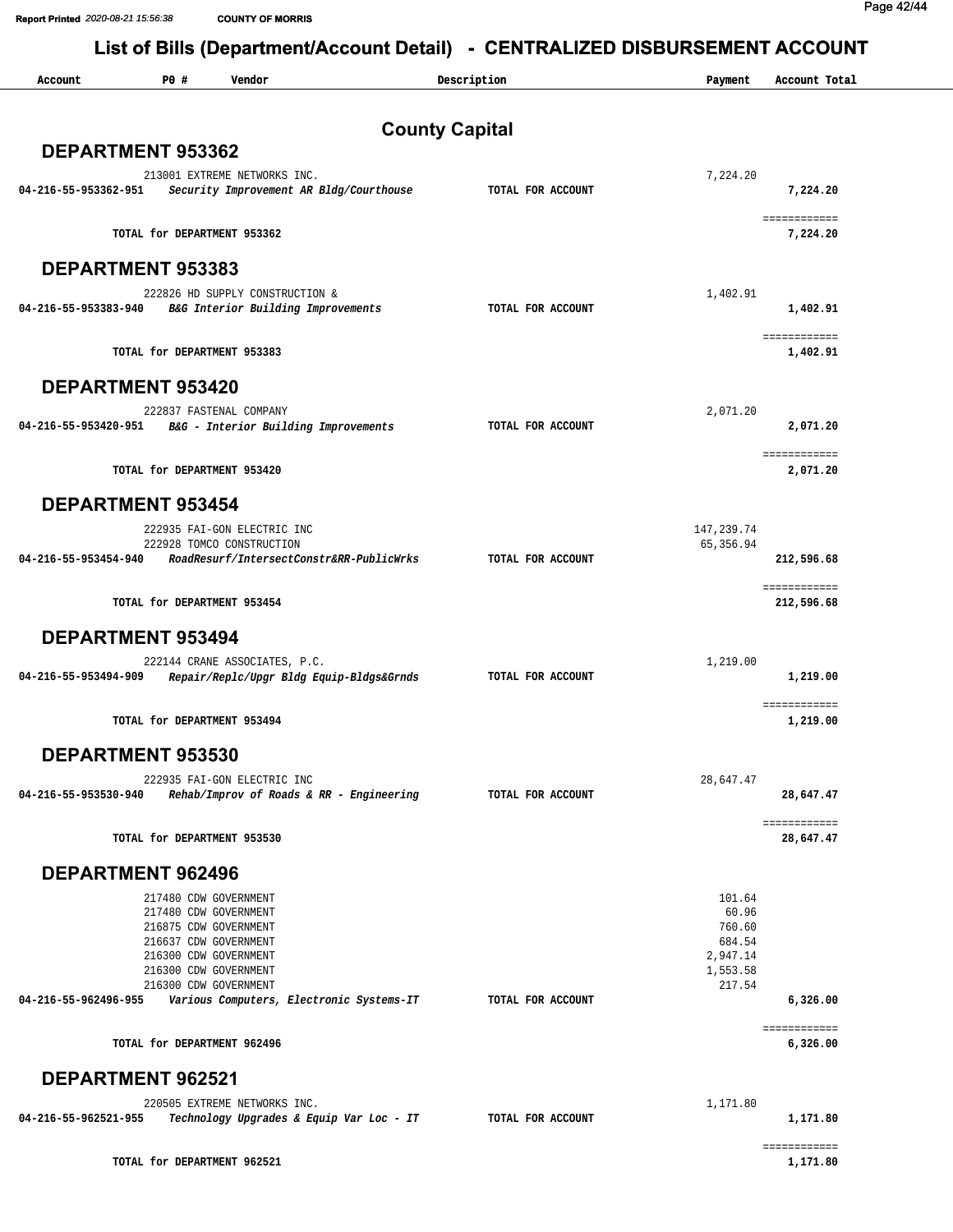# List of Bills (Department/Account Detail) - CENTRALIZED DISBURSEMENT ACCOUNT

## County Capital

### DEPARTMENT 953362

| Account | PO # | Vendor | Description | Payment | Account Total |
|---|---|---|---|---|---|
| | 213001 | EXTREME NETWORKS INC. | | 7,224.20 | |
| 04-216-55-953362-951 | | *Security Improvement AR Bldg/Courthouse* | TOTAL FOR ACCOUNT | | 7,224.20 |
| | | TOTAL for DEPARTMENT 953362 | | | 7,224.20 |

### DEPARTMENT 953383

| Account | PO # | Vendor | Description | Payment | Account Total |
|---|---|---|---|---|---|
| | 222826 | HD SUPPLY CONSTRUCTION & | | 1,402.91 | |
| 04-216-55-953383-940 | | *B&G Interior Building Improvements* | TOTAL FOR ACCOUNT | | 1,402.91 |
| | | TOTAL for DEPARTMENT 953383 | | | 1,402.91 |

### DEPARTMENT 953420

| Account | PO # | Vendor | Description | Payment | Account Total |
|---|---|---|---|---|---|
| | 222837 | FASTENAL COMPANY | | 2,071.20 | |
| 04-216-55-953420-951 | | *B&G - Interior Building Improvements* | TOTAL FOR ACCOUNT | | 2,071.20 |
| | | TOTAL for DEPARTMENT 953420 | | | 2,071.20 |

### DEPARTMENT 953454

| Account | PO # | Vendor | Description | Payment | Account Total |
|---|---|---|---|---|---|
| | 222935 | FAI-GON ELECTRIC INC | | 147,239.74 | |
| | 222928 | TOMCO CONSTRUCTION | | 65,356.94 | |
| 04-216-55-953454-940 | | *RoadResurf/IntersectConstr&RR-PublicWrks* | TOTAL FOR ACCOUNT | | 212,596.68 |
| | | TOTAL for DEPARTMENT 953454 | | | 212,596.68 |

### DEPARTMENT 953494

| Account | PO # | Vendor | Description | Payment | Account Total |
|---|---|---|---|---|---|
| | 222144 | CRANE ASSOCIATES, P.C. | | 1,219.00 | |
| 04-216-55-953494-909 | | *Repair/Replc/Upgr Bldg Equip-Bldgs&Grnds* | TOTAL FOR ACCOUNT | | 1,219.00 |
| | | TOTAL for DEPARTMENT 953494 | | | 1,219.00 |

### DEPARTMENT 953530

| Account | PO # | Vendor | Description | Payment | Account Total |
|---|---|---|---|---|---|
| | 222935 | FAI-GON ELECTRIC INC | | 28,647.47 | |
| 04-216-55-953530-940 | | *Rehab/Improv of Roads & RR - Engineering* | TOTAL FOR ACCOUNT | | 28,647.47 |
| | | TOTAL for DEPARTMENT 953530 | | | 28,647.47 |

### DEPARTMENT 962496

| Account | PO # | Vendor | Description | Payment | Account Total |
|---|---|---|---|---|---|
| | 217480 | CDW GOVERNMENT | | 101.64 | |
| | 217480 | CDW GOVERNMENT | | 60.96 | |
| | 216875 | CDW GOVERNMENT | | 760.60 | |
| | 216637 | CDW GOVERNMENT | | 684.54 | |
| | 216300 | CDW GOVERNMENT | | 2,947.14 | |
| | 216300 | CDW GOVERNMENT | | 1,553.58 | |
| | 216300 | CDW GOVERNMENT | | 217.54 | |
| 04-216-55-962496-955 | | *Various Computers, Electronic Systems-IT* | TOTAL FOR ACCOUNT | | 6,326.00 |
| | | TOTAL for DEPARTMENT 962496 | | | 6,326.00 |

### DEPARTMENT 962521

| Account | PO # | Vendor | Description | Payment | Account Total |
|---|---|---|---|---|---|
| | 220505 | EXTREME NETWORKS INC. | | 1,171.80 | |
| 04-216-55-962521-955 | | *Technology Upgrades & Equip Var Loc - IT* | TOTAL FOR ACCOUNT | | 1,171.80 |
| | | TOTAL for DEPARTMENT 962521 | | | 1,171.80 |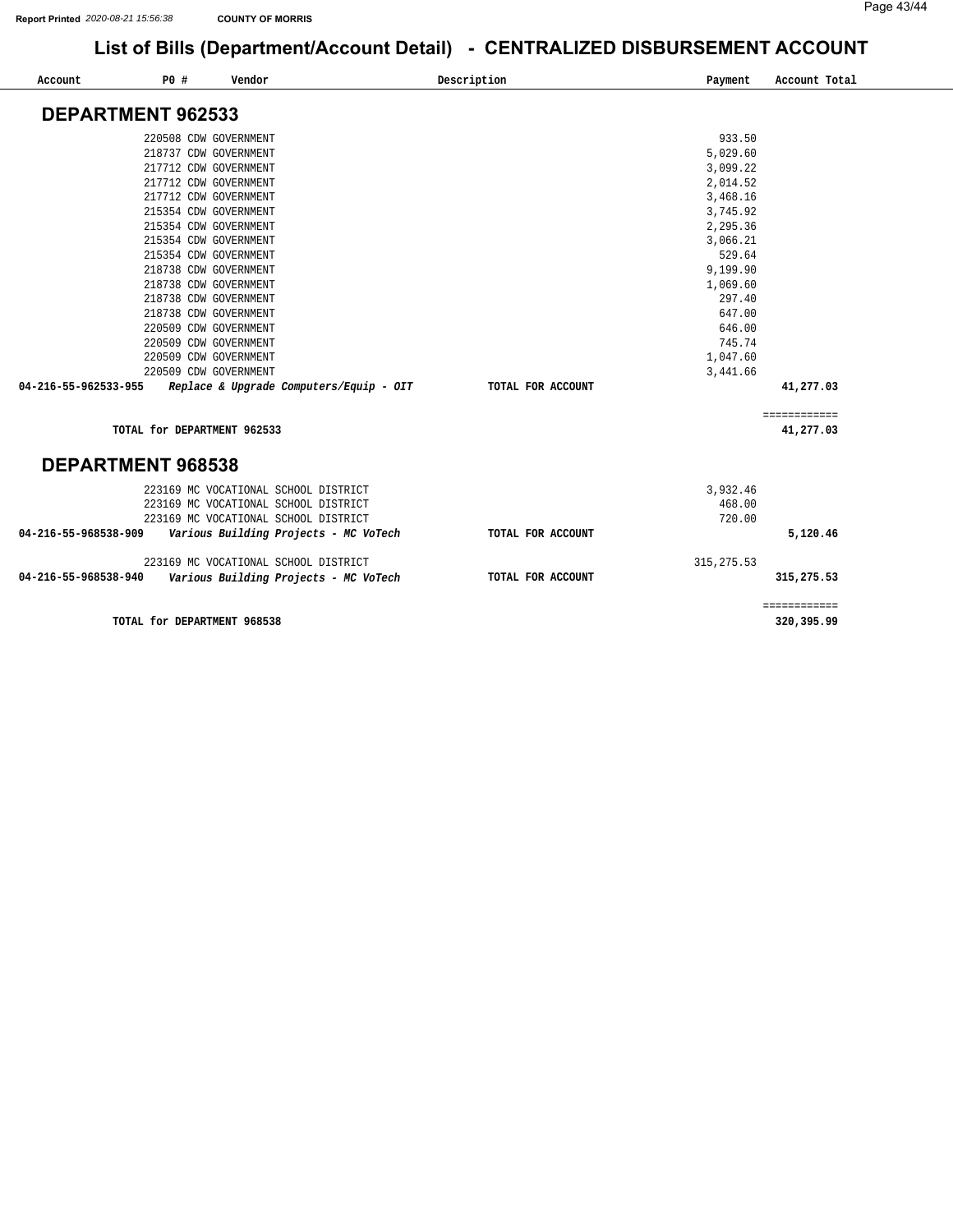# List of Bills (Department/Account Detail) - CENTRALIZED DISBURSEMENT ACCOUNT

Report Printed 2020-08-21 15:56:38 COUNTY OF MORRIS

## DEPARTMENT 962533

| Account | PO # | Vendor | Description | Payment | Account Total |
|---|---|---|---|---|---|
| | 220508 | CDW GOVERNMENT | | 933.50 | |
| | 218737 | CDW GOVERNMENT | | 5,029.60 | |
| | 217712 | CDW GOVERNMENT | | 3,099.22 | |
| | 217712 | CDW GOVERNMENT | | 2,014.52 | |
| | 217712 | CDW GOVERNMENT | | 3,468.16 | |
| | 215354 | CDW GOVERNMENT | | 3,745.92 | |
| | 215354 | CDW GOVERNMENT | | 2,295.36 | |
| | 215354 | CDW GOVERNMENT | | 3,066.21 | |
| | 215354 | CDW GOVERNMENT | | 529.64 | |
| | 218738 | CDW GOVERNMENT | | 9,199.90 | |
| | 218738 | CDW GOVERNMENT | | 1,069.60 | |
| | 218738 | CDW GOVERNMENT | | 297.40 | |
| | 218738 | CDW GOVERNMENT | | 647.00 | |
| | 220509 | CDW GOVERNMENT | | 646.00 | |
| | 220509 | CDW GOVERNMENT | | 745.74 | |
| | 220509 | CDW GOVERNMENT | | 1,047.60 | |
| | 220509 | CDW GOVERNMENT | | 3,441.66 | |
| **04-216-55-962533-955** | | ***Replace & Upgrade Computers/Equip - OIT*** | **TOTAL FOR ACCOUNT** | | **41,277.03** |

**TOTAL for DEPARTMENT 962533** — **41,277.03**

## DEPARTMENT 968538

| Account | PO # | Vendor | Description | Payment | Account Total |
|---|---|---|---|---|---|
| | 223169 | MC VOCATIONAL SCHOOL DISTRICT | | 3,932.46 | |
| | 223169 | MC VOCATIONAL SCHOOL DISTRICT | | 468.00 | |
| | 223169 | MC VOCATIONAL SCHOOL DISTRICT | | 720.00 | |
| **04-216-55-968538-909** | | ***Various Building Projects - MC VoTech*** | **TOTAL FOR ACCOUNT** | | **5,120.46** |
| | 223169 | MC VOCATIONAL SCHOOL DISTRICT | | 315,275.53 | |
| **04-216-55-968538-940** | | ***Various Building Projects - MC VoTech*** | **TOTAL FOR ACCOUNT** | | **315,275.53** |

**TOTAL for DEPARTMENT 968538** — **320,395.99**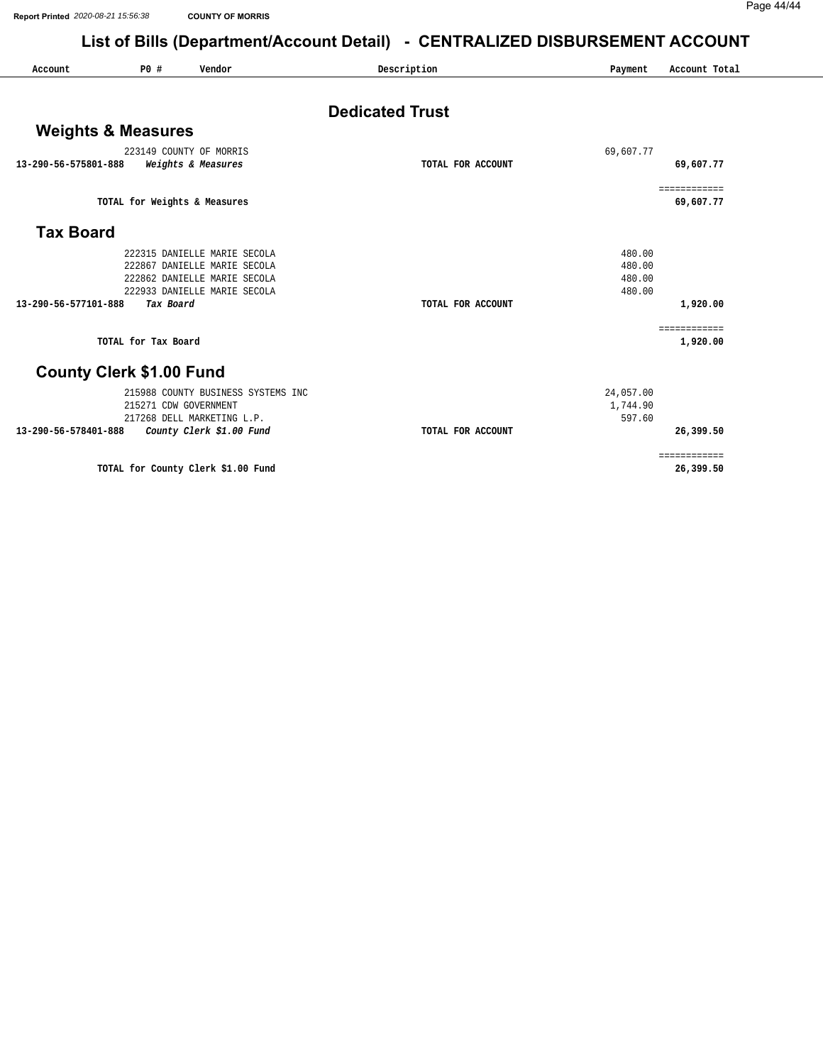# List of Bills (Department/Account Detail) - CENTRALIZED DISBURSEMENT ACCOUNT

## Dedicated Trust

### Weights & Measures

| Account | PO # | Vendor | Description | Payment | Account Total |
|---|---|---|---|---|---|
| | 223149 | COUNTY OF MORRIS | | 69,607.77 | |
| 13-290-56-575801-888 | | *Weights & Measures* | TOTAL FOR ACCOUNT | | 69,607.77 |
| | | | | | ============ |
| | | TOTAL for Weights & Measures | | | 69,607.77 |

### Tax Board

| Account | PO # | Vendor | Description | Payment | Account Total |
|---|---|---|---|---|---|
| | 222315 | DANIELLE MARIE SECOLA | | 480.00 | |
| | 222867 | DANIELLE MARIE SECOLA | | 480.00 | |
| | 222862 | DANIELLE MARIE SECOLA | | 480.00 | |
| | 222933 | DANIELLE MARIE SECOLA | | 480.00 | |
| 13-290-56-577101-888 | | *Tax Board* | TOTAL FOR ACCOUNT | | 1,920.00 |
| | | | | | ============ |
| | | TOTAL for Tax Board | | | 1,920.00 |

### County Clerk $1.00 Fund

| Account | PO # | Vendor | Description | Payment | Account Total |
|---|---|---|---|---|---|
| | 215988 | COUNTY BUSINESS SYSTEMS INC | | 24,057.00 | |
| | 215271 | CDW GOVERNMENT | | 1,744.90 | |
| | 217268 | DELL MARKETING L.P. | | 597.60 | |
| 13-290-56-578401-888 | | *County Clerk $1.00 Fund* | TOTAL FOR ACCOUNT | | 26,399.50 |
| | | | | | ============ |
| | | TOTAL for County Clerk $1.00 Fund | | | 26,399.50 |